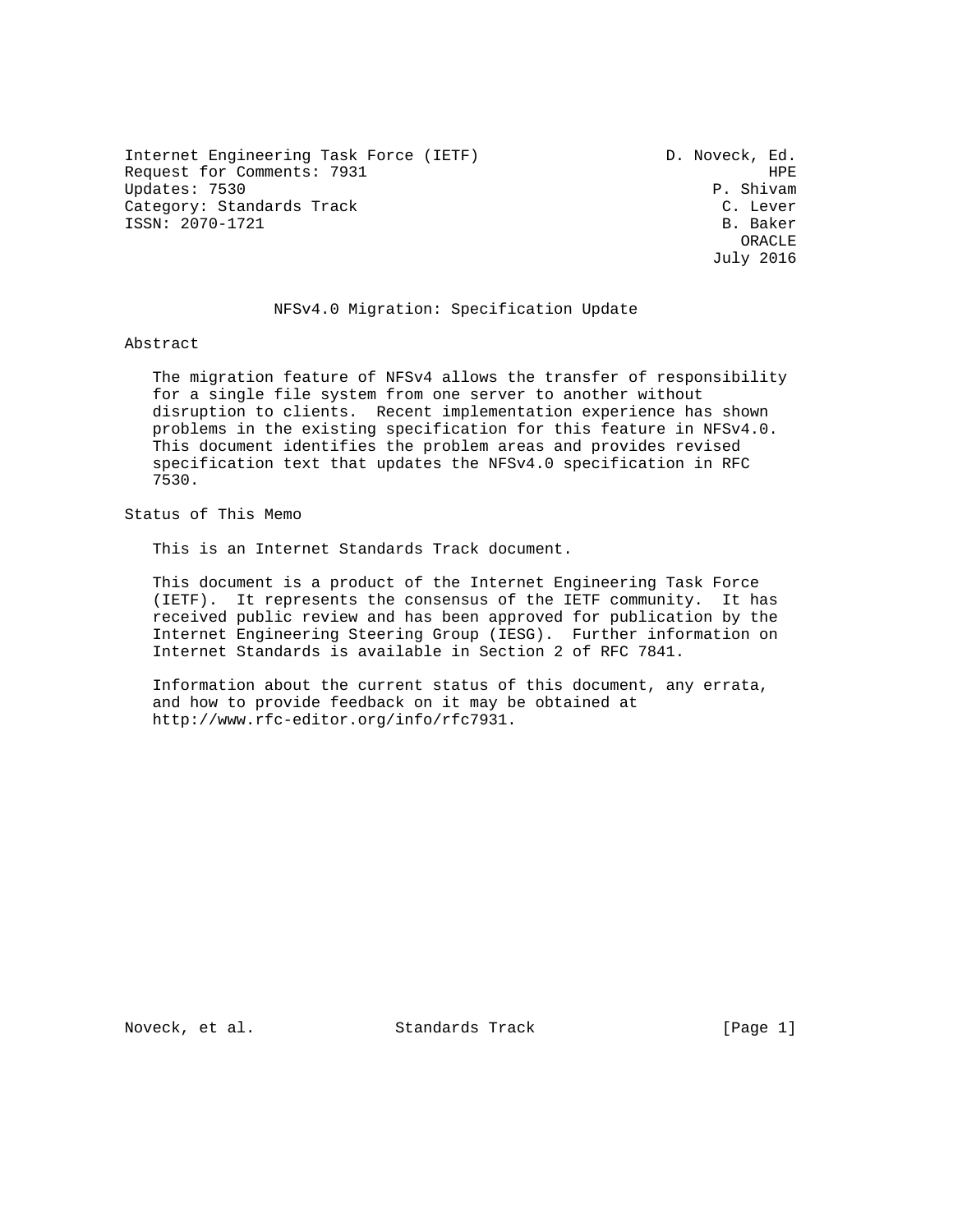Internet Engineering Task Force (IETF) D. Noveck, Ed.
Request for Comments: 7931 HPE
Updates: 7530 P. Shivam
Category: Standards Track C. Lever
ISSN: 2070-1721 B. Baker
ORACLE
July 2016

# NFSv4.0 Migration: Specification Update

## Abstract

The migration feature of NFSv4 allows the transfer of responsibility for a single file system from one server to another without disruption to clients. Recent implementation experience has shown problems in the existing specification for this feature in NFSv4.0. This document identifies the problem areas and provides revised specification text that updates the NFSv4.0 specification in RFC 7530.

## Status of This Memo

This is an Internet Standards Track document.

This document is a product of the Internet Engineering Task Force (IETF). It represents the consensus of the IETF community. It has received public review and has been approved for publication by the Internet Engineering Steering Group (IESG). Further information on Internet Standards is available in Section 2 of RFC 7841.

Information about the current status of this document, any errata, and how to provide feedback on it may be obtained at http://www.rfc-editor.org/info/rfc7931.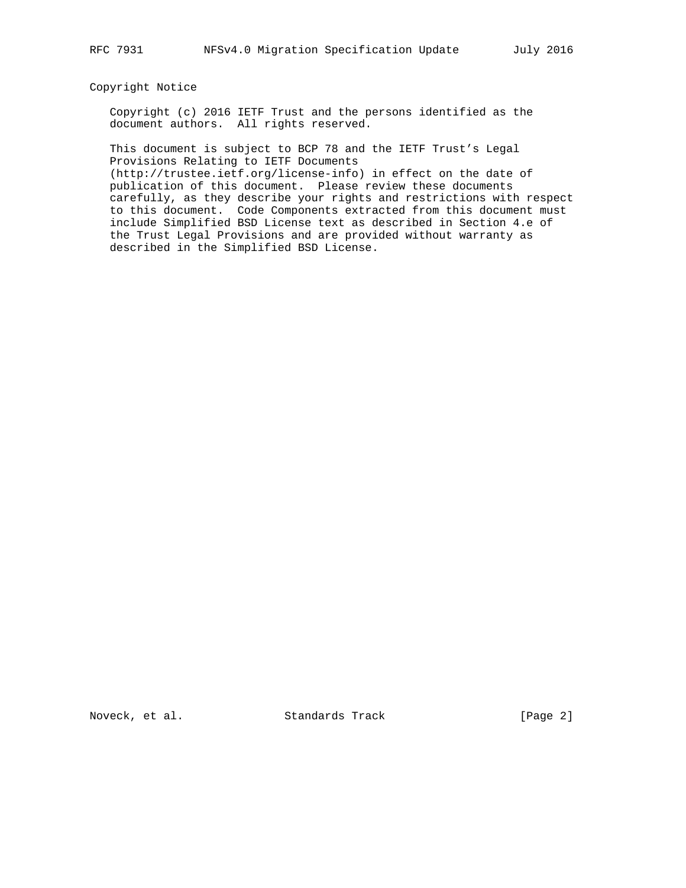## Copyright Notice

Copyright (c) 2016 IETF Trust and the persons identified as the document authors. All rights reserved.

This document is subject to BCP 78 and the IETF Trust's Legal Provisions Relating to IETF Documents (http://trustee.ietf.org/license-info) in effect on the date of publication of this document. Please review these documents carefully, as they describe your rights and restrictions with respect to this document. Code Components extracted from this document must include Simplified BSD License text as described in Section 4.e of the Trust Legal Provisions and are provided without warranty as described in the Simplified BSD License.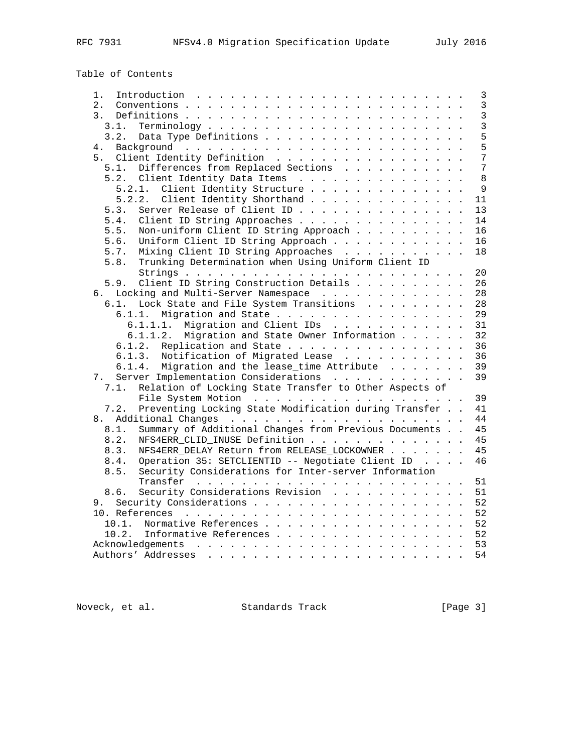Table of Contents

```
   1.  Introduction  . . . . . . . . . . . . . . . . . . . . . . . .   3
   2.  Conventions . . . . . . . . . . . . . . . . . . . . . . . . .   3
   3.  Definitions . . . . . . . . . . . . . . . . . . . . . . . . .   3
     3.1.  Terminology . . . . . . . . . . . . . . . . . . . . . . .   3
     3.2.  Data Type Definitions . . . . . . . . . . . . . . . . . .   5
   4.  Background  . . . . . . . . . . . . . . . . . . . . . . . . .   5
   5.  Client Identity Definition  . . . . . . . . . . . . . . . . .   7
     5.1.  Differences from Replaced Sections  . . . . . . . . . . .   7
     5.2.  Client Identity Data Items  . . . . . . . . . . . . . . .   8
       5.2.1.  Client Identity Structure . . . . . . . . . . . . . .   9
       5.2.2.  Client Identity Shorthand . . . . . . . . . . . . . .  11
     5.3.  Server Release of Client ID . . . . . . . . . . . . . . .  13
     5.4.  Client ID String Approaches . . . . . . . . . . . . . . .  14
     5.5.  Non-uniform Client ID String Approach . . . . . . . . . .  16
     5.6.  Uniform Client ID String Approach . . . . . . . . . . . .  16
     5.7.  Mixing Client ID String Approaches  . . . . . . . . . . .  18
     5.8.  Trunking Determination when Using Uniform Client ID
           Strings . . . . . . . . . . . . . . . . . . . . . . . . .  20
     5.9.  Client ID String Construction Details . . . . . . . . . .  26
   6.  Locking and Multi-Server Namespace  . . . . . . . . . . . . .  28
     6.1.  Lock State and File System Transitions  . . . . . . . . .  28
       6.1.1.  Migration and State . . . . . . . . . . . . . . . . .  29
         6.1.1.1.  Migration and Client IDs  . . . . . . . . . . . .  31
         6.1.1.2.  Migration and State Owner Information . . . . . .  32
       6.1.2.  Replication and State . . . . . . . . . . . . . . . .  36
       6.1.3.  Notification of Migrated Lease  . . . . . . . . . . .  36
       6.1.4.  Migration and the lease_time Attribute  . . . . . . .  39
   7.  Server Implementation Considerations  . . . . . . . . . . . .  39
     7.1.  Relation of Locking State Transfer to Other Aspects of
           File System Motion  . . . . . . . . . . . . . . . . . . .  39
     7.2.  Preventing Locking State Modification during Transfer . .  41
   8.  Additional Changes  . . . . . . . . . . . . . . . . . . . . .  44
     8.1.  Summary of Additional Changes from Previous Documents . .  45
     8.2.  NFS4ERR_CLID_INUSE Definition . . . . . . . . . . . . . .  45
     8.3.  NFS4ERR_DELAY Return from RELEASE_LOCKOWNER . . . . . . .  45
     8.4.  Operation 35: SETCLIENTID -- Negotiate Client ID  . . . .  46
     8.5.  Security Considerations for Inter-server Information
           Transfer  . . . . . . . . . . . . . . . . . . . . . . . .  51
     8.6.  Security Considerations Revision  . . . . . . . . . . . .  51
   9.  Security Considerations . . . . . . . . . . . . . . . . . . .  52
   10. References  . . . . . . . . . . . . . . . . . . . . . . . . .  52
     10.1.  Normative References . . . . . . . . . . . . . . . . . .  52
     10.2.  Informative References . . . . . . . . . . . . . . . . .  52
   Acknowledgements  . . . . . . . . . . . . . . . . . . . . . . . .  53
   Authors' Addresses  . . . . . . . . . . . . . . . . . . . . . . .  54
```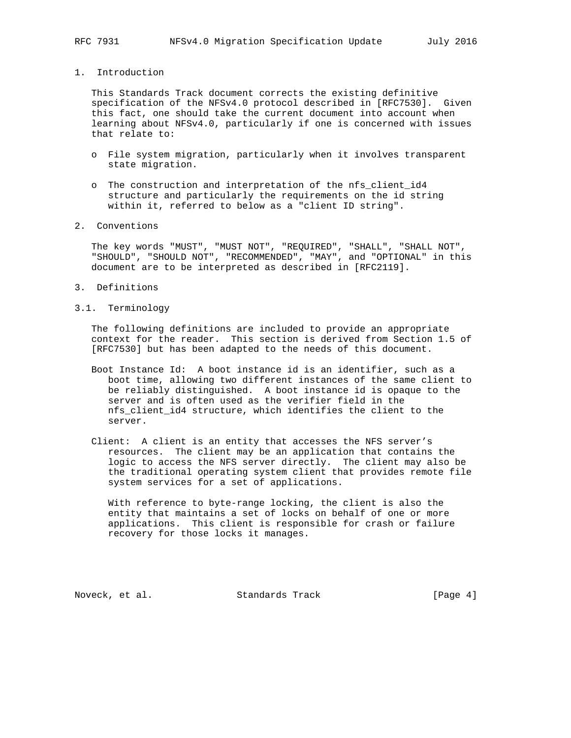# 1. Introduction

This Standards Track document corrects the existing definitive specification of the NFSv4.0 protocol described in [RFC7530]. Given this fact, one should take the current document into account when learning about NFSv4.0, particularly if one is concerned with issues that relate to:

- File system migration, particularly when it involves transparent state migration.
- The construction and interpretation of the nfs_client_id4 structure and particularly the requirements on the id string within it, referred to below as a "client ID string".

# 2. Conventions

The key words "MUST", "MUST NOT", "REQUIRED", "SHALL", "SHALL NOT", "SHOULD", "SHOULD NOT", "RECOMMENDED", "MAY", and "OPTIONAL" in this document are to be interpreted as described in [RFC2119].

# 3. Definitions

## 3.1. Terminology

The following definitions are included to provide an appropriate context for the reader. This section is derived from Section 1.5 of [RFC7530] but has been adapted to the needs of this document.

Boot Instance Id: A boot instance id is an identifier, such as a boot time, allowing two different instances of the same client to be reliably distinguished. A boot instance id is opaque to the server and is often used as the verifier field in the nfs_client_id4 structure, which identifies the client to the server.

Client: A client is an entity that accesses the NFS server's resources. The client may be an application that contains the logic to access the NFS server directly. The client may also be the traditional operating system client that provides remote file system services for a set of applications.

With reference to byte-range locking, the client is also the entity that maintains a set of locks on behalf of one or more applications. This client is responsible for crash or failure recovery for those locks it manages.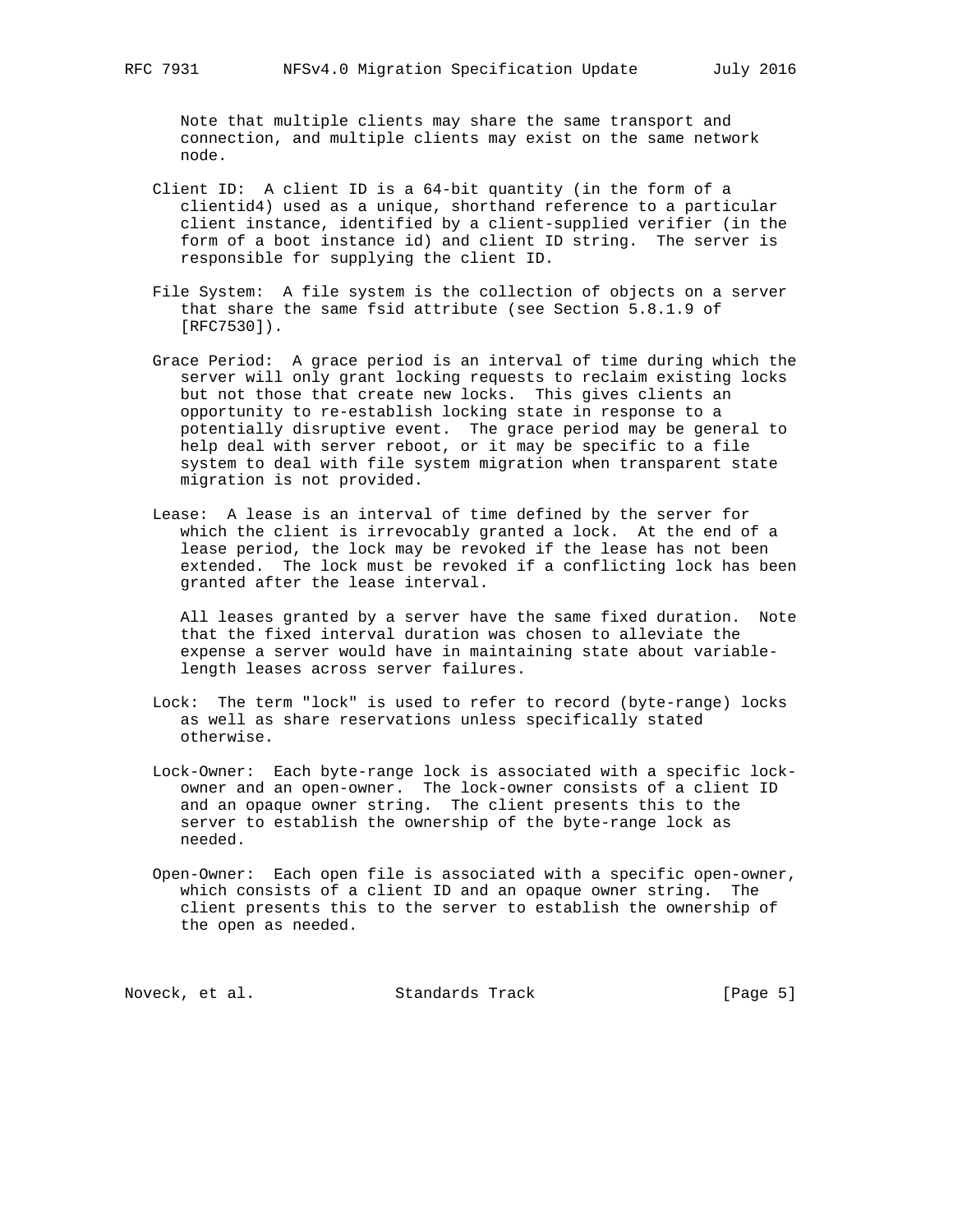Note that multiple clients may share the same transport and connection, and multiple clients may exist on the same network node.

Client ID: A client ID is a 64-bit quantity (in the form of a clientid4) used as a unique, shorthand reference to a particular client instance, identified by a client-supplied verifier (in the form of a boot instance id) and client ID string. The server is responsible for supplying the client ID.

File System: A file system is the collection of objects on a server that share the same fsid attribute (see Section 5.8.1.9 of [RFC7530]).

Grace Period: A grace period is an interval of time during which the server will only grant locking requests to reclaim existing locks but not those that create new locks. This gives clients an opportunity to re-establish locking state in response to a potentially disruptive event. The grace period may be general to help deal with server reboot, or it may be specific to a file system to deal with file system migration when transparent state migration is not provided.

Lease: A lease is an interval of time defined by the server for which the client is irrevocably granted a lock. At the end of a lease period, the lock may be revoked if the lease has not been extended. The lock must be revoked if a conflicting lock has been granted after the lease interval.

All leases granted by a server have the same fixed duration. Note that the fixed interval duration was chosen to alleviate the expense a server would have in maintaining state about variable-length leases across server failures.

Lock: The term "lock" is used to refer to record (byte-range) locks as well as share reservations unless specifically stated otherwise.

Lock-Owner: Each byte-range lock is associated with a specific lock-owner and an open-owner. The lock-owner consists of a client ID and an opaque owner string. The client presents this to the server to establish the ownership of the byte-range lock as needed.

Open-Owner: Each open file is associated with a specific open-owner, which consists of a client ID and an opaque owner string. The client presents this to the server to establish the ownership of the open as needed.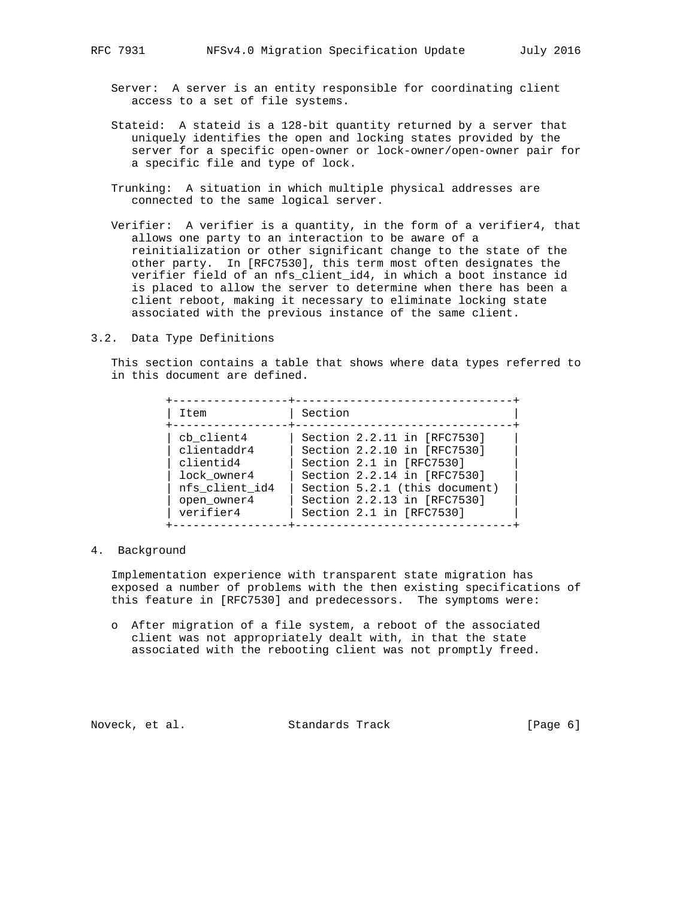Server: A server is an entity responsible for coordinating client access to a set of file systems.

Stateid: A stateid is a 128-bit quantity returned by a server that uniquely identifies the open and locking states provided by the server for a specific open-owner or lock-owner/open-owner pair for a specific file and type of lock.

Trunking: A situation in which multiple physical addresses are connected to the same logical server.

Verifier: A verifier is a quantity, in the form of a verifier4, that allows one party to an interaction to be aware of a reinitialization or other significant change to the state of the other party. In [RFC7530], this term most often designates the verifier field of an nfs_client_id4, in which a boot instance id is placed to allow the server to determine when there has been a client reboot, making it necessary to eliminate locking state associated with the previous instance of the same client.

## 3.2. Data Type Definitions

This section contains a table that shows where data types referred to in this document are defined.

| Item | Section |
|---|---|
| cb_client4 | Section 2.2.11 in [RFC7530] |
| clientaddr4 | Section 2.2.10 in [RFC7530] |
| clientid4 | Section 2.1 in [RFC7530] |
| lock_owner4 | Section 2.2.14 in [RFC7530] |
| nfs_client_id4 | Section 5.2.1 (this document) |
| open_owner4 | Section 2.2.13 in [RFC7530] |
| verifier4 | Section 2.1 in [RFC7530] |

# 4. Background

Implementation experience with transparent state migration has exposed a number of problems with the then existing specifications of this feature in [RFC7530] and predecessors. The symptoms were:

- After migration of a file system, a reboot of the associated client was not appropriately dealt with, in that the state associated with the rebooting client was not promptly freed.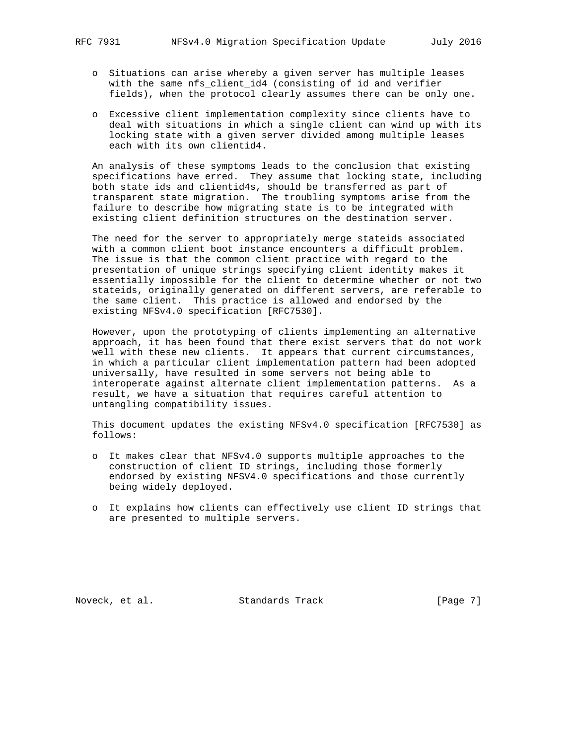- Situations can arise whereby a given server has multiple leases with the same nfs_client_id4 (consisting of id and verifier fields), when the protocol clearly assumes there can be only one.

- Excessive client implementation complexity since clients have to deal with situations in which a single client can wind up with its locking state with a given server divided among multiple leases each with its own clientid4.

An analysis of these symptoms leads to the conclusion that existing specifications have erred. They assume that locking state, including both state ids and clientid4s, should be transferred as part of transparent state migration. The troubling symptoms arise from the failure to describe how migrating state is to be integrated with existing client definition structures on the destination server.

The need for the server to appropriately merge stateids associated with a common client boot instance encounters a difficult problem. The issue is that the common client practice with regard to the presentation of unique strings specifying client identity makes it essentially impossible for the client to determine whether or not two stateids, originally generated on different servers, are referable to the same client. This practice is allowed and endorsed by the existing NFSv4.0 specification [RFC7530].

However, upon the prototyping of clients implementing an alternative approach, it has been found that there exist servers that do not work well with these new clients. It appears that current circumstances, in which a particular client implementation pattern had been adopted universally, have resulted in some servers not being able to interoperate against alternate client implementation patterns. As a result, we have a situation that requires careful attention to untangling compatibility issues.

This document updates the existing NFSv4.0 specification [RFC7530] as follows:

- It makes clear that NFSv4.0 supports multiple approaches to the construction of client ID strings, including those formerly endorsed by existing NFSV4.0 specifications and those currently being widely deployed.

- It explains how clients can effectively use client ID strings that are presented to multiple servers.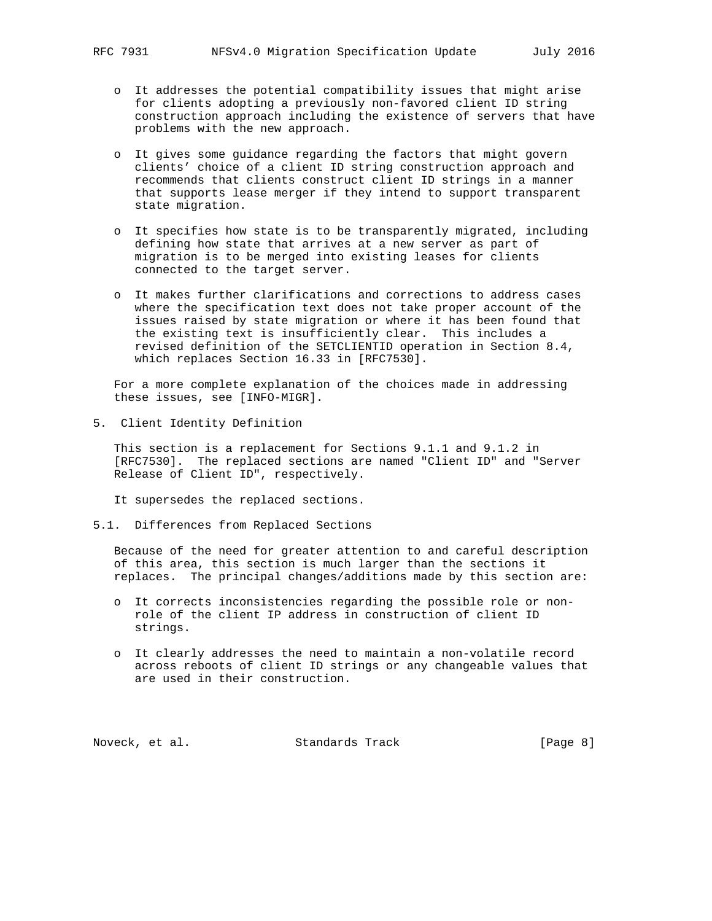- It addresses the potential compatibility issues that might arise for clients adopting a previously non-favored client ID string construction approach including the existence of servers that have problems with the new approach.

- It gives some guidance regarding the factors that might govern clients' choice of a client ID string construction approach and recommends that clients construct client ID strings in a manner that supports lease merger if they intend to support transparent state migration.

- It specifies how state is to be transparently migrated, including defining how state that arrives at a new server as part of migration is to be merged into existing leases for clients connected to the target server.

- It makes further clarifications and corrections to address cases where the specification text does not take proper account of the issues raised by state migration or where it has been found that the existing text is insufficiently clear. This includes a revised definition of the SETCLIENTID operation in Section 8.4, which replaces Section 16.33 in [RFC7530].

For a more complete explanation of the choices made in addressing these issues, see [INFO-MIGR].

# 5. Client Identity Definition

This section is a replacement for Sections 9.1.1 and 9.1.2 in [RFC7530]. The replaced sections are named "Client ID" and "Server Release of Client ID", respectively.

It supersedes the replaced sections.

## 5.1. Differences from Replaced Sections

Because of the need for greater attention to and careful description of this area, this section is much larger than the sections it replaces. The principal changes/additions made by this section are:

- It corrects inconsistencies regarding the possible role or non-role of the client IP address in construction of client ID strings.

- It clearly addresses the need to maintain a non-volatile record across reboots of client ID strings or any changeable values that are used in their construction.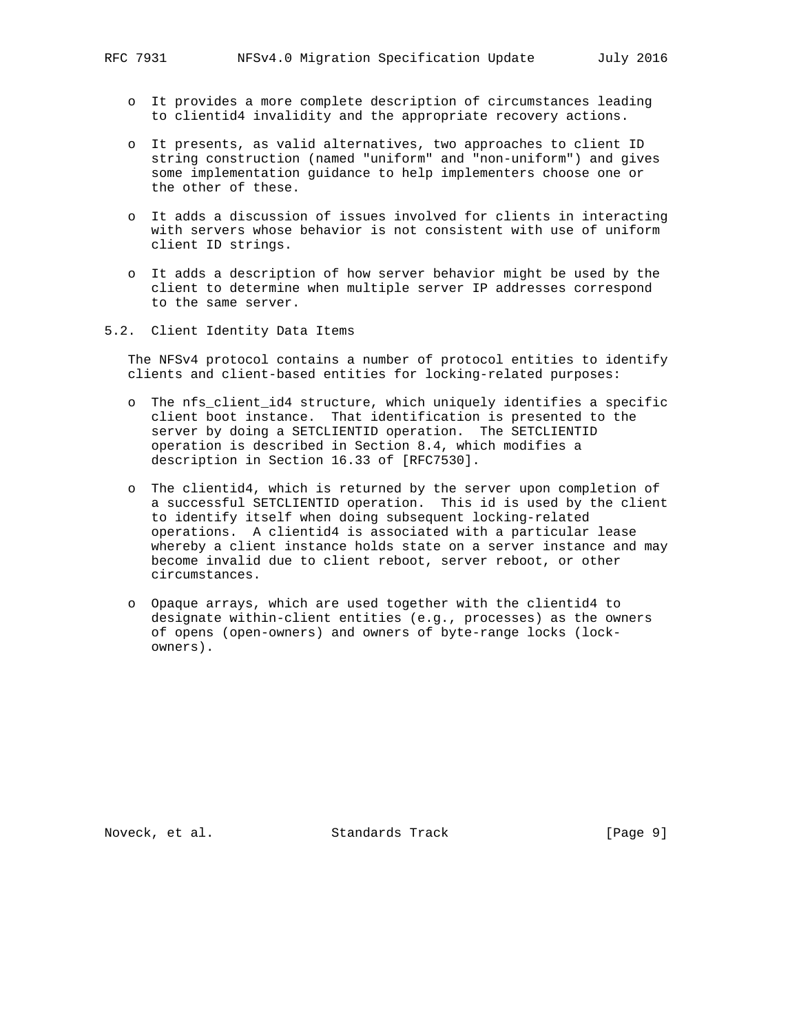- It provides a more complete description of circumstances leading to clientid4 invalidity and the appropriate recovery actions.

- It presents, as valid alternatives, two approaches to client ID string construction (named "uniform" and "non-uniform") and gives some implementation guidance to help implementers choose one or the other of these.

- It adds a discussion of issues involved for clients in interacting with servers whose behavior is not consistent with use of uniform client ID strings.

- It adds a description of how server behavior might be used by the client to determine when multiple server IP addresses correspond to the same server.

## 5.2. Client Identity Data Items

The NFSv4 protocol contains a number of protocol entities to identify clients and client-based entities for locking-related purposes:

- The nfs_client_id4 structure, which uniquely identifies a specific client boot instance. That identification is presented to the server by doing a SETCLIENTID operation. The SETCLIENTID operation is described in Section 8.4, which modifies a description in Section 16.33 of [RFC7530].

- The clientid4, which is returned by the server upon completion of a successful SETCLIENTID operation. This id is used by the client to identify itself when doing subsequent locking-related operations. A clientid4 is associated with a particular lease whereby a client instance holds state on a server instance and may become invalid due to client reboot, server reboot, or other circumstances.

- Opaque arrays, which are used together with the clientid4 to designate within-client entities (e.g., processes) as the owners of opens (open-owners) and owners of byte-range locks (lock-owners).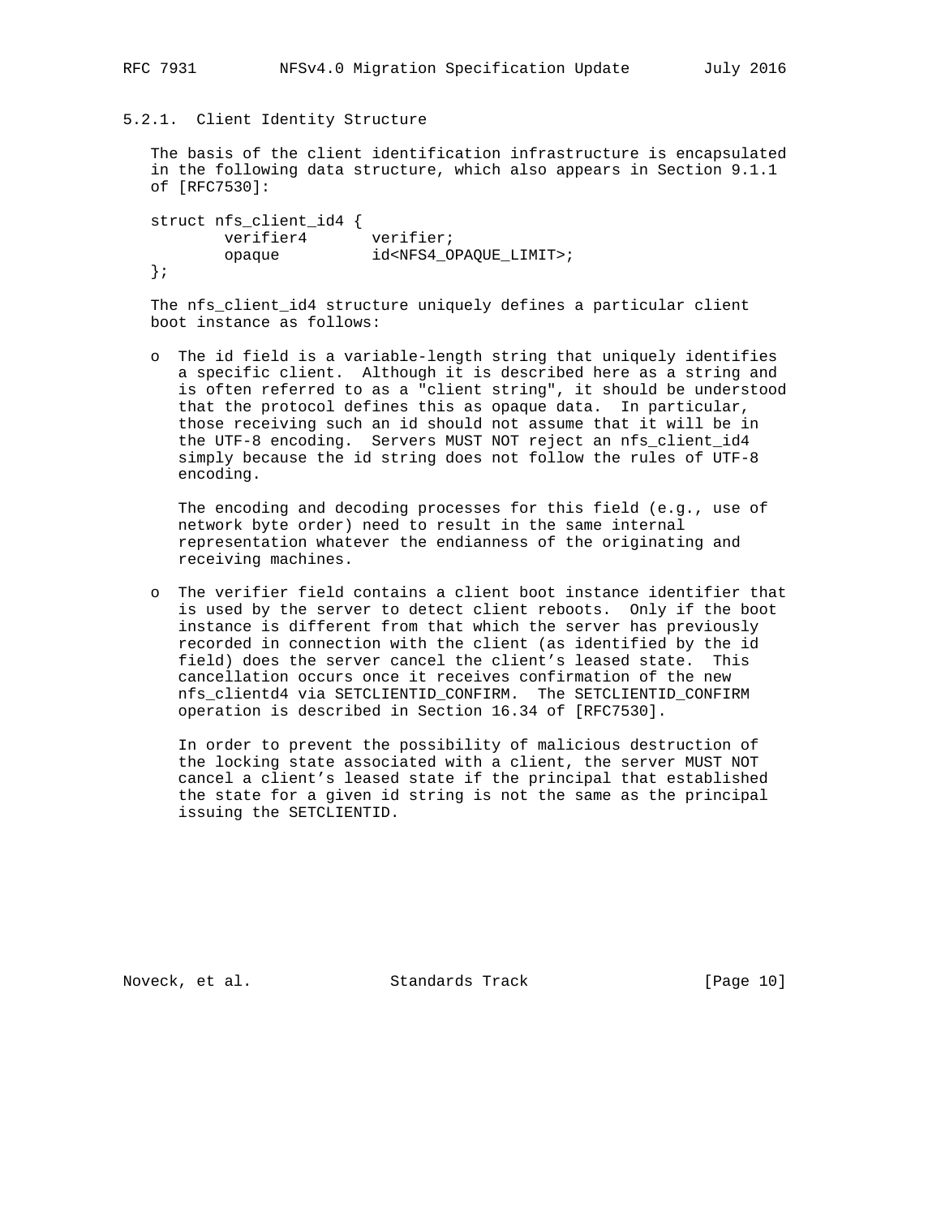### 5.2.1. Client Identity Structure

The basis of the client identification infrastructure is encapsulated in the following data structure, which also appears in Section 9.1.1 of [RFC7530]:

```
struct nfs_client_id4 {
        verifier4       verifier;
        opaque          id<NFS4_OPAQUE_LIMIT>;
};
```

The nfs_client_id4 structure uniquely defines a particular client boot instance as follows:

- The id field is a variable-length string that uniquely identifies a specific client. Although it is described here as a string and is often referred to as a "client string", it should be understood that the protocol defines this as opaque data. In particular, those receiving such an id should not assume that it will be in the UTF-8 encoding. Servers MUST NOT reject an nfs_client_id4 simply because the id string does not follow the rules of UTF-8 encoding.

  The encoding and decoding processes for this field (e.g., use of network byte order) need to result in the same internal representation whatever the endianness of the originating and receiving machines.

- The verifier field contains a client boot instance identifier that is used by the server to detect client reboots. Only if the boot instance is different from that which the server has previously recorded in connection with the client (as identified by the id field) does the server cancel the client's leased state. This cancellation occurs once it receives confirmation of the new nfs_clientd4 via SETCLIENTID_CONFIRM. The SETCLIENTID_CONFIRM operation is described in Section 16.34 of [RFC7530].

  In order to prevent the possibility of malicious destruction of the locking state associated with a client, the server MUST NOT cancel a client's leased state if the principal that established the state for a given id string is not the same as the principal issuing the SETCLIENTID.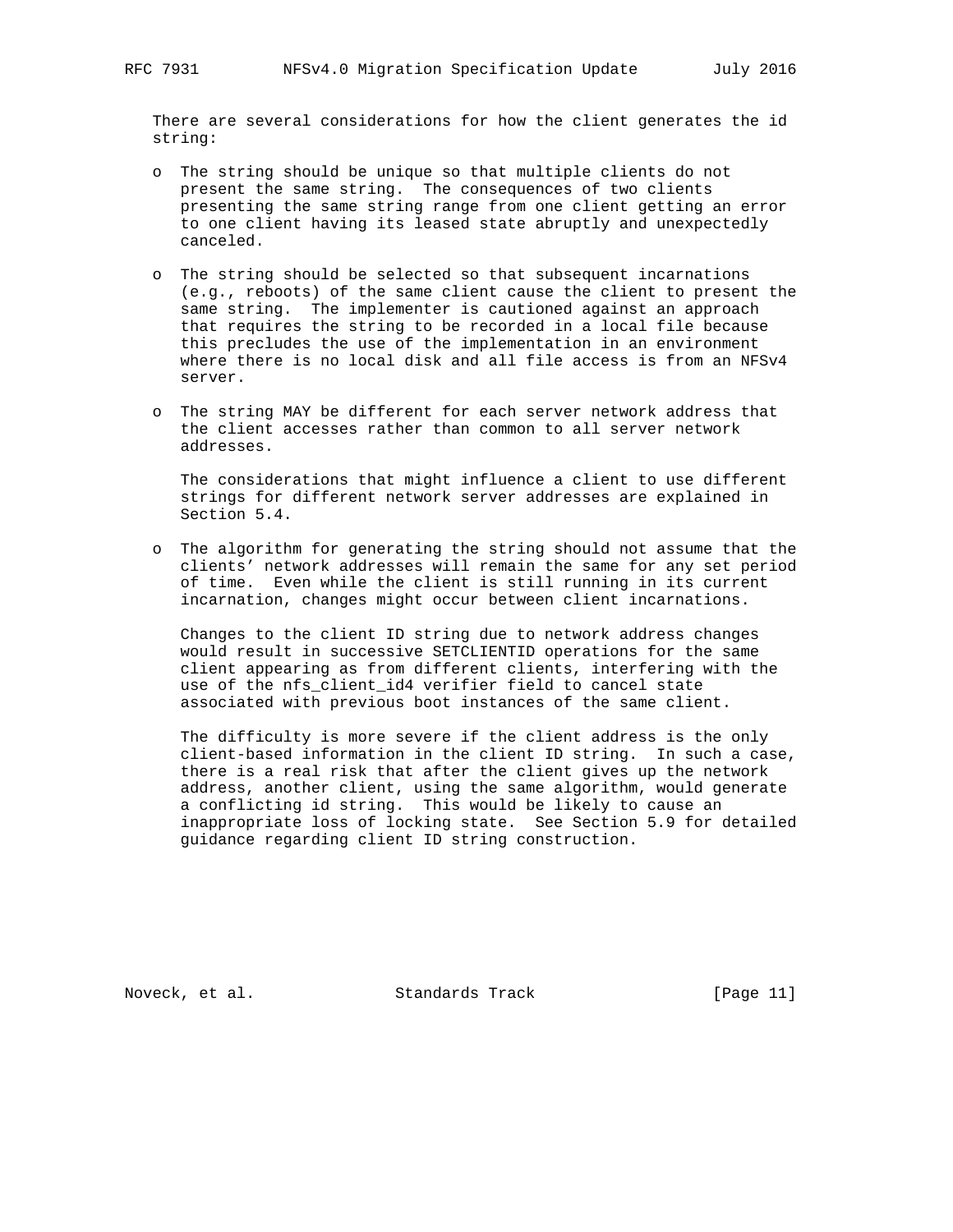There are several considerations for how the client generates the id string:

- The string should be unique so that multiple clients do not present the same string. The consequences of two clients presenting the same string range from one client getting an error to one client having its leased state abruptly and unexpectedly canceled.

- The string should be selected so that subsequent incarnations (e.g., reboots) of the same client cause the client to present the same string. The implementer is cautioned against an approach that requires the string to be recorded in a local file because this precludes the use of the implementation in an environment where there is no local disk and all file access is from an NFSv4 server.

- The string MAY be different for each server network address that the client accesses rather than common to all server network addresses.

  The considerations that might influence a client to use different strings for different network server addresses are explained in Section 5.4.

- The algorithm for generating the string should not assume that the clients' network addresses will remain the same for any set period of time. Even while the client is still running in its current incarnation, changes might occur between client incarnations.

  Changes to the client ID string due to network address changes would result in successive SETCLIENTID operations for the same client appearing as from different clients, interfering with the use of the nfs_client_id4 verifier field to cancel state associated with previous boot instances of the same client.

  The difficulty is more severe if the client address is the only client-based information in the client ID string. In such a case, there is a real risk that after the client gives up the network address, another client, using the same algorithm, would generate a conflicting id string. This would be likely to cause an inappropriate loss of locking state. See Section 5.9 for detailed guidance regarding client ID string construction.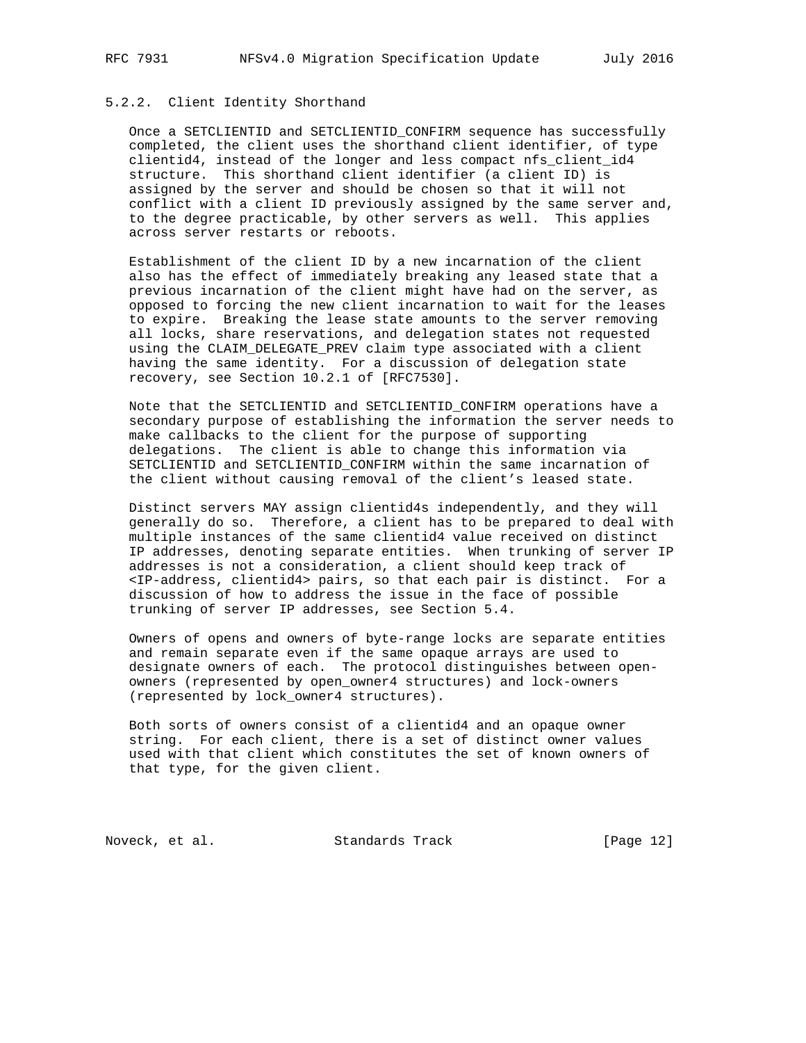### 5.2.2. Client Identity Shorthand

Once a SETCLIENTID and SETCLIENTID_CONFIRM sequence has successfully completed, the client uses the shorthand client identifier, of type clientid4, instead of the longer and less compact nfs_client_id4 structure. This shorthand client identifier (a client ID) is assigned by the server and should be chosen so that it will not conflict with a client ID previously assigned by the same server and, to the degree practicable, by other servers as well. This applies across server restarts or reboots.

Establishment of the client ID by a new incarnation of the client also has the effect of immediately breaking any leased state that a previous incarnation of the client might have had on the server, as opposed to forcing the new client incarnation to wait for the leases to expire. Breaking the lease state amounts to the server removing all locks, share reservations, and delegation states not requested using the CLAIM_DELEGATE_PREV claim type associated with a client having the same identity. For a discussion of delegation state recovery, see Section 10.2.1 of [RFC7530].

Note that the SETCLIENTID and SETCLIENTID_CONFIRM operations have a secondary purpose of establishing the information the server needs to make callbacks to the client for the purpose of supporting delegations. The client is able to change this information via SETCLIENTID and SETCLIENTID_CONFIRM within the same incarnation of the client without causing removal of the client's leased state.

Distinct servers MAY assign clientid4s independently, and they will generally do so. Therefore, a client has to be prepared to deal with multiple instances of the same clientid4 value received on distinct IP addresses, denoting separate entities. When trunking of server IP addresses is not a consideration, a client should keep track of <IP-address, clientid4> pairs, so that each pair is distinct. For a discussion of how to address the issue in the face of possible trunking of server IP addresses, see Section 5.4.

Owners of opens and owners of byte-range locks are separate entities and remain separate even if the same opaque arrays are used to designate owners of each. The protocol distinguishes between open-owners (represented by open_owner4 structures) and lock-owners (represented by lock_owner4 structures).

Both sorts of owners consist of a clientid4 and an opaque owner string. For each client, there is a set of distinct owner values used with that client which constitutes the set of known owners of that type, for the given client.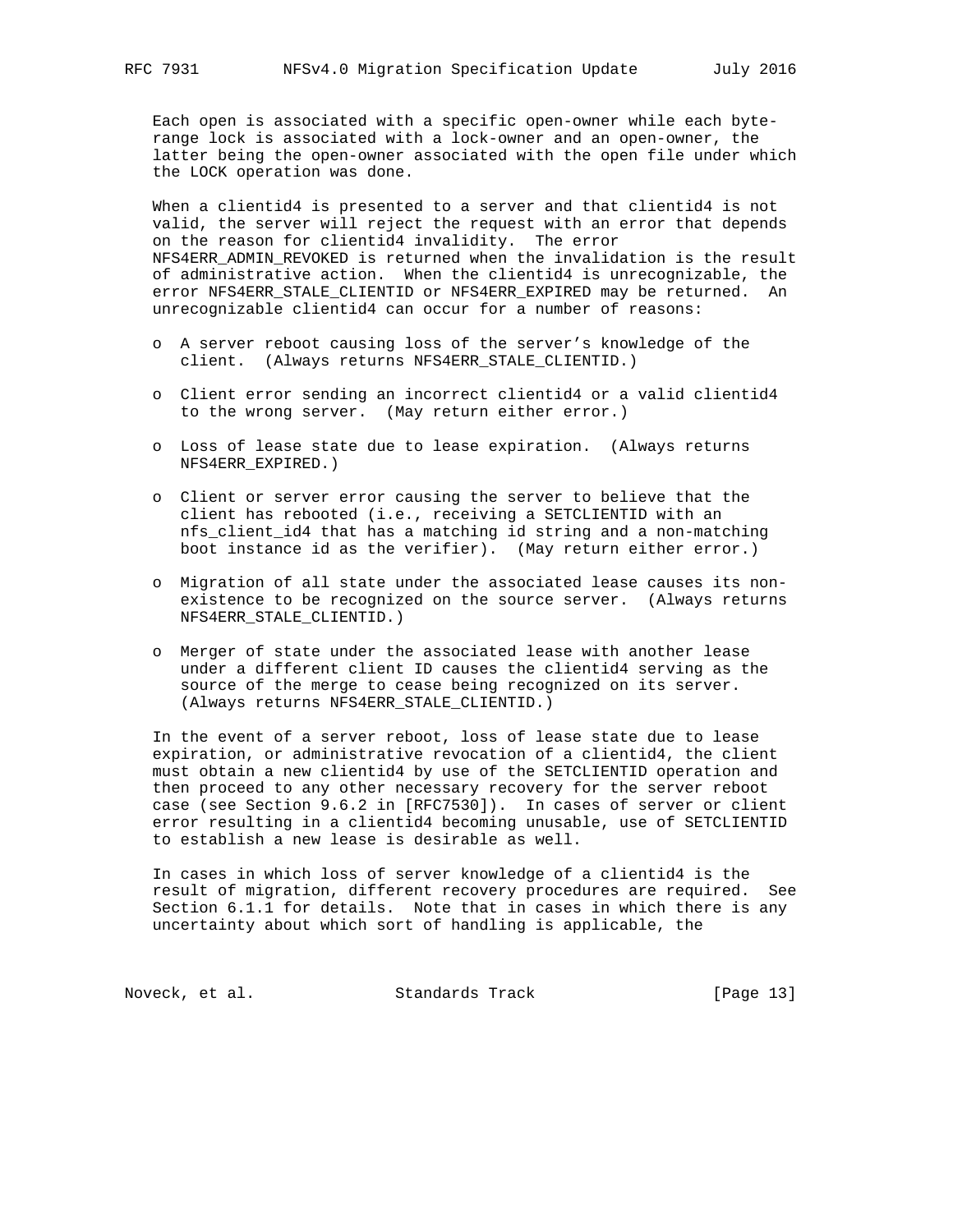Each open is associated with a specific open-owner while each byte-range lock is associated with a lock-owner and an open-owner, the latter being the open-owner associated with the open file under which the LOCK operation was done.

When a clientid4 is presented to a server and that clientid4 is not valid, the server will reject the request with an error that depends on the reason for clientid4 invalidity. The error NFS4ERR_ADMIN_REVOKED is returned when the invalidation is the result of administrative action. When the clientid4 is unrecognizable, the error NFS4ERR_STALE_CLIENTID or NFS4ERR_EXPIRED may be returned. An unrecognizable clientid4 can occur for a number of reasons:

- A server reboot causing loss of the server's knowledge of the client. (Always returns NFS4ERR_STALE_CLIENTID.)
- Client error sending an incorrect clientid4 or a valid clientid4 to the wrong server. (May return either error.)
- Loss of lease state due to lease expiration. (Always returns NFS4ERR_EXPIRED.)
- Client or server error causing the server to believe that the client has rebooted (i.e., receiving a SETCLIENTID with an nfs_client_id4 that has a matching id string and a non-matching boot instance id as the verifier). (May return either error.)
- Migration of all state under the associated lease causes its non-existence to be recognized on the source server. (Always returns NFS4ERR_STALE_CLIENTID.)
- Merger of state under the associated lease with another lease under a different client ID causes the clientid4 serving as the source of the merge to cease being recognized on its server. (Always returns NFS4ERR_STALE_CLIENTID.)

In the event of a server reboot, loss of lease state due to lease expiration, or administrative revocation of a clientid4, the client must obtain a new clientid4 by use of the SETCLIENTID operation and then proceed to any other necessary recovery for the server reboot case (see Section 9.6.2 in [RFC7530]). In cases of server or client error resulting in a clientid4 becoming unusable, use of SETCLIENTID to establish a new lease is desirable as well.

In cases in which loss of server knowledge of a clientid4 is the result of migration, different recovery procedures are required. See Section 6.1.1 for details. Note that in cases in which there is any uncertainty about which sort of handling is applicable, the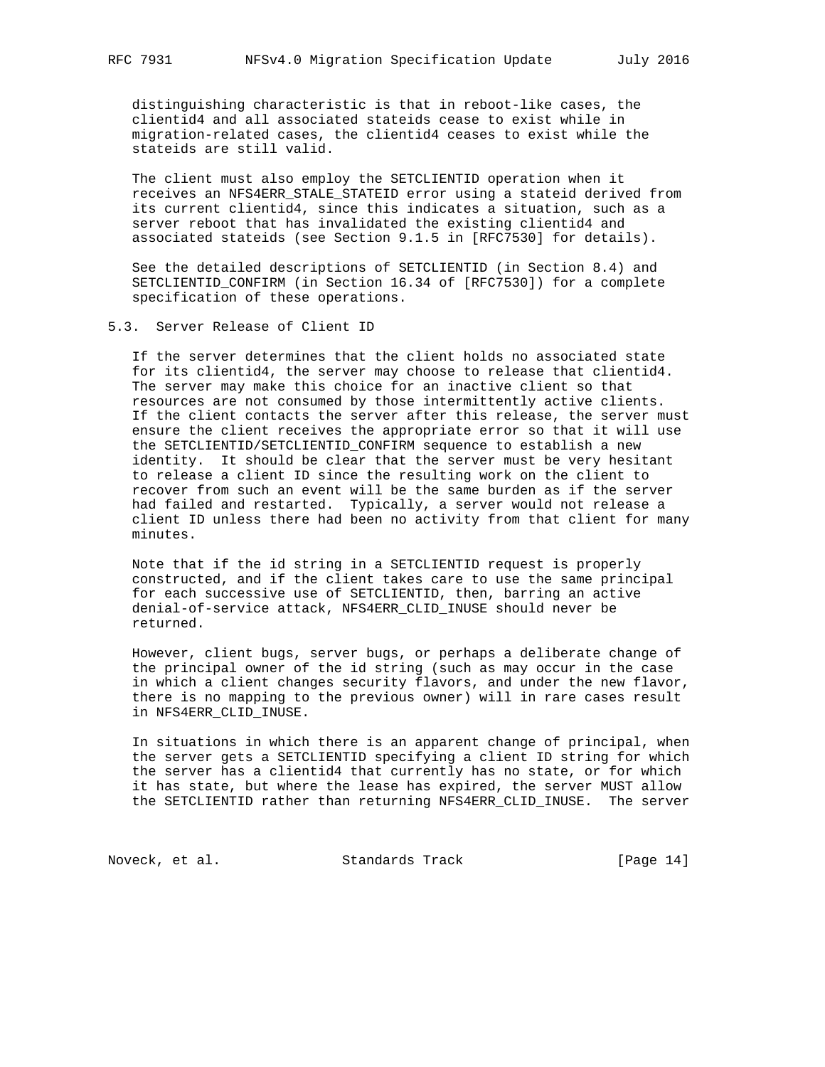distinguishing characteristic is that in reboot-like cases, the clientid4 and all associated stateids cease to exist while in migration-related cases, the clientid4 ceases to exist while the stateids are still valid.

The client must also employ the SETCLIENTID operation when it receives an NFS4ERR_STALE_STATEID error using a stateid derived from its current clientid4, since this indicates a situation, such as a server reboot that has invalidated the existing clientid4 and associated stateids (see Section 9.1.5 in [RFC7530] for details).

See the detailed descriptions of SETCLIENTID (in Section 8.4) and SETCLIENTID_CONFIRM (in Section 16.34 of [RFC7530]) for a complete specification of these operations.

## 5.3. Server Release of Client ID

If the server determines that the client holds no associated state for its clientid4, the server may choose to release that clientid4. The server may make this choice for an inactive client so that resources are not consumed by those intermittently active clients. If the client contacts the server after this release, the server must ensure the client receives the appropriate error so that it will use the SETCLIENTID/SETCLIENTID_CONFIRM sequence to establish a new identity. It should be clear that the server must be very hesitant to release a client ID since the resulting work on the client to recover from such an event will be the same burden as if the server had failed and restarted. Typically, a server would not release a client ID unless there had been no activity from that client for many minutes.

Note that if the id string in a SETCLIENTID request is properly constructed, and if the client takes care to use the same principal for each successive use of SETCLIENTID, then, barring an active denial-of-service attack, NFS4ERR_CLID_INUSE should never be returned.

However, client bugs, server bugs, or perhaps a deliberate change of the principal owner of the id string (such as may occur in the case in which a client changes security flavors, and under the new flavor, there is no mapping to the previous owner) will in rare cases result in NFS4ERR_CLID_INUSE.

In situations in which there is an apparent change of principal, when the server gets a SETCLIENTID specifying a client ID string for which the server has a clientid4 that currently has no state, or for which it has state, but where the lease has expired, the server MUST allow the SETCLIENTID rather than returning NFS4ERR_CLID_INUSE. The server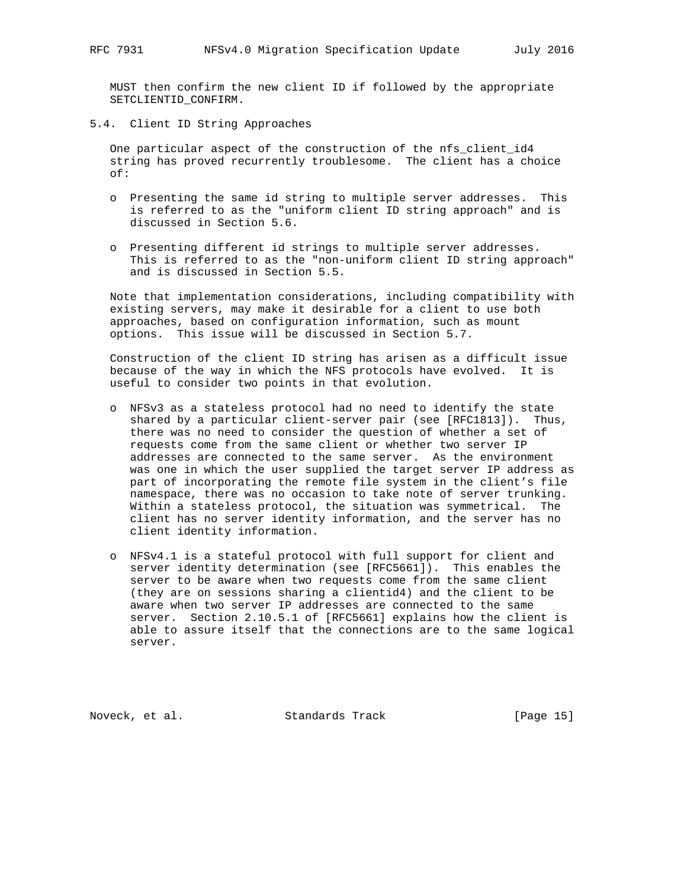MUST then confirm the new client ID if followed by the appropriate SETCLIENTID_CONFIRM.

### 5.4. Client ID String Approaches

One particular aspect of the construction of the nfs_client_id4 string has proved recurrently troublesome. The client has a choice of:

- Presenting the same id string to multiple server addresses. This is referred to as the "uniform client ID string approach" and is discussed in Section 5.6.

- Presenting different id strings to multiple server addresses. This is referred to as the "non-uniform client ID string approach" and is discussed in Section 5.5.

Note that implementation considerations, including compatibility with existing servers, may make it desirable for a client to use both approaches, based on configuration information, such as mount options. This issue will be discussed in Section 5.7.

Construction of the client ID string has arisen as a difficult issue because of the way in which the NFS protocols have evolved. It is useful to consider two points in that evolution.

- NFSv3 as a stateless protocol had no need to identify the state shared by a particular client-server pair (see [RFC1813]). Thus, there was no need to consider the question of whether a set of requests come from the same client or whether two server IP addresses are connected to the same server. As the environment was one in which the user supplied the target server IP address as part of incorporating the remote file system in the client's file namespace, there was no occasion to take note of server trunking. Within a stateless protocol, the situation was symmetrical. The client has no server identity information, and the server has no client identity information.

- NFSv4.1 is a stateful protocol with full support for client and server identity determination (see [RFC5661]). This enables the server to be aware when two requests come from the same client (they are on sessions sharing a clientid4) and the client to be aware when two server IP addresses are connected to the same server. Section 2.10.5.1 of [RFC5661] explains how the client is able to assure itself that the connections are to the same logical server.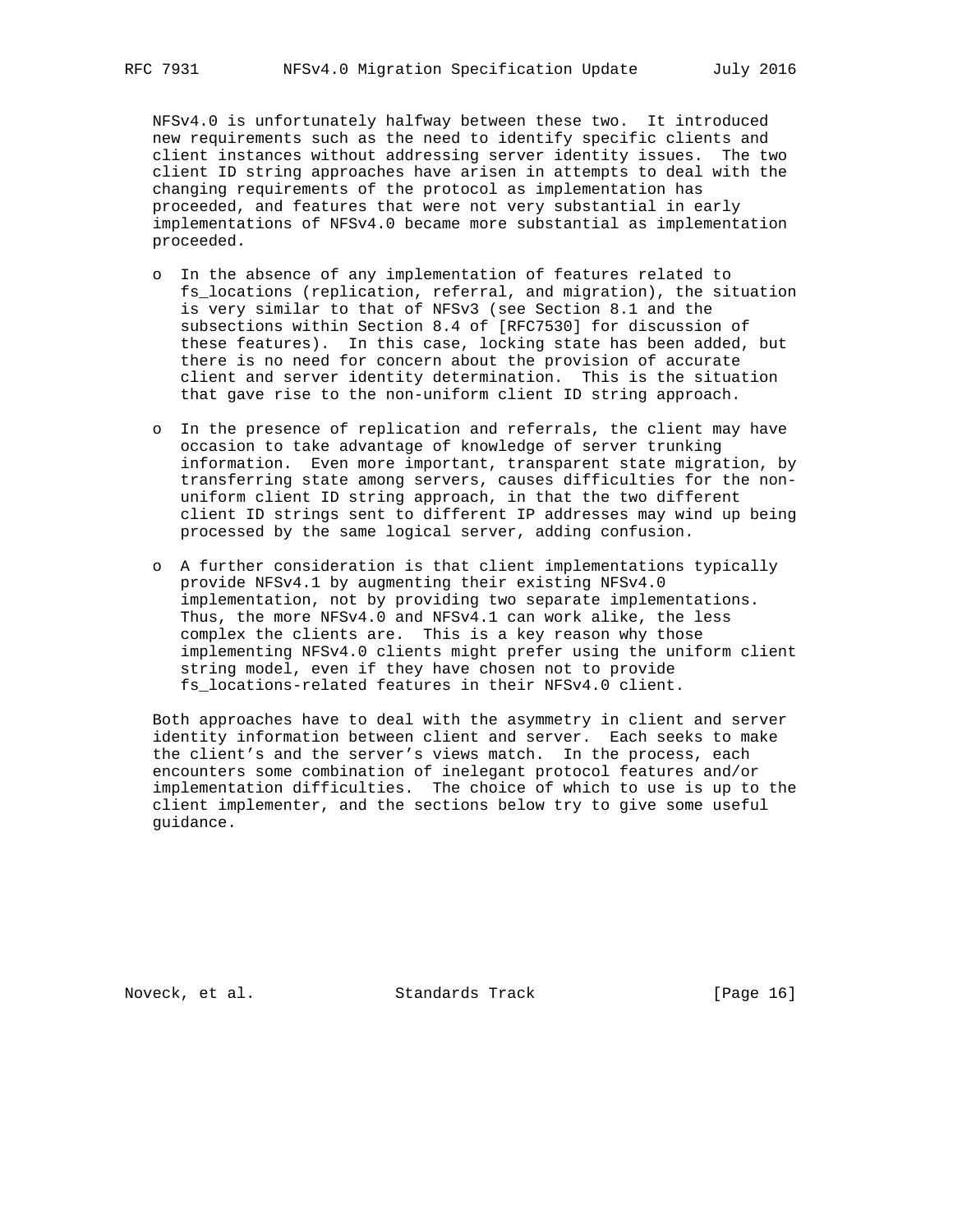NFSv4.0 is unfortunately halfway between these two. It introduced new requirements such as the need to identify specific clients and client instances without addressing server identity issues. The two client ID string approaches have arisen in attempts to deal with the changing requirements of the protocol as implementation has proceeded, and features that were not very substantial in early implementations of NFSv4.0 became more substantial as implementation proceeded.

- In the absence of any implementation of features related to fs_locations (replication, referral, and migration), the situation is very similar to that of NFSv3 (see Section 8.1 and the subsections within Section 8.4 of [RFC7530] for discussion of these features). In this case, locking state has been added, but there is no need for concern about the provision of accurate client and server identity determination. This is the situation that gave rise to the non-uniform client ID string approach.

- In the presence of replication and referrals, the client may have occasion to take advantage of knowledge of server trunking information. Even more important, transparent state migration, by transferring state among servers, causes difficulties for the non-uniform client ID string approach, in that the two different client ID strings sent to different IP addresses may wind up being processed by the same logical server, adding confusion.

- A further consideration is that client implementations typically provide NFSv4.1 by augmenting their existing NFSv4.0 implementation, not by providing two separate implementations. Thus, the more NFSv4.0 and NFSv4.1 can work alike, the less complex the clients are. This is a key reason why those implementing NFSv4.0 clients might prefer using the uniform client string model, even if they have chosen not to provide fs_locations-related features in their NFSv4.0 client.

Both approaches have to deal with the asymmetry in client and server identity information between client and server. Each seeks to make the client's and the server's views match. In the process, each encounters some combination of inelegant protocol features and/or implementation difficulties. The choice of which to use is up to the client implementer, and the sections below try to give some useful guidance.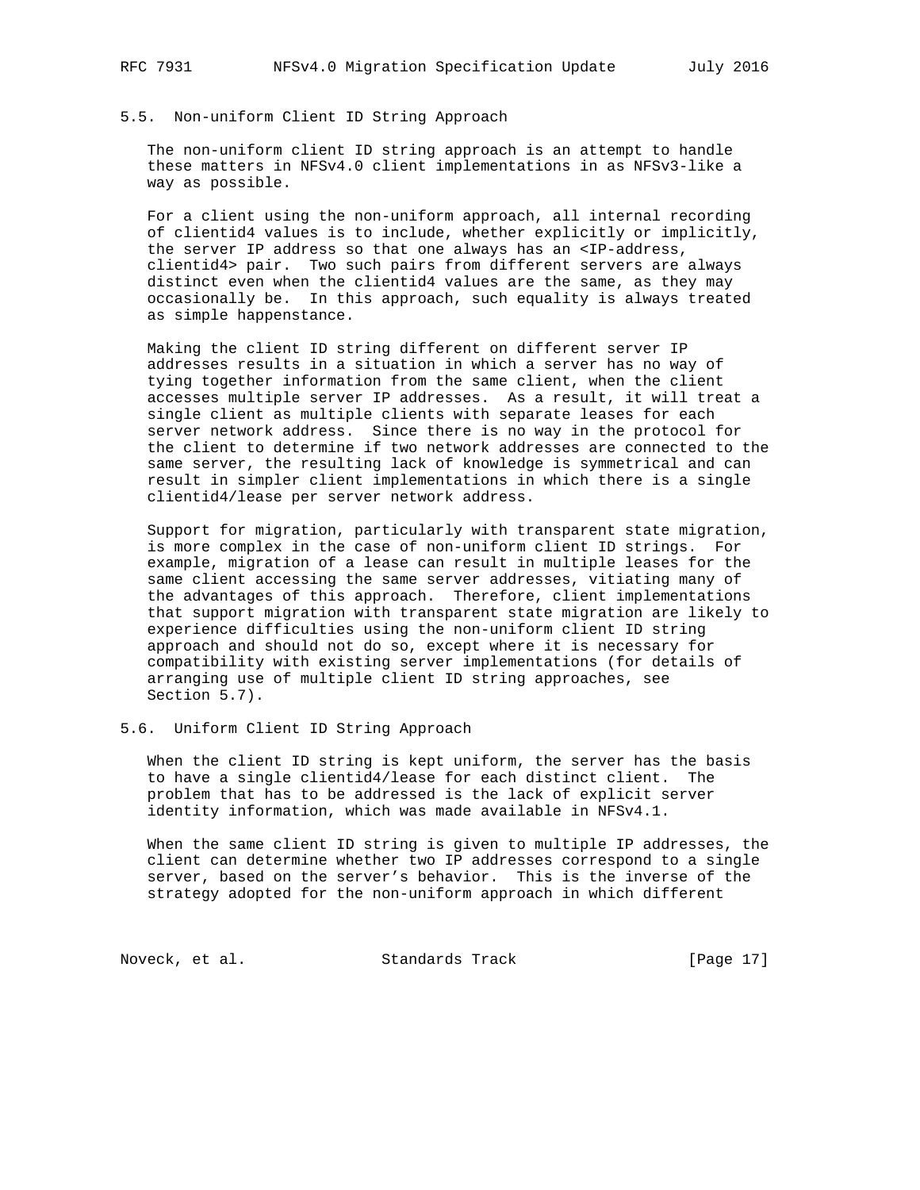## 5.5. Non-uniform Client ID String Approach

The non-uniform client ID string approach is an attempt to handle these matters in NFSv4.0 client implementations in as NFSv3-like a way as possible.

For a client using the non-uniform approach, all internal recording of clientid4 values is to include, whether explicitly or implicitly, the server IP address so that one always has an <IP-address, clientid4> pair. Two such pairs from different servers are always distinct even when the clientid4 values are the same, as they may occasionally be. In this approach, such equality is always treated as simple happenstance.

Making the client ID string different on different server IP addresses results in a situation in which a server has no way of tying together information from the same client, when the client accesses multiple server IP addresses. As a result, it will treat a single client as multiple clients with separate leases for each server network address. Since there is no way in the protocol for the client to determine if two network addresses are connected to the same server, the resulting lack of knowledge is symmetrical and can result in simpler client implementations in which there is a single clientid4/lease per server network address.

Support for migration, particularly with transparent state migration, is more complex in the case of non-uniform client ID strings. For example, migration of a lease can result in multiple leases for the same client accessing the same server addresses, vitiating many of the advantages of this approach. Therefore, client implementations that support migration with transparent state migration are likely to experience difficulties using the non-uniform client ID string approach and should not do so, except where it is necessary for compatibility with existing server implementations (for details of arranging use of multiple client ID string approaches, see Section 5.7).

## 5.6. Uniform Client ID String Approach

When the client ID string is kept uniform, the server has the basis to have a single clientid4/lease for each distinct client. The problem that has to be addressed is the lack of explicit server identity information, which was made available in NFSv4.1.

When the same client ID string is given to multiple IP addresses, the client can determine whether two IP addresses correspond to a single server, based on the server's behavior. This is the inverse of the strategy adopted for the non-uniform approach in which different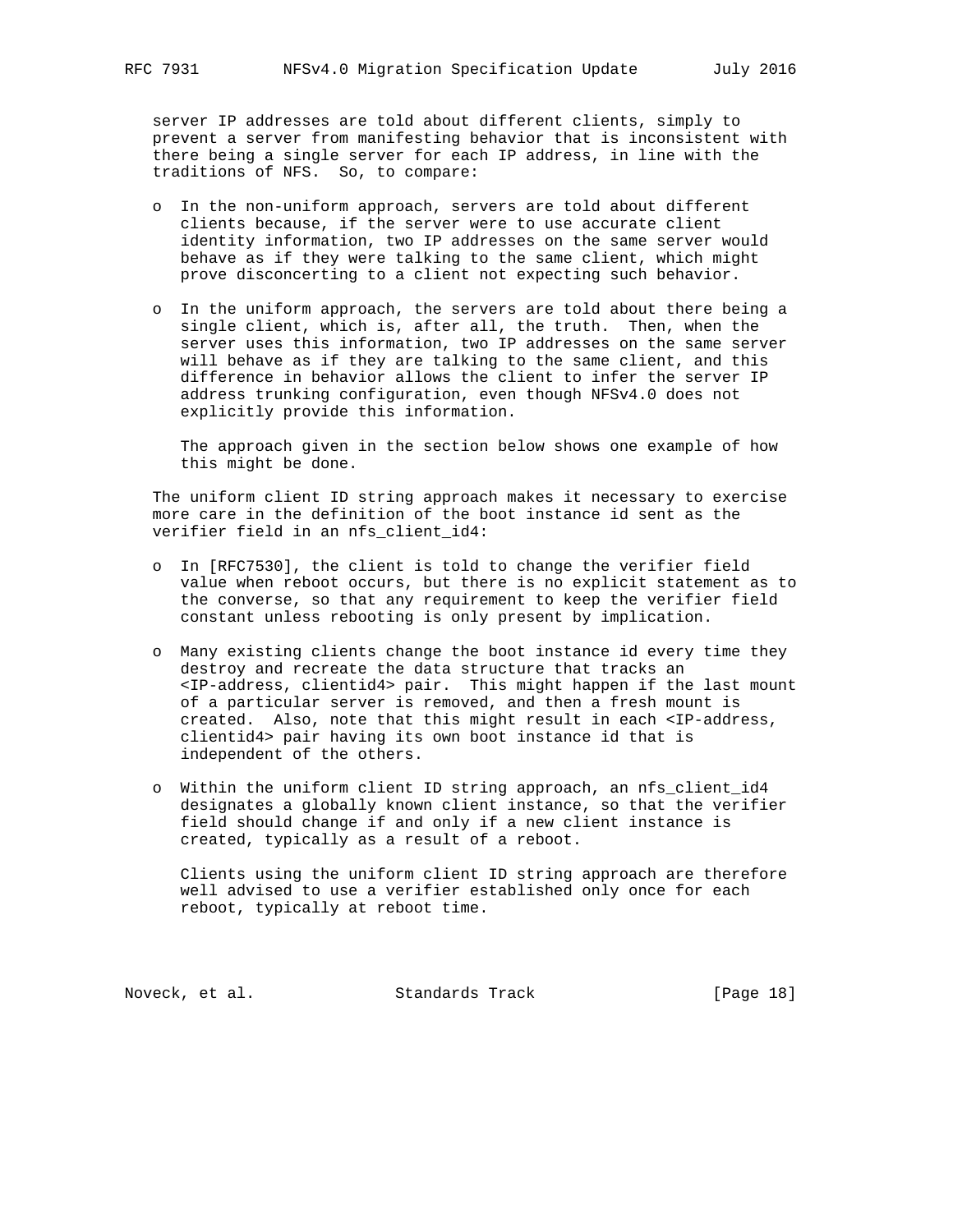server IP addresses are told about different clients, simply to prevent a server from manifesting behavior that is inconsistent with there being a single server for each IP address, in line with the traditions of NFS. So, to compare:

- In the non-uniform approach, servers are told about different clients because, if the server were to use accurate client identity information, two IP addresses on the same server would behave as if they were talking to the same client, which might prove disconcerting to a client not expecting such behavior.

- In the uniform approach, the servers are told about there being a single client, which is, after all, the truth. Then, when the server uses this information, two IP addresses on the same server will behave as if they are talking to the same client, and this difference in behavior allows the client to infer the server IP address trunking configuration, even though NFSv4.0 does not explicitly provide this information.

  The approach given in the section below shows one example of how this might be done.

The uniform client ID string approach makes it necessary to exercise more care in the definition of the boot instance id sent as the verifier field in an nfs_client_id4:

- In [RFC7530], the client is told to change the verifier field value when reboot occurs, but there is no explicit statement as to the converse, so that any requirement to keep the verifier field constant unless rebooting is only present by implication.

- Many existing clients change the boot instance id every time they destroy and recreate the data structure that tracks an <IP-address, clientid4> pair. This might happen if the last mount of a particular server is removed, and then a fresh mount is created. Also, note that this might result in each <IP-address, clientid4> pair having its own boot instance id that is independent of the others.

- Within the uniform client ID string approach, an nfs_client_id4 designates a globally known client instance, so that the verifier field should change if and only if a new client instance is created, typically as a result of a reboot.

  Clients using the uniform client ID string approach are therefore well advised to use a verifier established only once for each reboot, typically at reboot time.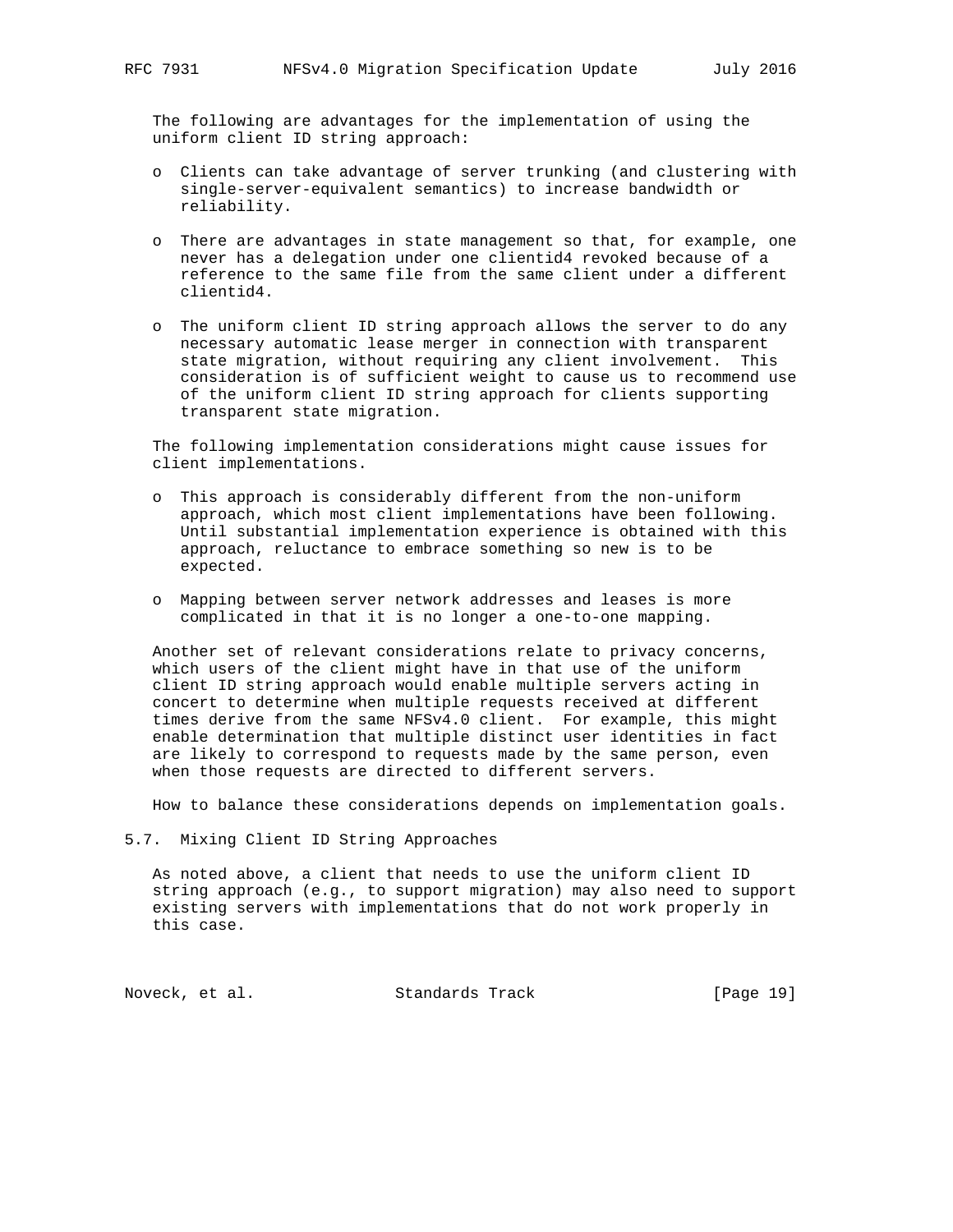The following are advantages for the implementation of using the uniform client ID string approach:

- Clients can take advantage of server trunking (and clustering with single-server-equivalent semantics) to increase bandwidth or reliability.
- There are advantages in state management so that, for example, one never has a delegation under one clientid4 revoked because of a reference to the same file from the same client under a different clientid4.
- The uniform client ID string approach allows the server to do any necessary automatic lease merger in connection with transparent state migration, without requiring any client involvement. This consideration is of sufficient weight to cause us to recommend use of the uniform client ID string approach for clients supporting transparent state migration.

The following implementation considerations might cause issues for client implementations.

- This approach is considerably different from the non-uniform approach, which most client implementations have been following. Until substantial implementation experience is obtained with this approach, reluctance to embrace something so new is to be expected.
- Mapping between server network addresses and leases is more complicated in that it is no longer a one-to-one mapping.

Another set of relevant considerations relate to privacy concerns, which users of the client might have in that use of the uniform client ID string approach would enable multiple servers acting in concert to determine when multiple requests received at different times derive from the same NFSv4.0 client. For example, this might enable determination that multiple distinct user identities in fact are likely to correspond to requests made by the same person, even when those requests are directed to different servers.

How to balance these considerations depends on implementation goals.

## 5.7. Mixing Client ID String Approaches

As noted above, a client that needs to use the uniform client ID string approach (e.g., to support migration) may also need to support existing servers with implementations that do not work properly in this case.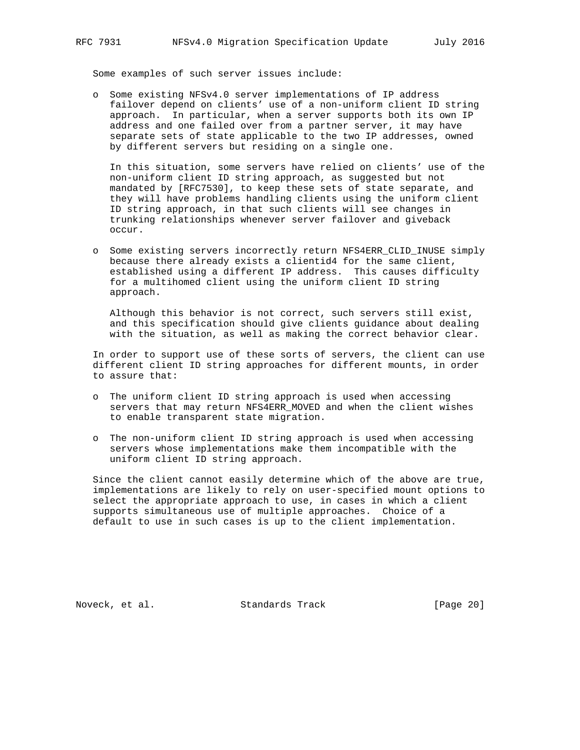Some examples of such server issues include:

- Some existing NFSv4.0 server implementations of IP address failover depend on clients' use of a non-uniform client ID string approach. In particular, when a server supports both its own IP address and one failed over from a partner server, it may have separate sets of state applicable to the two IP addresses, owned by different servers but residing on a single one.

  In this situation, some servers have relied on clients' use of the non-uniform client ID string approach, as suggested but not mandated by [RFC7530], to keep these sets of state separate, and they will have problems handling clients using the uniform client ID string approach, in that such clients will see changes in trunking relationships whenever server failover and giveback occur.

- Some existing servers incorrectly return NFS4ERR_CLID_INUSE simply because there already exists a clientid4 for the same client, established using a different IP address. This causes difficulty for a multihomed client using the uniform client ID string approach.

  Although this behavior is not correct, such servers still exist, and this specification should give clients guidance about dealing with the situation, as well as making the correct behavior clear.

In order to support use of these sorts of servers, the client can use different client ID string approaches for different mounts, in order to assure that:

- The uniform client ID string approach is used when accessing servers that may return NFS4ERR_MOVED and when the client wishes to enable transparent state migration.

- The non-uniform client ID string approach is used when accessing servers whose implementations make them incompatible with the uniform client ID string approach.

Since the client cannot easily determine which of the above are true, implementations are likely to rely on user-specified mount options to select the appropriate approach to use, in cases in which a client supports simultaneous use of multiple approaches. Choice of a default to use in such cases is up to the client implementation.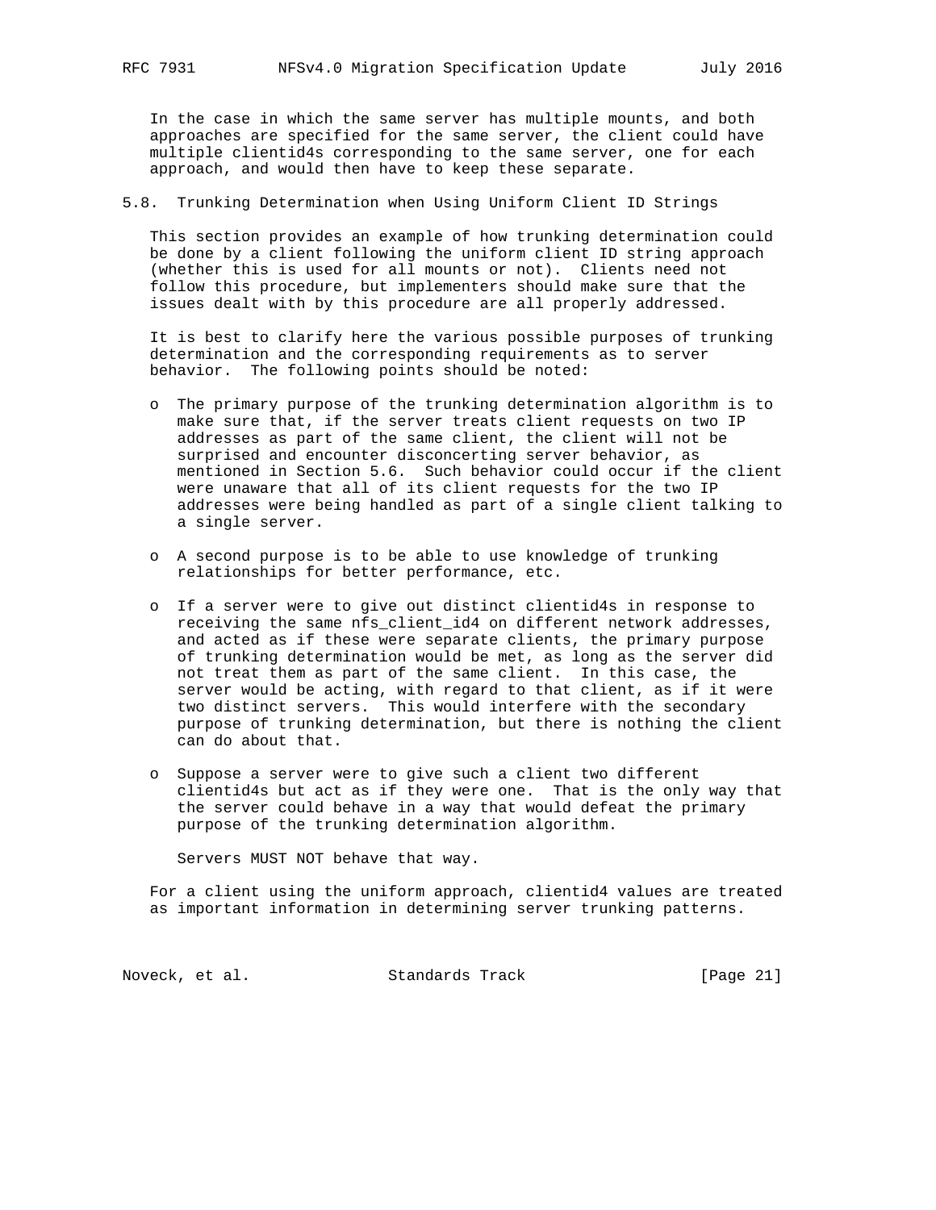In the case in which the same server has multiple mounts, and both approaches are specified for the same server, the client could have multiple clientid4s corresponding to the same server, one for each approach, and would then have to keep these separate.

## 5.8. Trunking Determination when Using Uniform Client ID Strings

This section provides an example of how trunking determination could be done by a client following the uniform client ID string approach (whether this is used for all mounts or not). Clients need not follow this procedure, but implementers should make sure that the issues dealt with by this procedure are all properly addressed.

It is best to clarify here the various possible purposes of trunking determination and the corresponding requirements as to server behavior. The following points should be noted:

- The primary purpose of the trunking determination algorithm is to make sure that, if the server treats client requests on two IP addresses as part of the same client, the client will not be surprised and encounter disconcerting server behavior, as mentioned in Section 5.6. Such behavior could occur if the client were unaware that all of its client requests for the two IP addresses were being handled as part of a single client talking to a single server.

- A second purpose is to be able to use knowledge of trunking relationships for better performance, etc.

- If a server were to give out distinct clientid4s in response to receiving the same nfs_client_id4 on different network addresses, and acted as if these were separate clients, the primary purpose of trunking determination would be met, as long as the server did not treat them as part of the same client. In this case, the server would be acting, with regard to that client, as if it were two distinct servers. This would interfere with the secondary purpose of trunking determination, but there is nothing the client can do about that.

- Suppose a server were to give such a client two different clientid4s but act as if they were one. That is the only way that the server could behave in a way that would defeat the primary purpose of the trunking determination algorithm.

  Servers MUST NOT behave that way.

For a client using the uniform approach, clientid4 values are treated as important information in determining server trunking patterns.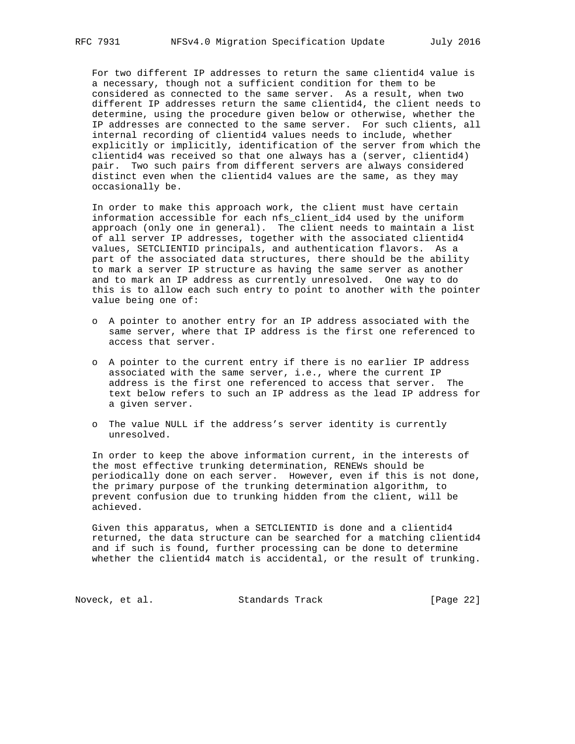For two different IP addresses to return the same clientid4 value is a necessary, though not a sufficient condition for them to be considered as connected to the same server. As a result, when two different IP addresses return the same clientid4, the client needs to determine, using the procedure given below or otherwise, whether the IP addresses are connected to the same server. For such clients, all internal recording of clientid4 values needs to include, whether explicitly or implicitly, identification of the server from which the clientid4 was received so that one always has a (server, clientid4) pair. Two such pairs from different servers are always considered distinct even when the clientid4 values are the same, as they may occasionally be.

In order to make this approach work, the client must have certain information accessible for each nfs_client_id4 used by the uniform approach (only one in general). The client needs to maintain a list of all server IP addresses, together with the associated clientid4 values, SETCLIENTID principals, and authentication flavors. As a part of the associated data structures, there should be the ability to mark a server IP structure as having the same server as another and to mark an IP address as currently unresolved. One way to do this is to allow each such entry to point to another with the pointer value being one of:

- A pointer to another entry for an IP address associated with the same server, where that IP address is the first one referenced to access that server.
- A pointer to the current entry if there is no earlier IP address associated with the same server, i.e., where the current IP address is the first one referenced to access that server. The text below refers to such an IP address as the lead IP address for a given server.
- The value NULL if the address's server identity is currently unresolved.

In order to keep the above information current, in the interests of the most effective trunking determination, RENEWs should be periodically done on each server. However, even if this is not done, the primary purpose of the trunking determination algorithm, to prevent confusion due to trunking hidden from the client, will be achieved.

Given this apparatus, when a SETCLIENTID is done and a clientid4 returned, the data structure can be searched for a matching clientid4 and if such is found, further processing can be done to determine whether the clientid4 match is accidental, or the result of trunking.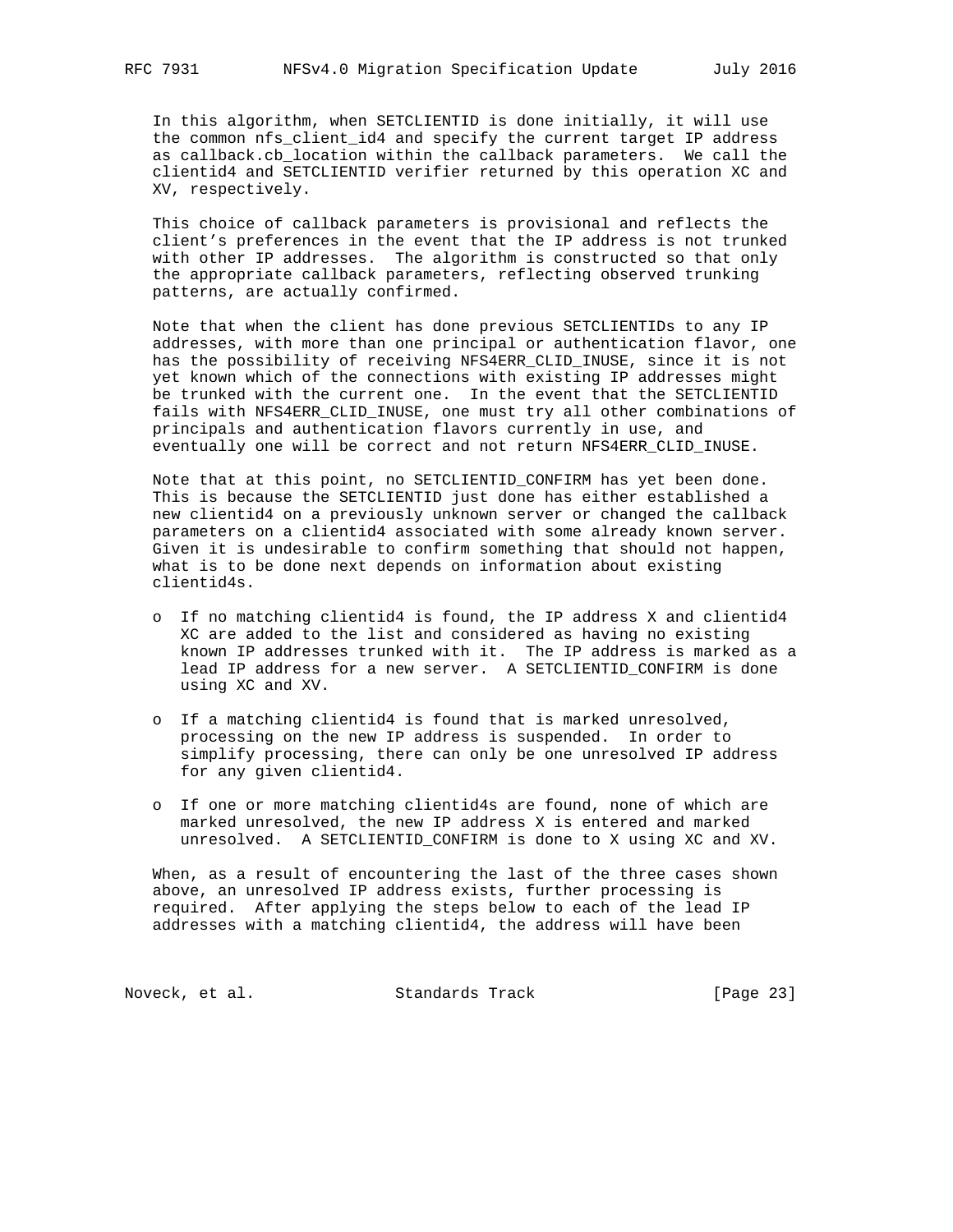In this algorithm, when SETCLIENTID is done initially, it will use the common nfs_client_id4 and specify the current target IP address as callback.cb_location within the callback parameters. We call the clientid4 and SETCLIENTID verifier returned by this operation XC and XV, respectively.

This choice of callback parameters is provisional and reflects the client's preferences in the event that the IP address is not trunked with other IP addresses. The algorithm is constructed so that only the appropriate callback parameters, reflecting observed trunking patterns, are actually confirmed.

Note that when the client has done previous SETCLIENTIDs to any IP addresses, with more than one principal or authentication flavor, one has the possibility of receiving NFS4ERR_CLID_INUSE, since it is not yet known which of the connections with existing IP addresses might be trunked with the current one. In the event that the SETCLIENTID fails with NFS4ERR_CLID_INUSE, one must try all other combinations of principals and authentication flavors currently in use, and eventually one will be correct and not return NFS4ERR_CLID_INUSE.

Note that at this point, no SETCLIENTID_CONFIRM has yet been done. This is because the SETCLIENTID just done has either established a new clientid4 on a previously unknown server or changed the callback parameters on a clientid4 associated with some already known server. Given it is undesirable to confirm something that should not happen, what is to be done next depends on information about existing clientid4s.

- If no matching clientid4 is found, the IP address X and clientid4 XC are added to the list and considered as having no existing known IP addresses trunked with it. The IP address is marked as a lead IP address for a new server. A SETCLIENTID_CONFIRM is done using XC and XV.

- If a matching clientid4 is found that is marked unresolved, processing on the new IP address is suspended. In order to simplify processing, there can only be one unresolved IP address for any given clientid4.

- If one or more matching clientid4s are found, none of which are marked unresolved, the new IP address X is entered and marked unresolved. A SETCLIENTID_CONFIRM is done to X using XC and XV.

When, as a result of encountering the last of the three cases shown above, an unresolved IP address exists, further processing is required. After applying the steps below to each of the lead IP addresses with a matching clientid4, the address will have been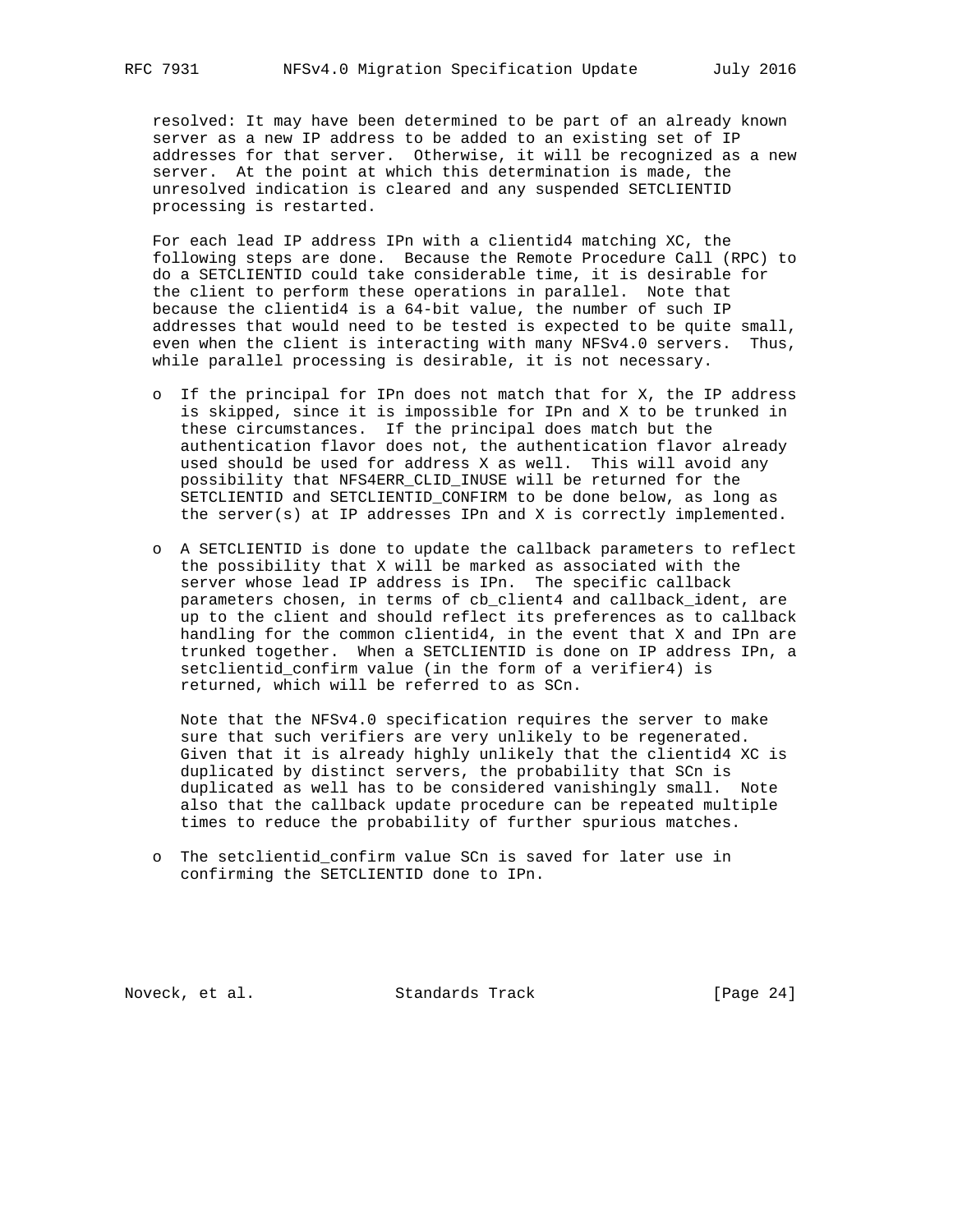resolved: It may have been determined to be part of an already known server as a new IP address to be added to an existing set of IP addresses for that server. Otherwise, it will be recognized as a new server. At the point at which this determination is made, the unresolved indication is cleared and any suspended SETCLIENTID processing is restarted.

For each lead IP address IPn with a clientid4 matching XC, the following steps are done. Because the Remote Procedure Call (RPC) to do a SETCLIENTID could take considerable time, it is desirable for the client to perform these operations in parallel. Note that because the clientid4 is a 64-bit value, the number of such IP addresses that would need to be tested is expected to be quite small, even when the client is interacting with many NFSv4.0 servers. Thus, while parallel processing is desirable, it is not necessary.

- If the principal for IPn does not match that for X, the IP address is skipped, since it is impossible for IPn and X to be trunked in these circumstances. If the principal does match but the authentication flavor does not, the authentication flavor already used should be used for address X as well. This will avoid any possibility that NFS4ERR_CLID_INUSE will be returned for the SETCLIENTID and SETCLIENTID_CONFIRM to be done below, as long as the server(s) at IP addresses IPn and X is correctly implemented.

- A SETCLIENTID is done to update the callback parameters to reflect the possibility that X will be marked as associated with the server whose lead IP address is IPn. The specific callback parameters chosen, in terms of cb_client4 and callback_ident, are up to the client and should reflect its preferences as to callback handling for the common clientid4, in the event that X and IPn are trunked together. When a SETCLIENTID is done on IP address IPn, a setclientid_confirm value (in the form of a verifier4) is returned, which will be referred to as SCn.

  Note that the NFSv4.0 specification requires the server to make sure that such verifiers are very unlikely to be regenerated. Given that it is already highly unlikely that the clientid4 XC is duplicated by distinct servers, the probability that SCn is duplicated as well has to be considered vanishingly small. Note also that the callback update procedure can be repeated multiple times to reduce the probability of further spurious matches.

- The setclientid_confirm value SCn is saved for later use in confirming the SETCLIENTID done to IPn.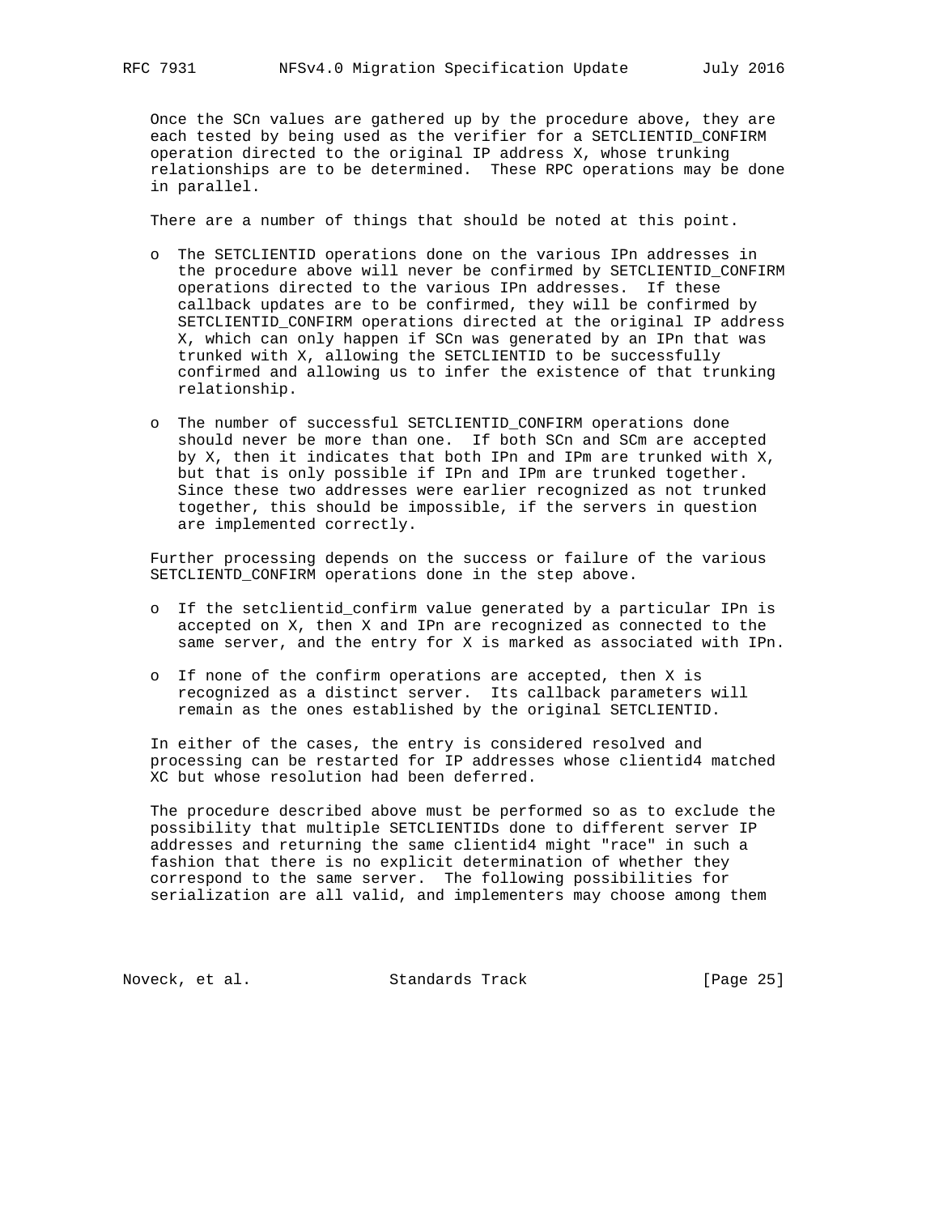Once the SCn values are gathered up by the procedure above, they are each tested by being used as the verifier for a SETCLIENTID_CONFIRM operation directed to the original IP address X, whose trunking relationships are to be determined. These RPC operations may be done in parallel.

There are a number of things that should be noted at this point.

- The SETCLIENTID operations done on the various IPn addresses in the procedure above will never be confirmed by SETCLIENTID_CONFIRM operations directed to the various IPn addresses. If these callback updates are to be confirmed, they will be confirmed by SETCLIENTID_CONFIRM operations directed at the original IP address X, which can only happen if SCn was generated by an IPn that was trunked with X, allowing the SETCLIENTID to be successfully confirmed and allowing us to infer the existence of that trunking relationship.

- The number of successful SETCLIENTID_CONFIRM operations done should never be more than one. If both SCn and SCm are accepted by X, then it indicates that both IPn and IPm are trunked with X, but that is only possible if IPn and IPm are trunked together. Since these two addresses were earlier recognized as not trunked together, this should be impossible, if the servers in question are implemented correctly.

Further processing depends on the success or failure of the various SETCLIENTD_CONFIRM operations done in the step above.

- If the setclientid_confirm value generated by a particular IPn is accepted on X, then X and IPn are recognized as connected to the same server, and the entry for X is marked as associated with IPn.

- If none of the confirm operations are accepted, then X is recognized as a distinct server. Its callback parameters will remain as the ones established by the original SETCLIENTID.

In either of the cases, the entry is considered resolved and processing can be restarted for IP addresses whose clientid4 matched XC but whose resolution had been deferred.

The procedure described above must be performed so as to exclude the possibility that multiple SETCLIENTIDs done to different server IP addresses and returning the same clientid4 might "race" in such a fashion that there is no explicit determination of whether they correspond to the same server. The following possibilities for serialization are all valid, and implementers may choose among them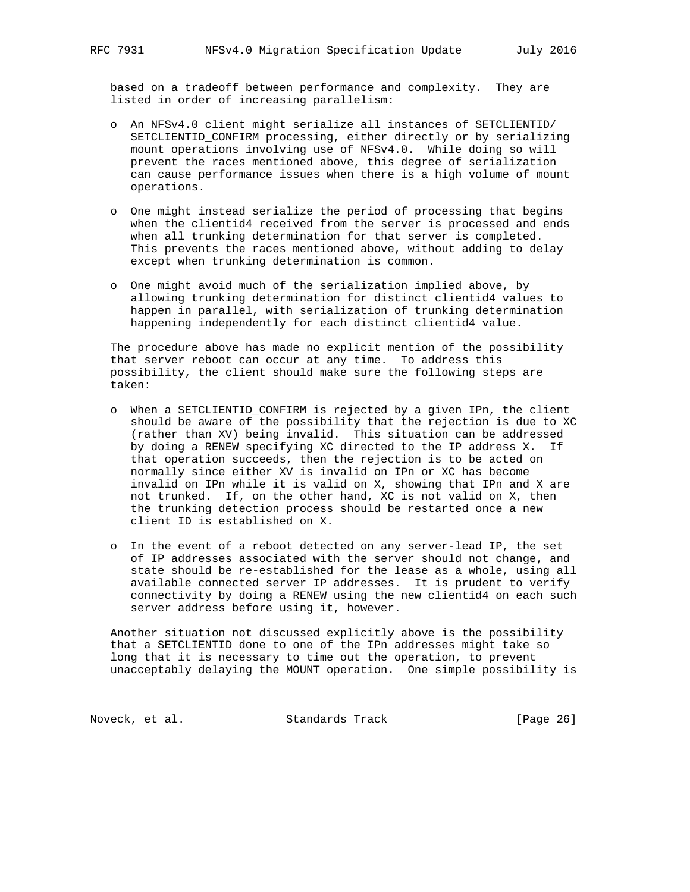based on a tradeoff between performance and complexity. They are listed in order of increasing parallelism:

- An NFSv4.0 client might serialize all instances of SETCLIENTID/ SETCLIENTID_CONFIRM processing, either directly or by serializing mount operations involving use of NFSv4.0. While doing so will prevent the races mentioned above, this degree of serialization can cause performance issues when there is a high volume of mount operations.

- One might instead serialize the period of processing that begins when the clientid4 received from the server is processed and ends when all trunking determination for that server is completed. This prevents the races mentioned above, without adding to delay except when trunking determination is common.

- One might avoid much of the serialization implied above, by allowing trunking determination for distinct clientid4 values to happen in parallel, with serialization of trunking determination happening independently for each distinct clientid4 value.

The procedure above has made no explicit mention of the possibility that server reboot can occur at any time. To address this possibility, the client should make sure the following steps are taken:

- When a SETCLIENTID_CONFIRM is rejected by a given IPn, the client should be aware of the possibility that the rejection is due to XC (rather than XV) being invalid. This situation can be addressed by doing a RENEW specifying XC directed to the IP address X. If that operation succeeds, then the rejection is to be acted on normally since either XV is invalid on IPn or XC has become invalid on IPn while it is valid on X, showing that IPn and X are not trunked. If, on the other hand, XC is not valid on X, then the trunking detection process should be restarted once a new client ID is established on X.

- In the event of a reboot detected on any server-lead IP, the set of IP addresses associated with the server should not change, and state should be re-established for the lease as a whole, using all available connected server IP addresses. It is prudent to verify connectivity by doing a RENEW using the new clientid4 on each such server address before using it, however.

Another situation not discussed explicitly above is the possibility that a SETCLIENTID done to one of the IPn addresses might take so long that it is necessary to time out the operation, to prevent unacceptably delaying the MOUNT operation. One simple possibility is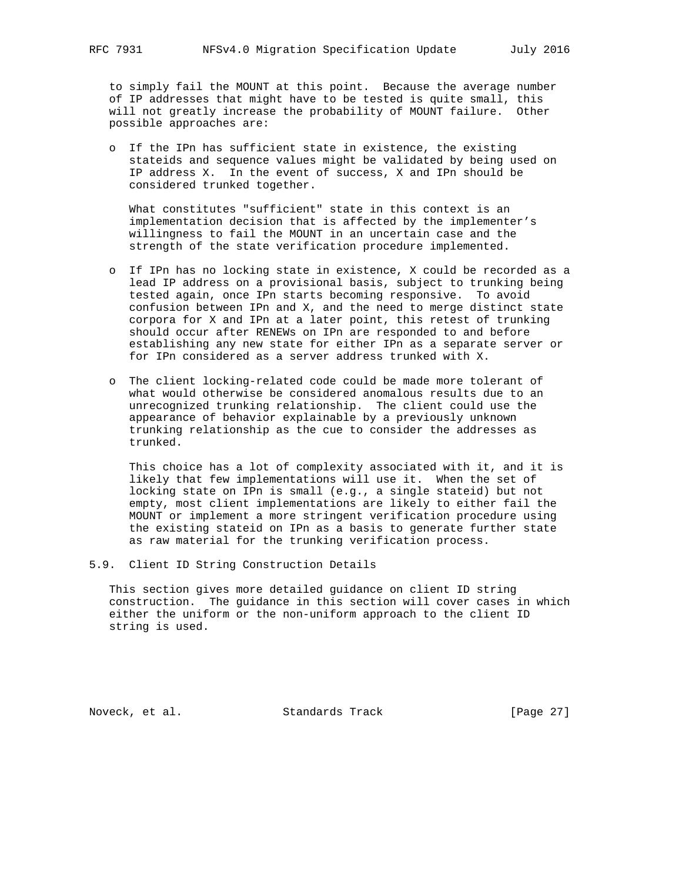to simply fail the MOUNT at this point. Because the average number of IP addresses that might have to be tested is quite small, this will not greatly increase the probability of MOUNT failure. Other possible approaches are:

- If the IPn has sufficient state in existence, the existing stateids and sequence values might be validated by being used on IP address X. In the event of success, X and IPn should be considered trunked together.

  What constitutes "sufficient" state in this context is an implementation decision that is affected by the implementer's willingness to fail the MOUNT in an uncertain case and the strength of the state verification procedure implemented.

- If IPn has no locking state in existence, X could be recorded as a lead IP address on a provisional basis, subject to trunking being tested again, once IPn starts becoming responsive. To avoid confusion between IPn and X, and the need to merge distinct state corpora for X and IPn at a later point, this retest of trunking should occur after RENEWs on IPn are responded to and before establishing any new state for either IPn as a separate server or for IPn considered as a server address trunked with X.

- The client locking-related code could be made more tolerant of what would otherwise be considered anomalous results due to an unrecognized trunking relationship. The client could use the appearance of behavior explainable by a previously unknown trunking relationship as the cue to consider the addresses as trunked.

  This choice has a lot of complexity associated with it, and it is likely that few implementations will use it. When the set of locking state on IPn is small (e.g., a single stateid) but not empty, most client implementations are likely to either fail the MOUNT or implement a more stringent verification procedure using the existing stateid on IPn as a basis to generate further state as raw material for the trunking verification process.

## 5.9. Client ID String Construction Details

This section gives more detailed guidance on client ID string construction. The guidance in this section will cover cases in which either the uniform or the non-uniform approach to the client ID string is used.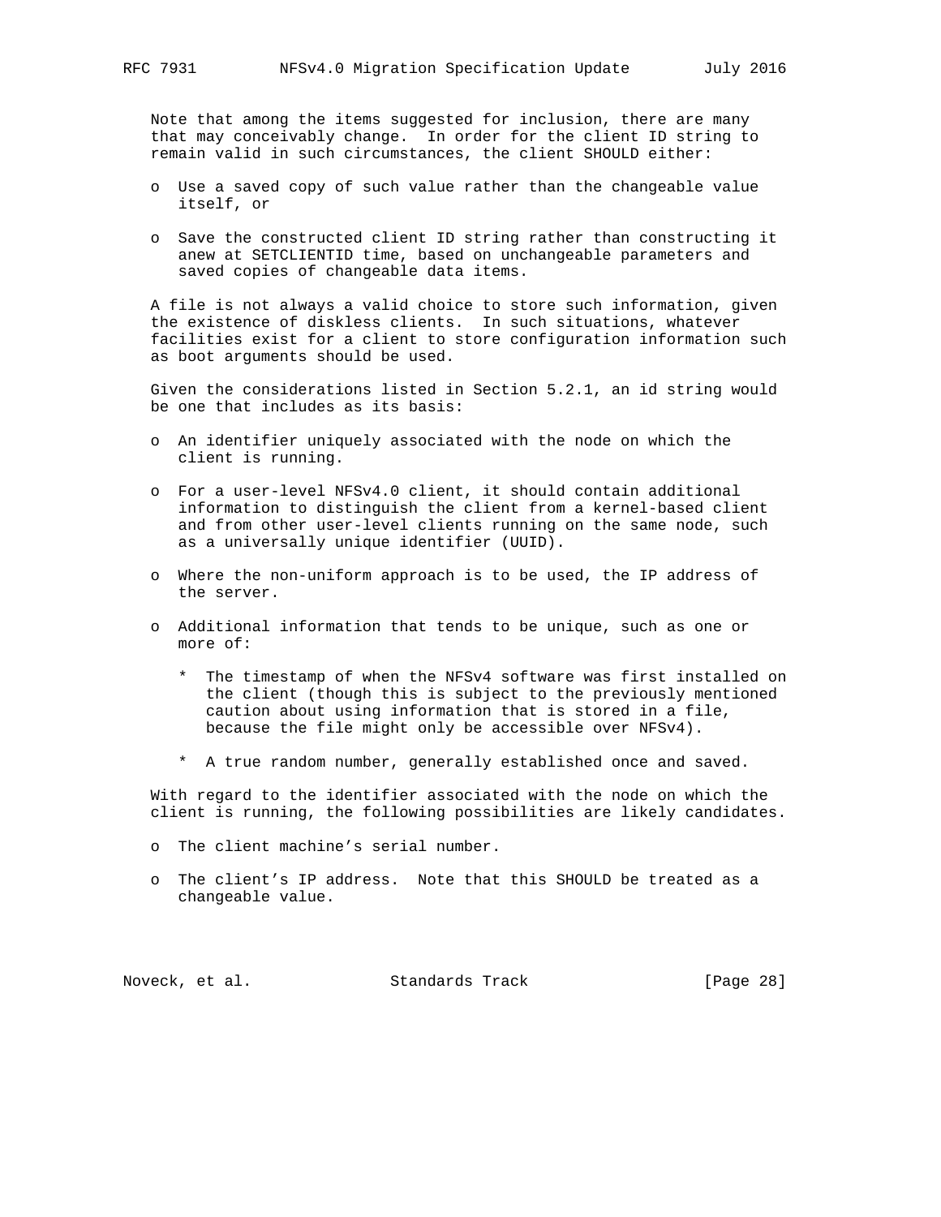Note that among the items suggested for inclusion, there are many that may conceivably change. In order for the client ID string to remain valid in such circumstances, the client SHOULD either:

- Use a saved copy of such value rather than the changeable value itself, or
- Save the constructed client ID string rather than constructing it anew at SETCLIENTID time, based on unchangeable parameters and saved copies of changeable data items.

A file is not always a valid choice to store such information, given the existence of diskless clients. In such situations, whatever facilities exist for a client to store configuration information such as boot arguments should be used.

Given the considerations listed in Section 5.2.1, an id string would be one that includes as its basis:

- An identifier uniquely associated with the node on which the client is running.
- For a user-level NFSv4.0 client, it should contain additional information to distinguish the client from a kernel-based client and from other user-level clients running on the same node, such as a universally unique identifier (UUID).
- Where the non-uniform approach is to be used, the IP address of the server.
- Additional information that tends to be unique, such as one or more of:
  * The timestamp of when the NFSv4 software was first installed on the client (though this is subject to the previously mentioned caution about using information that is stored in a file, because the file might only be accessible over NFSv4).
  * A true random number, generally established once and saved.

With regard to the identifier associated with the node on which the client is running, the following possibilities are likely candidates.

- The client machine's serial number.
- The client's IP address. Note that this SHOULD be treated as a changeable value.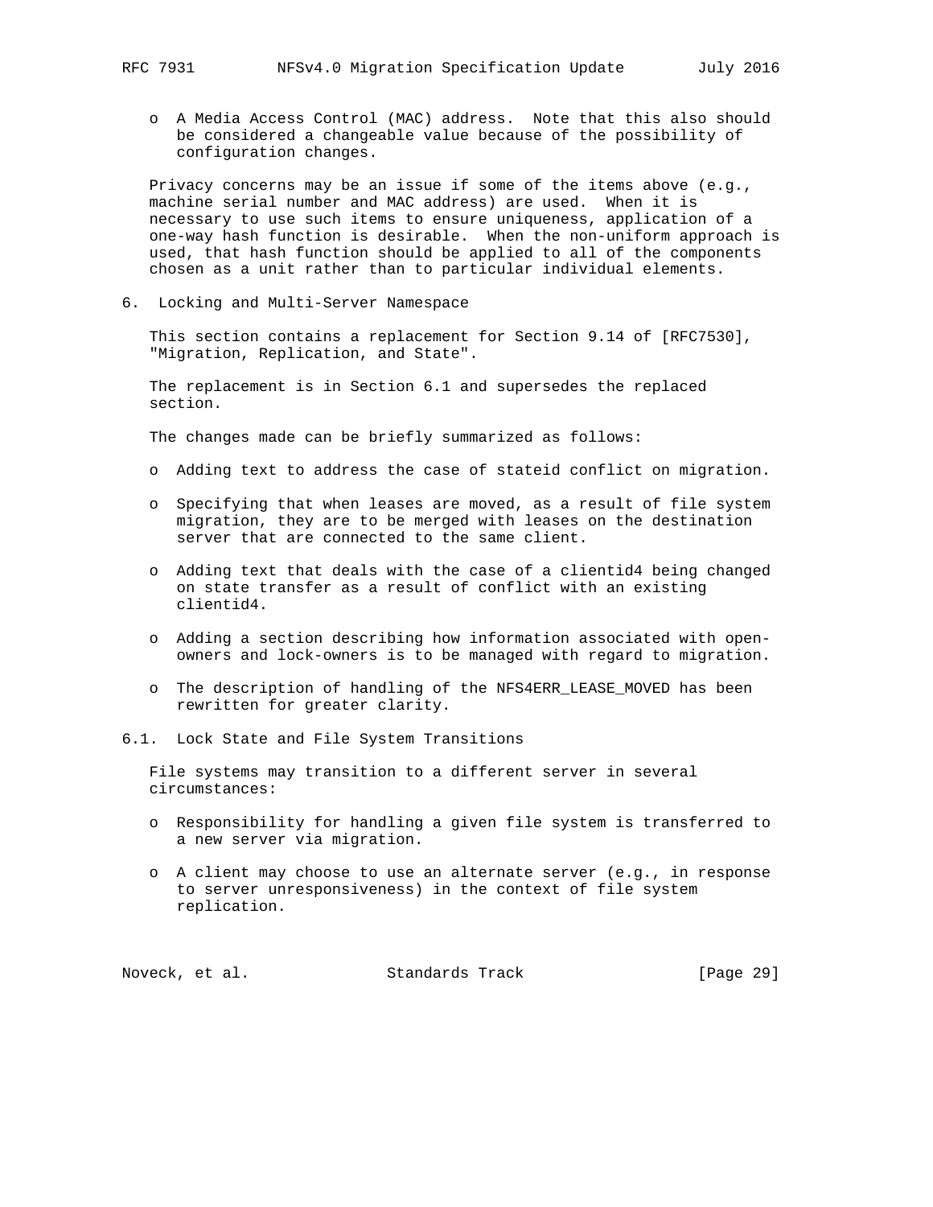- A Media Access Control (MAC) address. Note that this also should be considered a changeable value because of the possibility of configuration changes.

Privacy concerns may be an issue if some of the items above (e.g., machine serial number and MAC address) are used. When it is necessary to use such items to ensure uniqueness, application of a one-way hash function is desirable. When the non-uniform approach is used, that hash function should be applied to all of the components chosen as a unit rather than to particular individual elements.

## 6. Locking and Multi-Server Namespace

This section contains a replacement for Section 9.14 of [RFC7530], "Migration, Replication, and State".

The replacement is in Section 6.1 and supersedes the replaced section.

The changes made can be briefly summarized as follows:

- Adding text to address the case of stateid conflict on migration.
- Specifying that when leases are moved, as a result of file system migration, they are to be merged with leases on the destination server that are connected to the same client.
- Adding text that deals with the case of a clientid4 being changed on state transfer as a result of conflict with an existing clientid4.
- Adding a section describing how information associated with open-owners and lock-owners is to be managed with regard to migration.
- The description of handling of the NFS4ERR_LEASE_MOVED has been rewritten for greater clarity.

### 6.1. Lock State and File System Transitions

File systems may transition to a different server in several circumstances:

- Responsibility for handling a given file system is transferred to a new server via migration.
- A client may choose to use an alternate server (e.g., in response to server unresponsiveness) in the context of file system replication.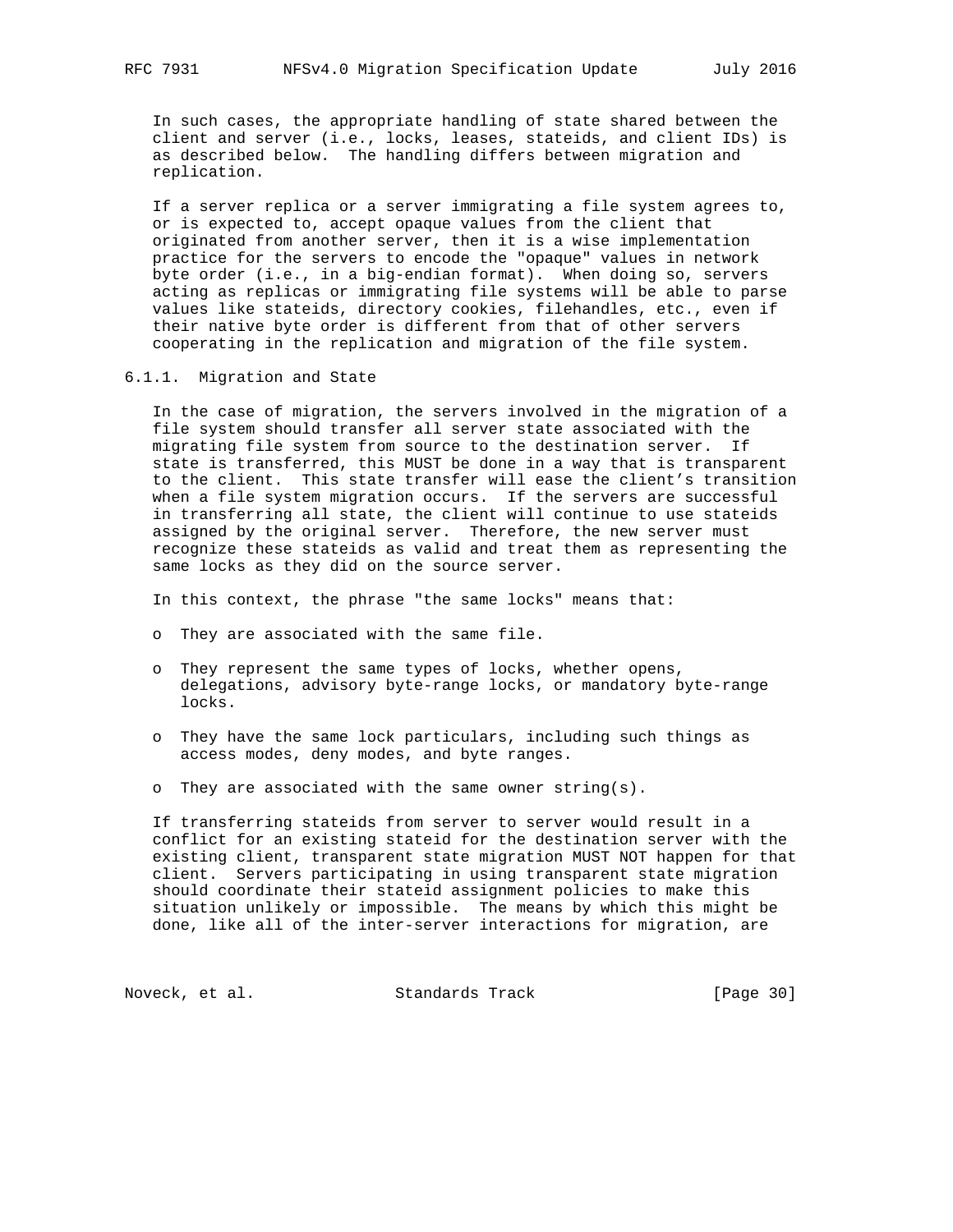In such cases, the appropriate handling of state shared between the client and server (i.e., locks, leases, stateids, and client IDs) is as described below. The handling differs between migration and replication.

If a server replica or a server immigrating a file system agrees to, or is expected to, accept opaque values from the client that originated from another server, then it is a wise implementation practice for the servers to encode the "opaque" values in network byte order (i.e., in a big-endian format). When doing so, servers acting as replicas or immigrating file systems will be able to parse values like stateids, directory cookies, filehandles, etc., even if their native byte order is different from that of other servers cooperating in the replication and migration of the file system.

### 6.1.1. Migration and State

In the case of migration, the servers involved in the migration of a file system should transfer all server state associated with the migrating file system from source to the destination server. If state is transferred, this MUST be done in a way that is transparent to the client. This state transfer will ease the client's transition when a file system migration occurs. If the servers are successful in transferring all state, the client will continue to use stateids assigned by the original server. Therefore, the new server must recognize these stateids as valid and treat them as representing the same locks as they did on the source server.

In this context, the phrase "the same locks" means that:

- They are associated with the same file.
- They represent the same types of locks, whether opens, delegations, advisory byte-range locks, or mandatory byte-range locks.
- They have the same lock particulars, including such things as access modes, deny modes, and byte ranges.
- They are associated with the same owner string(s).

If transferring stateids from server to server would result in a conflict for an existing stateid for the destination server with the existing client, transparent state migration MUST NOT happen for that client. Servers participating in using transparent state migration should coordinate their stateid assignment policies to make this situation unlikely or impossible. The means by which this might be done, like all of the inter-server interactions for migration, are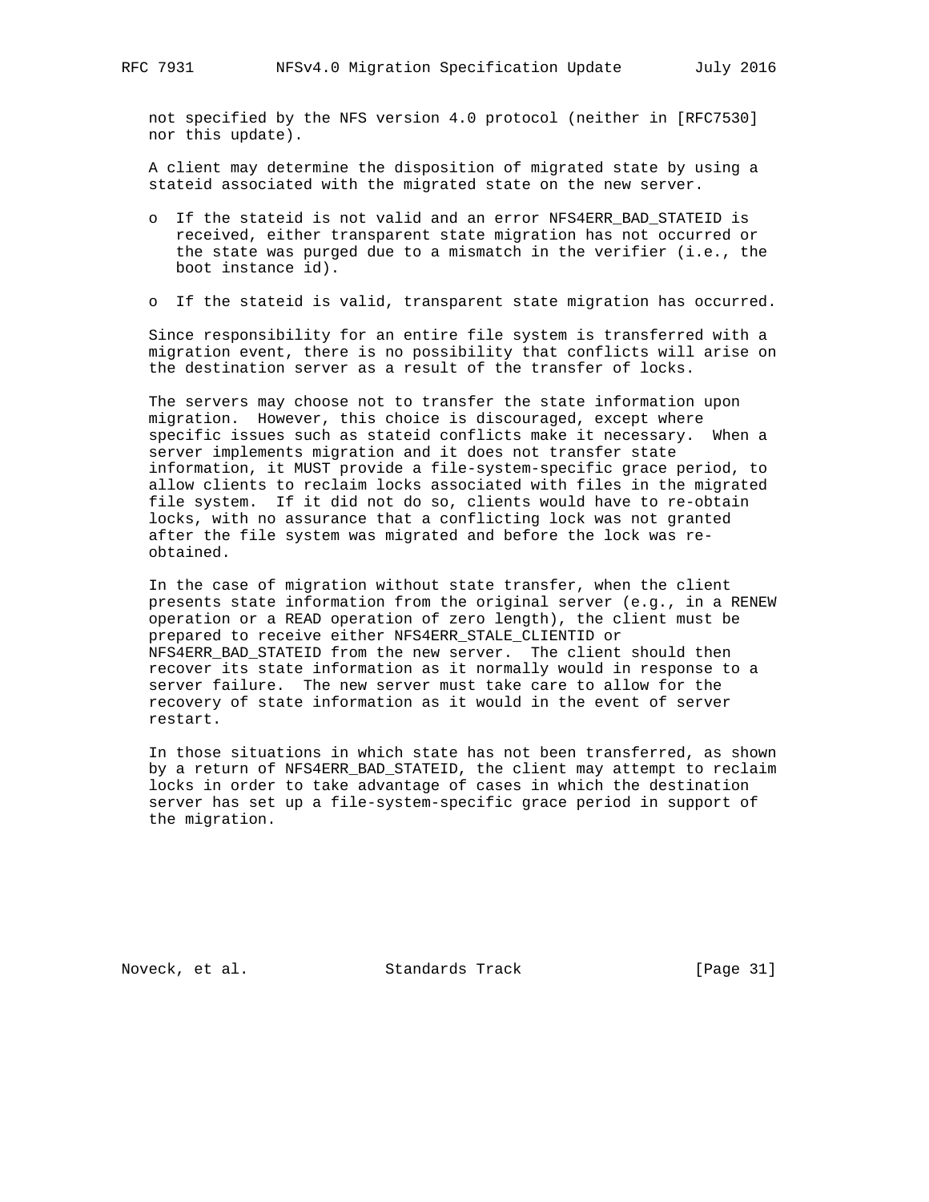not specified by the NFS version 4.0 protocol (neither in [RFC7530] nor this update).

A client may determine the disposition of migrated state by using a stateid associated with the migrated state on the new server.

- If the stateid is not valid and an error NFS4ERR_BAD_STATEID is received, either transparent state migration has not occurred or the state was purged due to a mismatch in the verifier (i.e., the boot instance id).

- If the stateid is valid, transparent state migration has occurred.

Since responsibility for an entire file system is transferred with a migration event, there is no possibility that conflicts will arise on the destination server as a result of the transfer of locks.

The servers may choose not to transfer the state information upon migration. However, this choice is discouraged, except where specific issues such as stateid conflicts make it necessary. When a server implements migration and it does not transfer state information, it MUST provide a file-system-specific grace period, to allow clients to reclaim locks associated with files in the migrated file system. If it did not do so, clients would have to re-obtain locks, with no assurance that a conflicting lock was not granted after the file system was migrated and before the lock was re-obtained.

In the case of migration without state transfer, when the client presents state information from the original server (e.g., in a RENEW operation or a READ operation of zero length), the client must be prepared to receive either NFS4ERR_STALE_CLIENTID or NFS4ERR_BAD_STATEID from the new server. The client should then recover its state information as it normally would in response to a server failure. The new server must take care to allow for the recovery of state information as it would in the event of server restart.

In those situations in which state has not been transferred, as shown by a return of NFS4ERR_BAD_STATEID, the client may attempt to reclaim locks in order to take advantage of cases in which the destination server has set up a file-system-specific grace period in support of the migration.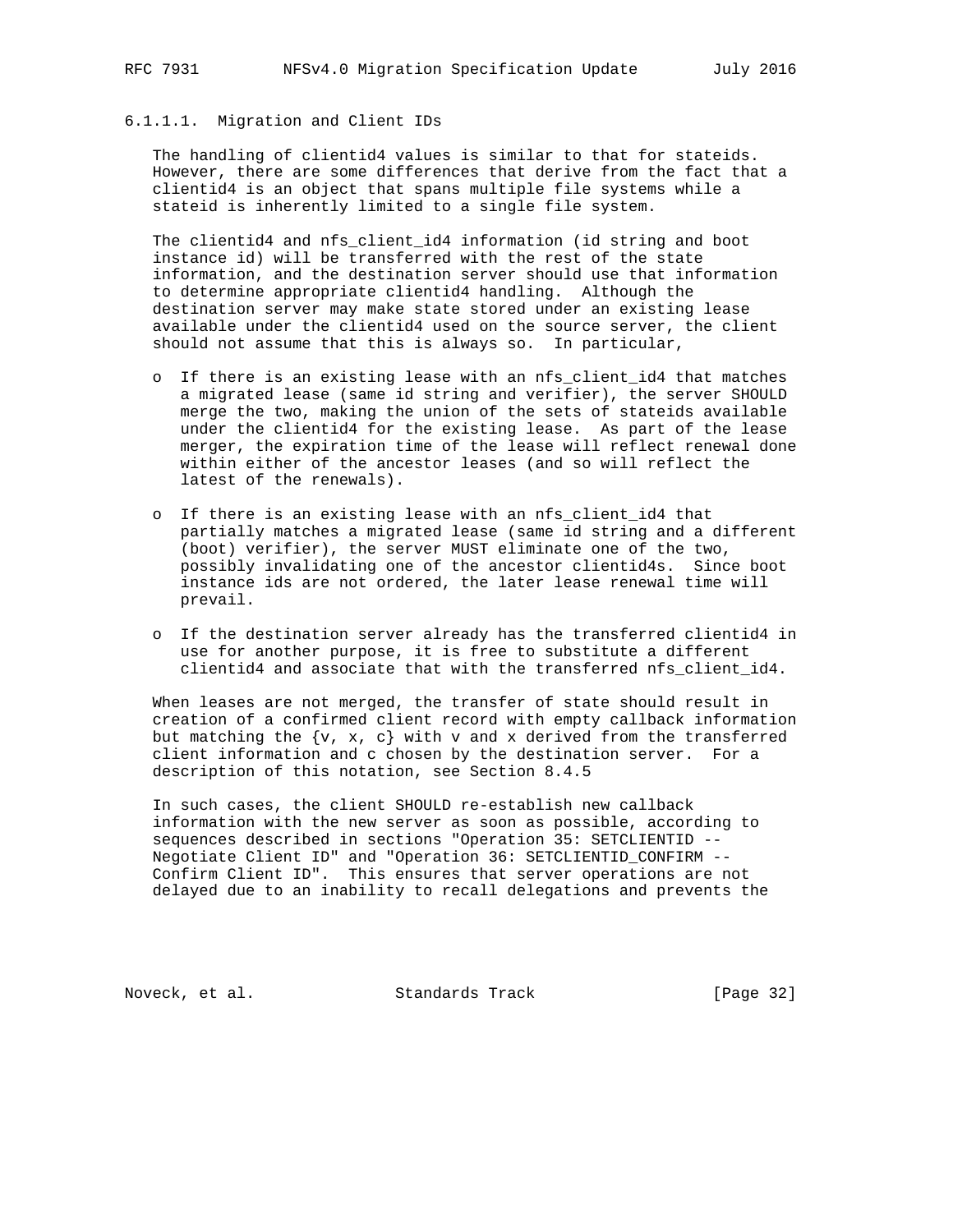#### 6.1.1.1. Migration and Client IDs

The handling of clientid4 values is similar to that for stateids. However, there are some differences that derive from the fact that a clientid4 is an object that spans multiple file systems while a stateid is inherently limited to a single file system.

The clientid4 and nfs_client_id4 information (id string and boot instance id) will be transferred with the rest of the state information, and the destination server should use that information to determine appropriate clientid4 handling. Although the destination server may make state stored under an existing lease available under the clientid4 used on the source server, the client should not assume that this is always so. In particular,

- If there is an existing lease with an nfs_client_id4 that matches a migrated lease (same id string and verifier), the server SHOULD merge the two, making the union of the sets of stateids available under the clientid4 for the existing lease. As part of the lease merger, the expiration time of the lease will reflect renewal done within either of the ancestor leases (and so will reflect the latest of the renewals).

- If there is an existing lease with an nfs_client_id4 that partially matches a migrated lease (same id string and a different (boot) verifier), the server MUST eliminate one of the two, possibly invalidating one of the ancestor clientid4s. Since boot instance ids are not ordered, the later lease renewal time will prevail.

- If the destination server already has the transferred clientid4 in use for another purpose, it is free to substitute a different clientid4 and associate that with the transferred nfs_client_id4.

When leases are not merged, the transfer of state should result in creation of a confirmed client record with empty callback information but matching the {v, x, c} with v and x derived from the transferred client information and c chosen by the destination server. For a description of this notation, see Section 8.4.5

In such cases, the client SHOULD re-establish new callback information with the new server as soon as possible, according to sequences described in sections "Operation 35: SETCLIENTID -- Negotiate Client ID" and "Operation 36: SETCLIENTID_CONFIRM -- Confirm Client ID". This ensures that server operations are not delayed due to an inability to recall delegations and prevents the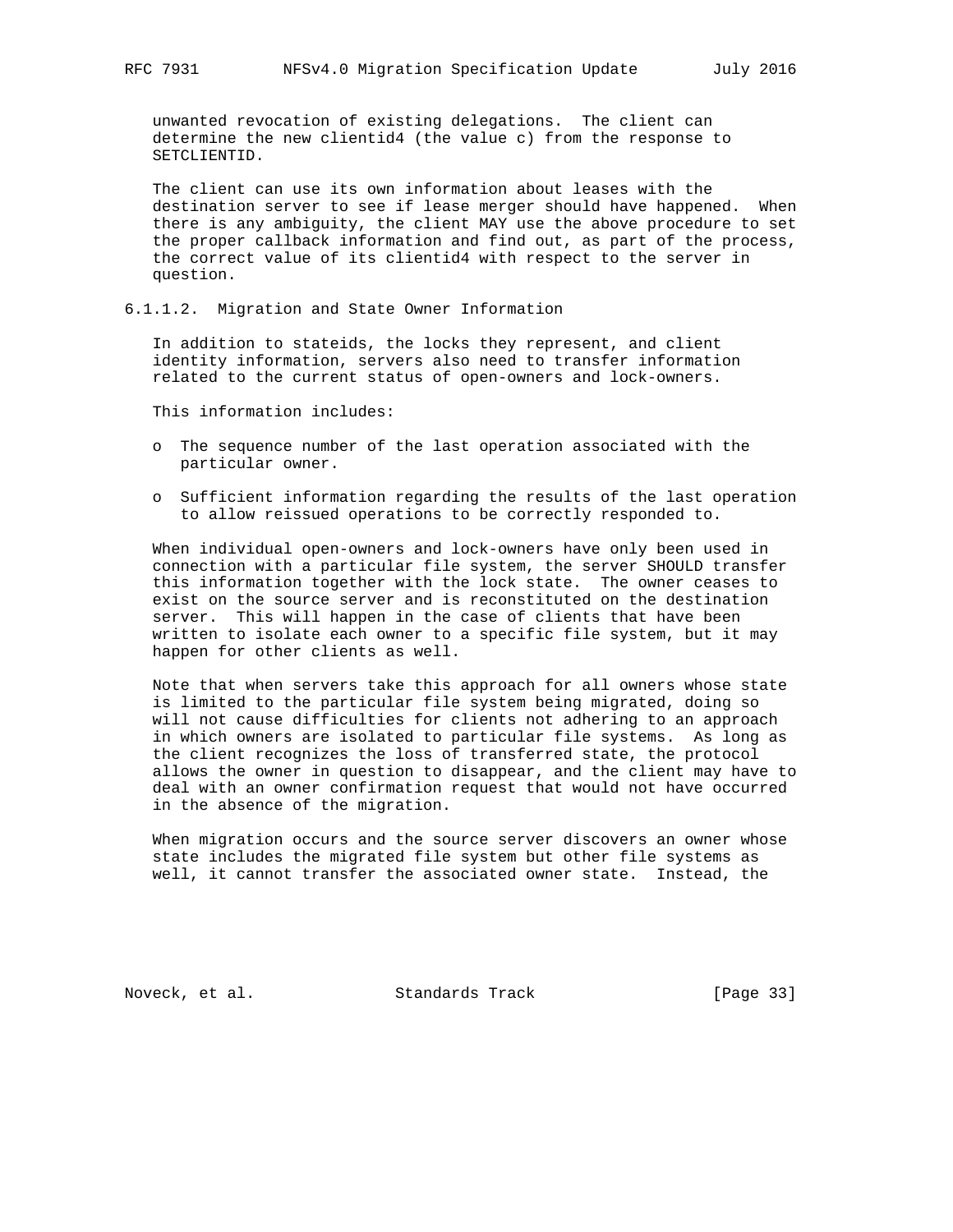unwanted revocation of existing delegations. The client can determine the new clientid4 (the value c) from the response to SETCLIENTID.

The client can use its own information about leases with the destination server to see if lease merger should have happened. When there is any ambiguity, the client MAY use the above procedure to set the proper callback information and find out, as part of the process, the correct value of its clientid4 with respect to the server in question.

#### 6.1.1.2. Migration and State Owner Information

In addition to stateids, the locks they represent, and client identity information, servers also need to transfer information related to the current status of open-owners and lock-owners.

This information includes:

- The sequence number of the last operation associated with the particular owner.
- Sufficient information regarding the results of the last operation to allow reissued operations to be correctly responded to.

When individual open-owners and lock-owners have only been used in connection with a particular file system, the server SHOULD transfer this information together with the lock state. The owner ceases to exist on the source server and is reconstituted on the destination server. This will happen in the case of clients that have been written to isolate each owner to a specific file system, but it may happen for other clients as well.

Note that when servers take this approach for all owners whose state is limited to the particular file system being migrated, doing so will not cause difficulties for clients not adhering to an approach in which owners are isolated to particular file systems. As long as the client recognizes the loss of transferred state, the protocol allows the owner in question to disappear, and the client may have to deal with an owner confirmation request that would not have occurred in the absence of the migration.

When migration occurs and the source server discovers an owner whose state includes the migrated file system but other file systems as well, it cannot transfer the associated owner state. Instead, the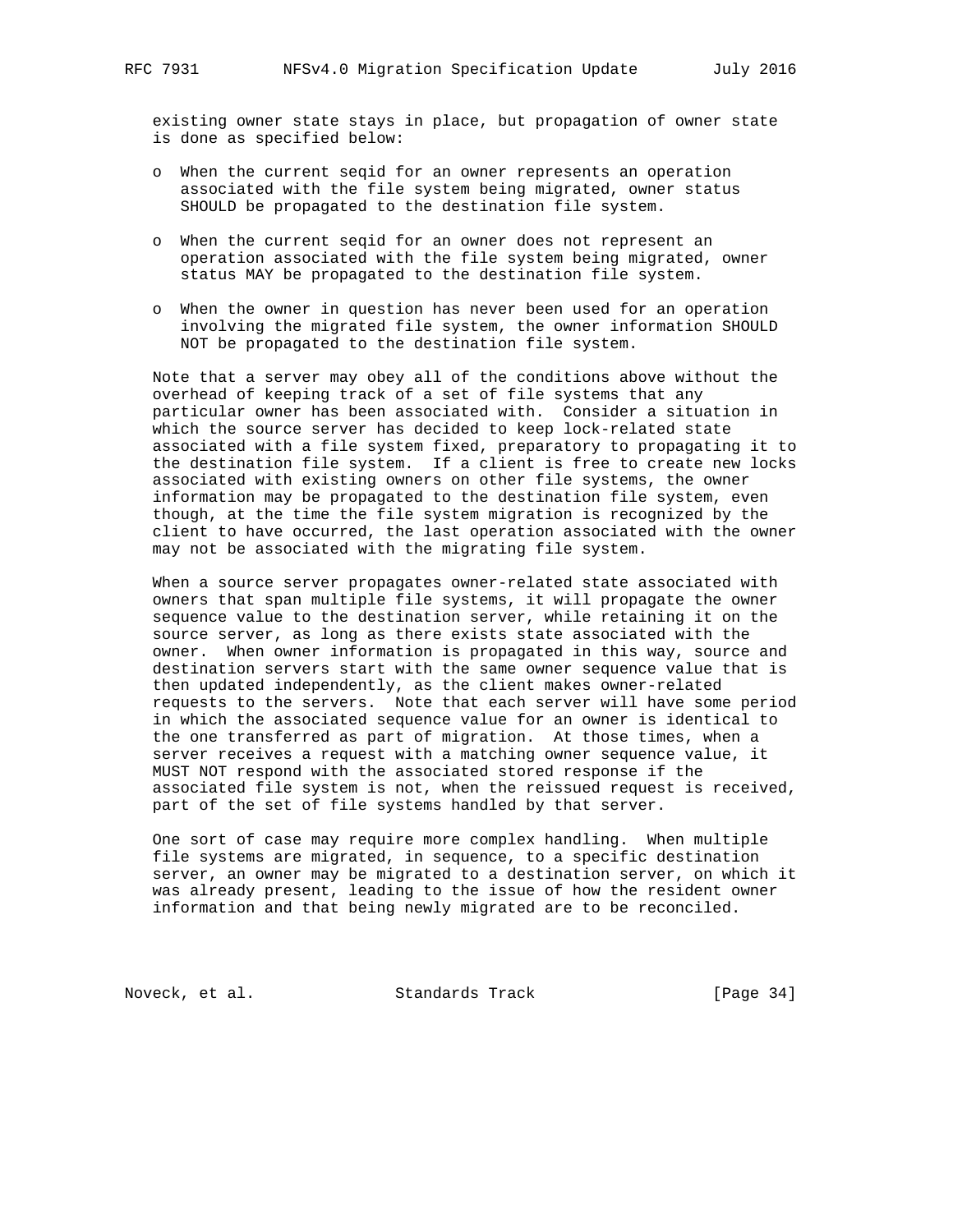existing owner state stays in place, but propagation of owner state is done as specified below:

- When the current seqid for an owner represents an operation associated with the file system being migrated, owner status SHOULD be propagated to the destination file system.

- When the current seqid for an owner does not represent an operation associated with the file system being migrated, owner status MAY be propagated to the destination file system.

- When the owner in question has never been used for an operation involving the migrated file system, the owner information SHOULD NOT be propagated to the destination file system.

Note that a server may obey all of the conditions above without the overhead of keeping track of a set of file systems that any particular owner has been associated with. Consider a situation in which the source server has decided to keep lock-related state associated with a file system fixed, preparatory to propagating it to the destination file system. If a client is free to create new locks associated with existing owners on other file systems, the owner information may be propagated to the destination file system, even though, at the time the file system migration is recognized by the client to have occurred, the last operation associated with the owner may not be associated with the migrating file system.

When a source server propagates owner-related state associated with owners that span multiple file systems, it will propagate the owner sequence value to the destination server, while retaining it on the source server, as long as there exists state associated with the owner. When owner information is propagated in this way, source and destination servers start with the same owner sequence value that is then updated independently, as the client makes owner-related requests to the servers. Note that each server will have some period in which the associated sequence value for an owner is identical to the one transferred as part of migration. At those times, when a server receives a request with a matching owner sequence value, it MUST NOT respond with the associated stored response if the associated file system is not, when the reissued request is received, part of the set of file systems handled by that server.

One sort of case may require more complex handling. When multiple file systems are migrated, in sequence, to a specific destination server, an owner may be migrated to a destination server, on which it was already present, leading to the issue of how the resident owner information and that being newly migrated are to be reconciled.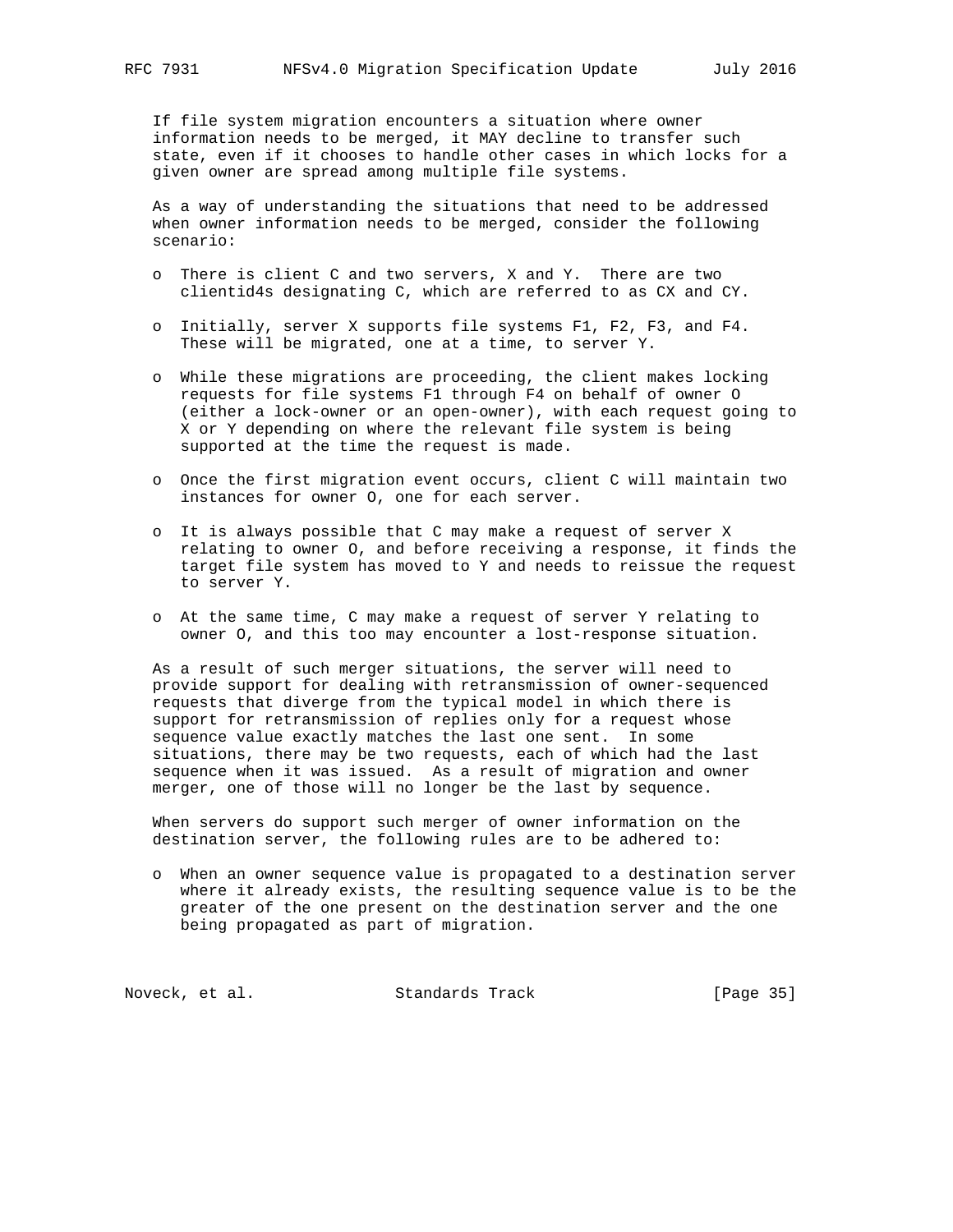If file system migration encounters a situation where owner information needs to be merged, it MAY decline to transfer such state, even if it chooses to handle other cases in which locks for a given owner are spread among multiple file systems.

As a way of understanding the situations that need to be addressed when owner information needs to be merged, consider the following scenario:

- There is client C and two servers, X and Y. There are two clientid4s designating C, which are referred to as CX and CY.
- Initially, server X supports file systems F1, F2, F3, and F4. These will be migrated, one at a time, to server Y.
- While these migrations are proceeding, the client makes locking requests for file systems F1 through F4 on behalf of owner O (either a lock-owner or an open-owner), with each request going to X or Y depending on where the relevant file system is being supported at the time the request is made.
- Once the first migration event occurs, client C will maintain two instances for owner O, one for each server.
- It is always possible that C may make a request of server X relating to owner O, and before receiving a response, it finds the target file system has moved to Y and needs to reissue the request to server Y.
- At the same time, C may make a request of server Y relating to owner O, and this too may encounter a lost-response situation.

As a result of such merger situations, the server will need to provide support for dealing with retransmission of owner-sequenced requests that diverge from the typical model in which there is support for retransmission of replies only for a request whose sequence value exactly matches the last one sent. In some situations, there may be two requests, each of which had the last sequence when it was issued. As a result of migration and owner merger, one of those will no longer be the last by sequence.

When servers do support such merger of owner information on the destination server, the following rules are to be adhered to:

- When an owner sequence value is propagated to a destination server where it already exists, the resulting sequence value is to be the greater of the one present on the destination server and the one being propagated as part of migration.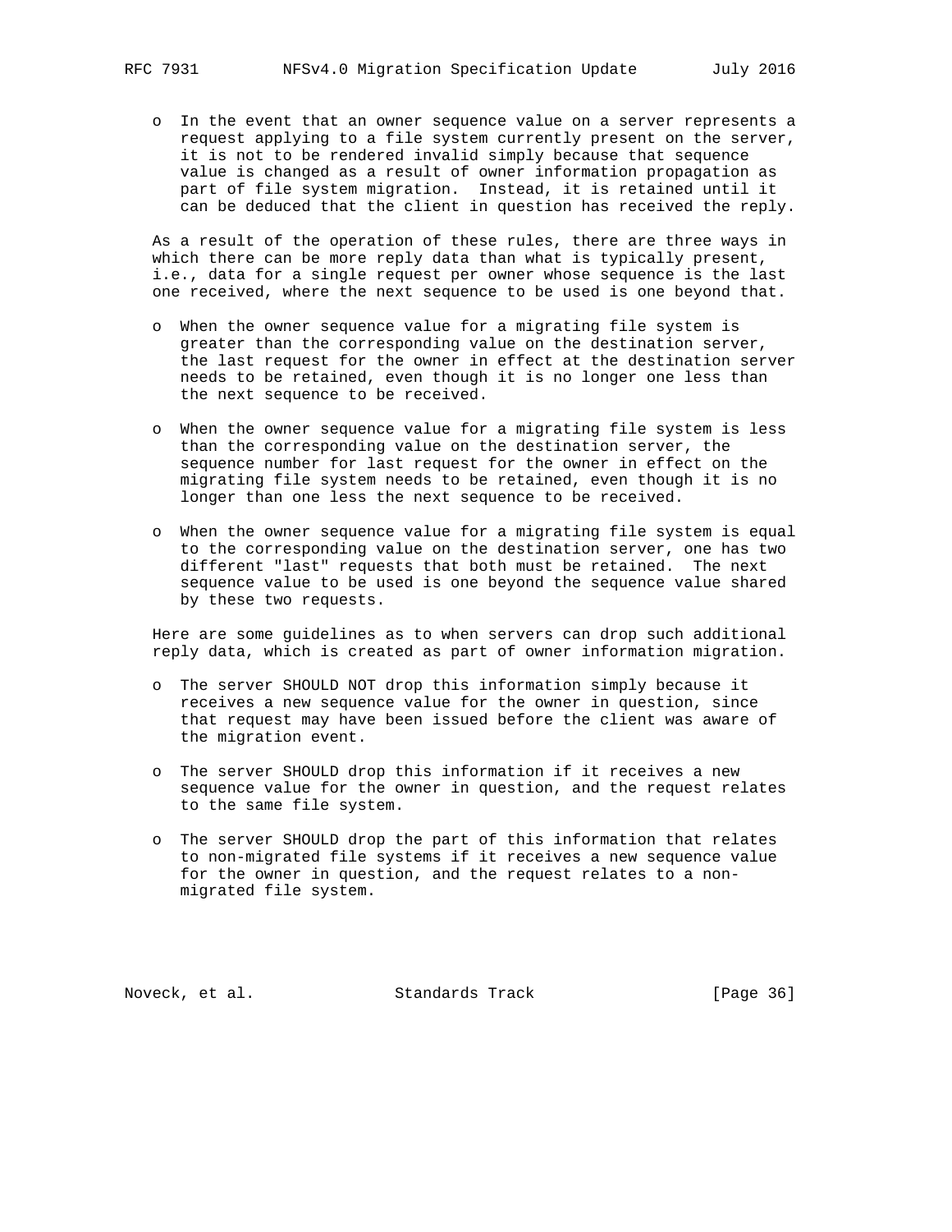- In the event that an owner sequence value on a server represents a request applying to a file system currently present on the server, it is not to be rendered invalid simply because that sequence value is changed as a result of owner information propagation as part of file system migration. Instead, it is retained until it can be deduced that the client in question has received the reply.

As a result of the operation of these rules, there are three ways in which there can be more reply data than what is typically present, i.e., data for a single request per owner whose sequence is the last one received, where the next sequence to be used is one beyond that.

- When the owner sequence value for a migrating file system is greater than the corresponding value on the destination server, the last request for the owner in effect at the destination server needs to be retained, even though it is no longer one less than the next sequence to be received.
- When the owner sequence value for a migrating file system is less than the corresponding value on the destination server, the sequence number for last request for the owner in effect on the migrating file system needs to be retained, even though it is no longer than one less the next sequence to be received.
- When the owner sequence value for a migrating file system is equal to the corresponding value on the destination server, one has two different "last" requests that both must be retained. The next sequence value to be used is one beyond the sequence value shared by these two requests.

Here are some guidelines as to when servers can drop such additional reply data, which is created as part of owner information migration.

- The server SHOULD NOT drop this information simply because it receives a new sequence value for the owner in question, since that request may have been issued before the client was aware of the migration event.
- The server SHOULD drop this information if it receives a new sequence value for the owner in question, and the request relates to the same file system.
- The server SHOULD drop the part of this information that relates to non-migrated file systems if it receives a new sequence value for the owner in question, and the request relates to a non-migrated file system.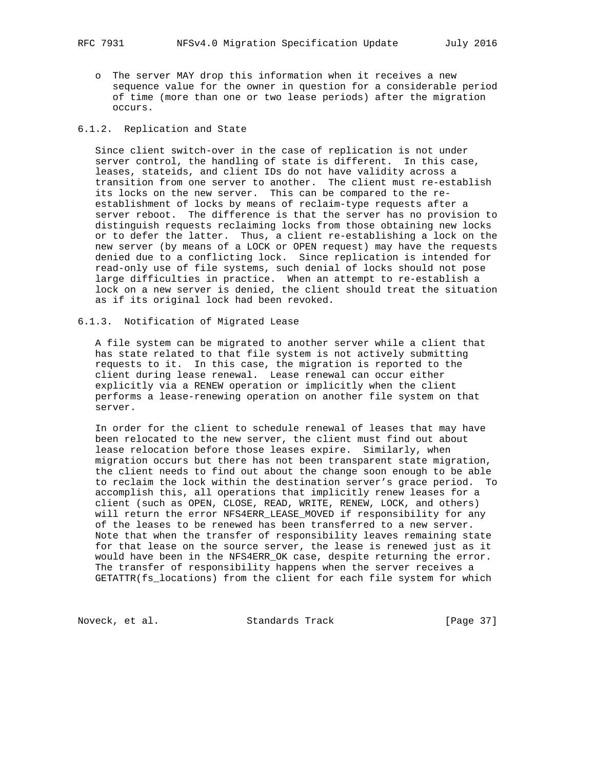- The server MAY drop this information when it receives a new sequence value for the owner in question for a considerable period of time (more than one or two lease periods) after the migration occurs.

### 6.1.2. Replication and State

Since client switch-over in the case of replication is not under server control, the handling of state is different. In this case, leases, stateids, and client IDs do not have validity across a transition from one server to another. The client must re-establish its locks on the new server. This can be compared to the re-establishment of locks by means of reclaim-type requests after a server reboot. The difference is that the server has no provision to distinguish requests reclaiming locks from those obtaining new locks or to defer the latter. Thus, a client re-establishing a lock on the new server (by means of a LOCK or OPEN request) may have the requests denied due to a conflicting lock. Since replication is intended for read-only use of file systems, such denial of locks should not pose large difficulties in practice. When an attempt to re-establish a lock on a new server is denied, the client should treat the situation as if its original lock had been revoked.

### 6.1.3. Notification of Migrated Lease

A file system can be migrated to another server while a client that has state related to that file system is not actively submitting requests to it. In this case, the migration is reported to the client during lease renewal. Lease renewal can occur either explicitly via a RENEW operation or implicitly when the client performs a lease-renewing operation on another file system on that server.

In order for the client to schedule renewal of leases that may have been relocated to the new server, the client must find out about lease relocation before those leases expire. Similarly, when migration occurs but there has not been transparent state migration, the client needs to find out about the change soon enough to be able to reclaim the lock within the destination server's grace period. To accomplish this, all operations that implicitly renew leases for a client (such as OPEN, CLOSE, READ, WRITE, RENEW, LOCK, and others) will return the error NFS4ERR_LEASE_MOVED if responsibility for any of the leases to be renewed has been transferred to a new server. Note that when the transfer of responsibility leaves remaining state for that lease on the source server, the lease is renewed just as it would have been in the NFS4ERR_OK case, despite returning the error. The transfer of responsibility happens when the server receives a GETATTR(fs_locations) from the client for each file system for which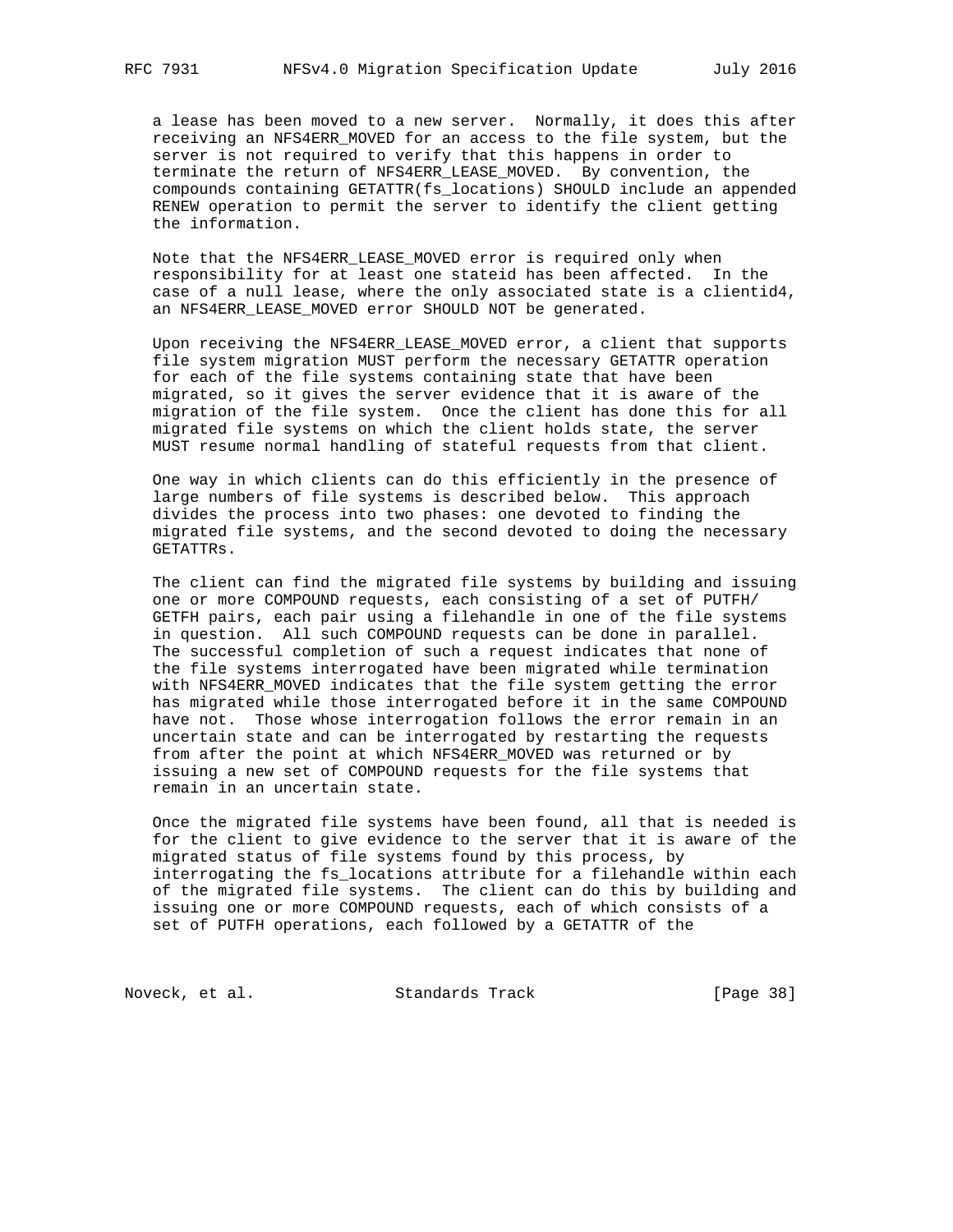a lease has been moved to a new server. Normally, it does this after receiving an NFS4ERR_MOVED for an access to the file system, but the server is not required to verify that this happens in order to terminate the return of NFS4ERR_LEASE_MOVED. By convention, the compounds containing GETATTR(fs_locations) SHOULD include an appended RENEW operation to permit the server to identify the client getting the information.

Note that the NFS4ERR_LEASE_MOVED error is required only when responsibility for at least one stateid has been affected. In the case of a null lease, where the only associated state is a clientid4, an NFS4ERR_LEASE_MOVED error SHOULD NOT be generated.

Upon receiving the NFS4ERR_LEASE_MOVED error, a client that supports file system migration MUST perform the necessary GETATTR operation for each of the file systems containing state that have been migrated, so it gives the server evidence that it is aware of the migration of the file system. Once the client has done this for all migrated file systems on which the client holds state, the server MUST resume normal handling of stateful requests from that client.

One way in which clients can do this efficiently in the presence of large numbers of file systems is described below. This approach divides the process into two phases: one devoted to finding the migrated file systems, and the second devoted to doing the necessary GETATTRs.

The client can find the migrated file systems by building and issuing one or more COMPOUND requests, each consisting of a set of PUTFH/GETFH pairs, each pair using a filehandle in one of the file systems in question. All such COMPOUND requests can be done in parallel. The successful completion of such a request indicates that none of the file systems interrogated have been migrated while termination with NFS4ERR_MOVED indicates that the file system getting the error has migrated while those interrogated before it in the same COMPOUND have not. Those whose interrogation follows the error remain in an uncertain state and can be interrogated by restarting the requests from after the point at which NFS4ERR_MOVED was returned or by issuing a new set of COMPOUND requests for the file systems that remain in an uncertain state.

Once the migrated file systems have been found, all that is needed is for the client to give evidence to the server that it is aware of the migrated status of file systems found by this process, by interrogating the fs_locations attribute for a filehandle within each of the migrated file systems. The client can do this by building and issuing one or more COMPOUND requests, each of which consists of a set of PUTFH operations, each followed by a GETATTR of the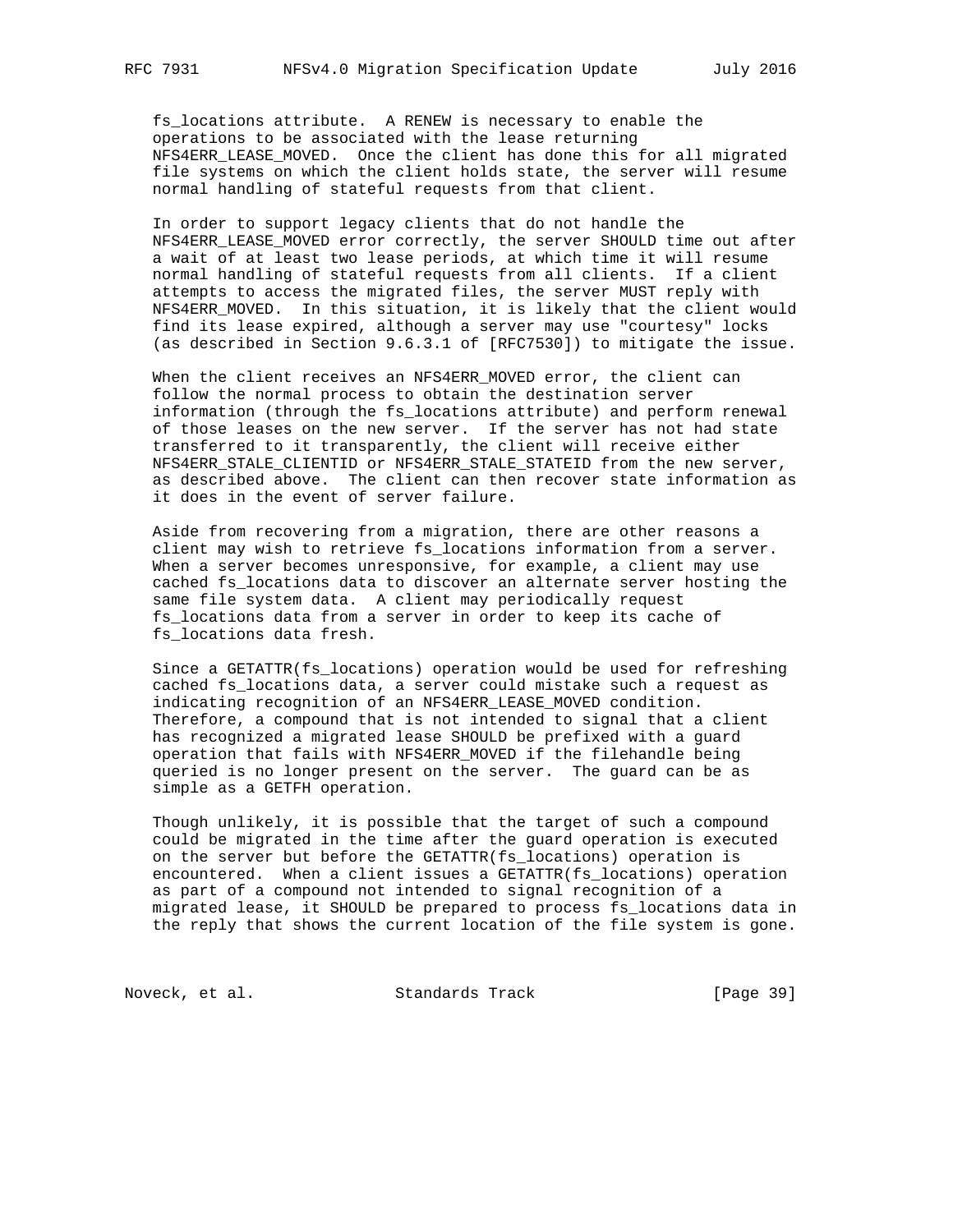fs_locations attribute. A RENEW is necessary to enable the operations to be associated with the lease returning NFS4ERR_LEASE_MOVED. Once the client has done this for all migrated file systems on which the client holds state, the server will resume normal handling of stateful requests from that client.

In order to support legacy clients that do not handle the NFS4ERR_LEASE_MOVED error correctly, the server SHOULD time out after a wait of at least two lease periods, at which time it will resume normal handling of stateful requests from all clients. If a client attempts to access the migrated files, the server MUST reply with NFS4ERR_MOVED. In this situation, it is likely that the client would find its lease expired, although a server may use "courtesy" locks (as described in Section 9.6.3.1 of [RFC7530]) to mitigate the issue.

When the client receives an NFS4ERR_MOVED error, the client can follow the normal process to obtain the destination server information (through the fs_locations attribute) and perform renewal of those leases on the new server. If the server has not had state transferred to it transparently, the client will receive either NFS4ERR_STALE_CLIENTID or NFS4ERR_STALE_STATEID from the new server, as described above. The client can then recover state information as it does in the event of server failure.

Aside from recovering from a migration, there are other reasons a client may wish to retrieve fs_locations information from a server. When a server becomes unresponsive, for example, a client may use cached fs_locations data to discover an alternate server hosting the same file system data. A client may periodically request fs_locations data from a server in order to keep its cache of fs_locations data fresh.

Since a GETATTR(fs_locations) operation would be used for refreshing cached fs_locations data, a server could mistake such a request as indicating recognition of an NFS4ERR_LEASE_MOVED condition. Therefore, a compound that is not intended to signal that a client has recognized a migrated lease SHOULD be prefixed with a guard operation that fails with NFS4ERR_MOVED if the filehandle being queried is no longer present on the server. The guard can be as simple as a GETFH operation.

Though unlikely, it is possible that the target of such a compound could be migrated in the time after the guard operation is executed on the server but before the GETATTR(fs_locations) operation is encountered. When a client issues a GETATTR(fs_locations) operation as part of a compound not intended to signal recognition of a migrated lease, it SHOULD be prepared to process fs_locations data in the reply that shows the current location of the file system is gone.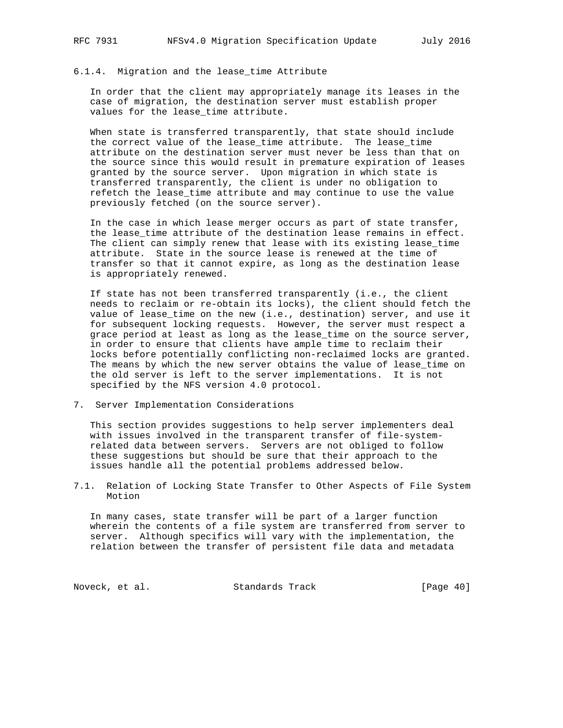### 6.1.4. Migration and the lease_time Attribute

In order that the client may appropriately manage its leases in the case of migration, the destination server must establish proper values for the lease_time attribute.

When state is transferred transparently, that state should include the correct value of the lease_time attribute. The lease_time attribute on the destination server must never be less than that on the source since this would result in premature expiration of leases granted by the source server. Upon migration in which state is transferred transparently, the client is under no obligation to refetch the lease_time attribute and may continue to use the value previously fetched (on the source server).

In the case in which lease merger occurs as part of state transfer, the lease_time attribute of the destination lease remains in effect. The client can simply renew that lease with its existing lease_time attribute. State in the source lease is renewed at the time of transfer so that it cannot expire, as long as the destination lease is appropriately renewed.

If state has not been transferred transparently (i.e., the client needs to reclaim or re-obtain its locks), the client should fetch the value of lease_time on the new (i.e., destination) server, and use it for subsequent locking requests. However, the server must respect a grace period at least as long as the lease_time on the source server, in order to ensure that clients have ample time to reclaim their locks before potentially conflicting non-reclaimed locks are granted. The means by which the new server obtains the value of lease_time on the old server is left to the server implementations. It is not specified by the NFS version 4.0 protocol.

# 7. Server Implementation Considerations

This section provides suggestions to help server implementers deal with issues involved in the transparent transfer of file-system-related data between servers. Servers are not obliged to follow these suggestions but should be sure that their approach to the issues handle all the potential problems addressed below.

## 7.1. Relation of Locking State Transfer to Other Aspects of File System Motion

In many cases, state transfer will be part of a larger function wherein the contents of a file system are transferred from server to server. Although specifics will vary with the implementation, the relation between the transfer of persistent file data and metadata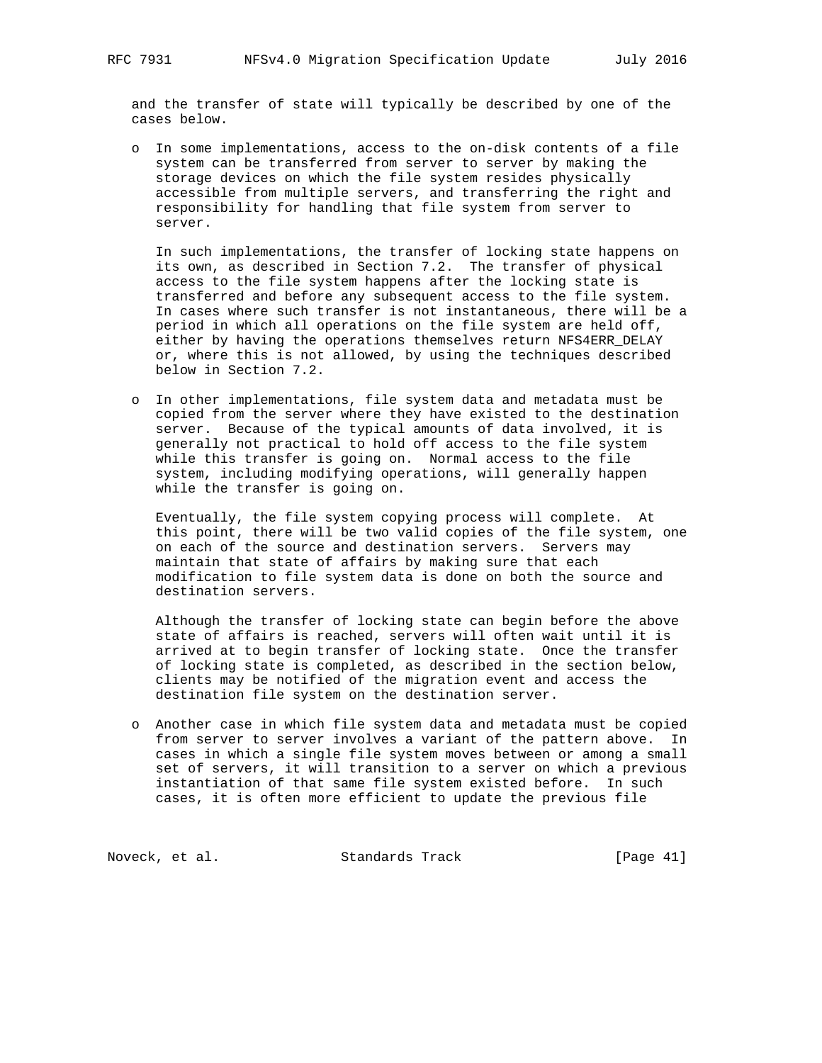and the transfer of state will typically be described by one of the cases below.

- In some implementations, access to the on-disk contents of a file system can be transferred from server to server by making the storage devices on which the file system resides physically accessible from multiple servers, and transferring the right and responsibility for handling that file system from server to server.

  In such implementations, the transfer of locking state happens on its own, as described in Section 7.2. The transfer of physical access to the file system happens after the locking state is transferred and before any subsequent access to the file system. In cases where such transfer is not instantaneous, there will be a period in which all operations on the file system are held off, either by having the operations themselves return NFS4ERR_DELAY or, where this is not allowed, by using the techniques described below in Section 7.2.

- In other implementations, file system data and metadata must be copied from the server where they have existed to the destination server. Because of the typical amounts of data involved, it is generally not practical to hold off access to the file system while this transfer is going on. Normal access to the file system, including modifying operations, will generally happen while the transfer is going on.

  Eventually, the file system copying process will complete. At this point, there will be two valid copies of the file system, one on each of the source and destination servers. Servers may maintain that state of affairs by making sure that each modification to file system data is done on both the source and destination servers.

  Although the transfer of locking state can begin before the above state of affairs is reached, servers will often wait until it is arrived at to begin transfer of locking state. Once the transfer of locking state is completed, as described in the section below, clients may be notified of the migration event and access the destination file system on the destination server.

- Another case in which file system data and metadata must be copied from server to server involves a variant of the pattern above. In cases in which a single file system moves between or among a small set of servers, it will transition to a server on which a previous instantiation of that same file system existed before. In such cases, it is often more efficient to update the previous file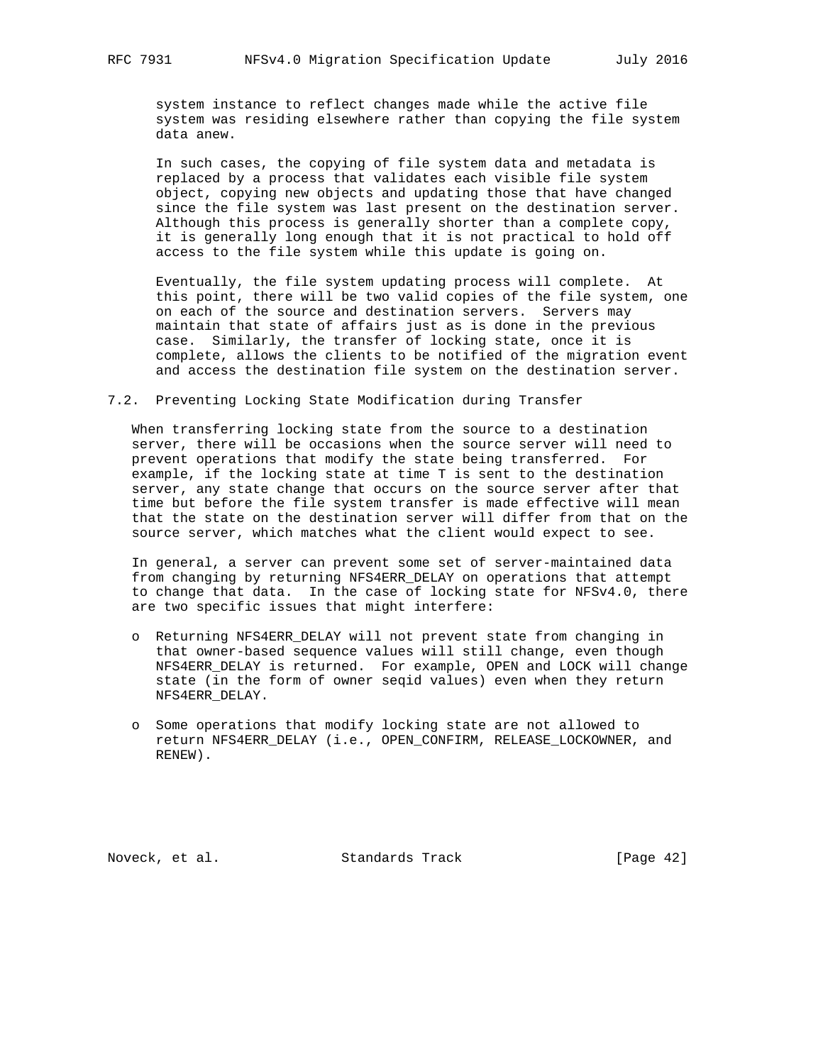system instance to reflect changes made while the active file system was residing elsewhere rather than copying the file system data anew.

In such cases, the copying of file system data and metadata is replaced by a process that validates each visible file system object, copying new objects and updating those that have changed since the file system was last present on the destination server. Although this process is generally shorter than a complete copy, it is generally long enough that it is not practical to hold off access to the file system while this update is going on.

Eventually, the file system updating process will complete. At this point, there will be two valid copies of the file system, one on each of the source and destination servers. Servers may maintain that state of affairs just as is done in the previous case. Similarly, the transfer of locking state, once it is complete, allows the clients to be notified of the migration event and access the destination file system on the destination server.

## 7.2. Preventing Locking State Modification during Transfer

When transferring locking state from the source to a destination server, there will be occasions when the source server will need to prevent operations that modify the state being transferred. For example, if the locking state at time T is sent to the destination server, any state change that occurs on the source server after that time but before the file system transfer is made effective will mean that the state on the destination server will differ from that on the source server, which matches what the client would expect to see.

In general, a server can prevent some set of server-maintained data from changing by returning NFS4ERR_DELAY on operations that attempt to change that data. In the case of locking state for NFSv4.0, there are two specific issues that might interfere:

- Returning NFS4ERR_DELAY will not prevent state from changing in that owner-based sequence values will still change, even though NFS4ERR_DELAY is returned. For example, OPEN and LOCK will change state (in the form of owner seqid values) even when they return NFS4ERR_DELAY.

- Some operations that modify locking state are not allowed to return NFS4ERR_DELAY (i.e., OPEN_CONFIRM, RELEASE_LOCKOWNER, and RENEW).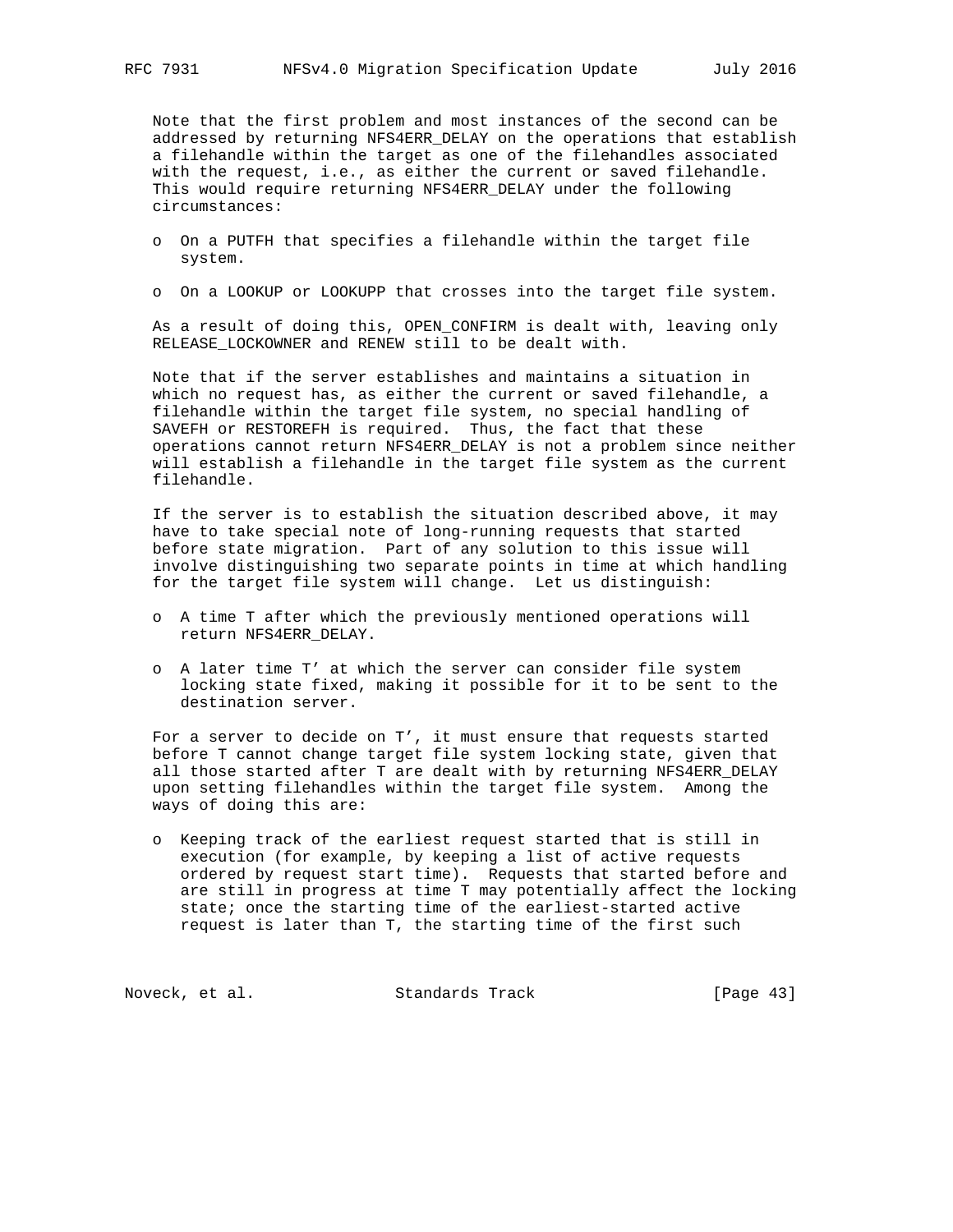Note that the first problem and most instances of the second can be addressed by returning NFS4ERR_DELAY on the operations that establish a filehandle within the target as one of the filehandles associated with the request, i.e., as either the current or saved filehandle. This would require returning NFS4ERR_DELAY under the following circumstances:

- On a PUTFH that specifies a filehandle within the target file system.
- On a LOOKUP or LOOKUPP that crosses into the target file system.

As a result of doing this, OPEN_CONFIRM is dealt with, leaving only RELEASE_LOCKOWNER and RENEW still to be dealt with.

Note that if the server establishes and maintains a situation in which no request has, as either the current or saved filehandle, a filehandle within the target file system, no special handling of SAVEFH or RESTOREFH is required. Thus, the fact that these operations cannot return NFS4ERR_DELAY is not a problem since neither will establish a filehandle in the target file system as the current filehandle.

If the server is to establish the situation described above, it may have to take special note of long-running requests that started before state migration. Part of any solution to this issue will involve distinguishing two separate points in time at which handling for the target file system will change. Let us distinguish:

- A time T after which the previously mentioned operations will return NFS4ERR_DELAY.
- A later time T' at which the server can consider file system locking state fixed, making it possible for it to be sent to the destination server.

For a server to decide on T', it must ensure that requests started before T cannot change target file system locking state, given that all those started after T are dealt with by returning NFS4ERR_DELAY upon setting filehandles within the target file system. Among the ways of doing this are:

- Keeping track of the earliest request started that is still in execution (for example, by keeping a list of active requests ordered by request start time). Requests that started before and are still in progress at time T may potentially affect the locking state; once the starting time of the earliest-started active request is later than T, the starting time of the first such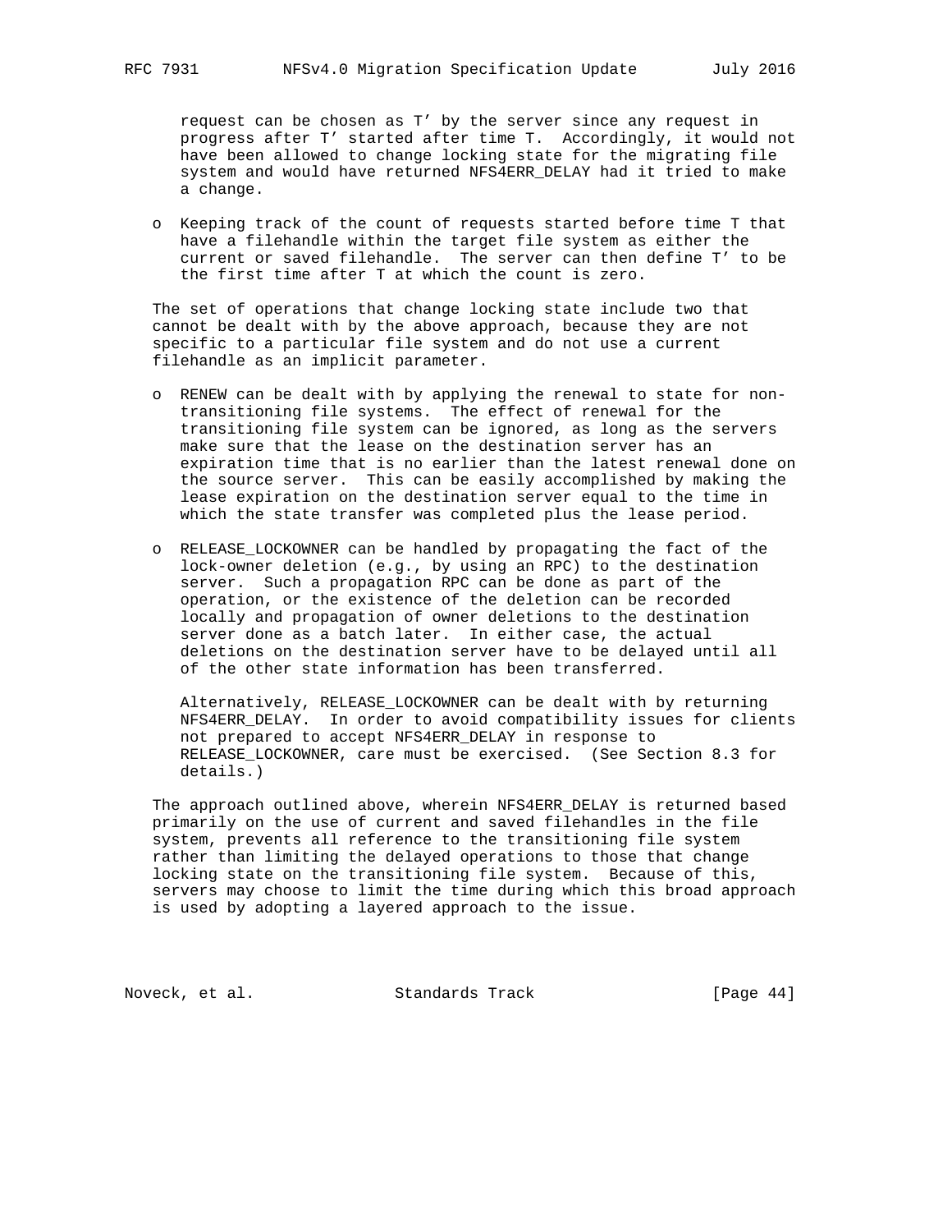request can be chosen as T' by the server since any request in progress after T' started after time T. Accordingly, it would not have been allowed to change locking state for the migrating file system and would have returned NFS4ERR_DELAY had it tried to make a change.

- Keeping track of the count of requests started before time T that have a filehandle within the target file system as either the current or saved filehandle. The server can then define T' to be the first time after T at which the count is zero.

The set of operations that change locking state include two that cannot be dealt with by the above approach, because they are not specific to a particular file system and do not use a current filehandle as an implicit parameter.

- RENEW can be dealt with by applying the renewal to state for non-transitioning file systems. The effect of renewal for the transitioning file system can be ignored, as long as the servers make sure that the lease on the destination server has an expiration time that is no earlier than the latest renewal done on the source server. This can be easily accomplished by making the lease expiration on the destination server equal to the time in which the state transfer was completed plus the lease period.

- RELEASE_LOCKOWNER can be handled by propagating the fact of the lock-owner deletion (e.g., by using an RPC) to the destination server. Such a propagation RPC can be done as part of the operation, or the existence of the deletion can be recorded locally and propagation of owner deletions to the destination server done as a batch later. In either case, the actual deletions on the destination server have to be delayed until all of the other state information has been transferred.

  Alternatively, RELEASE_LOCKOWNER can be dealt with by returning NFS4ERR_DELAY. In order to avoid compatibility issues for clients not prepared to accept NFS4ERR_DELAY in response to RELEASE_LOCKOWNER, care must be exercised. (See Section 8.3 for details.)

The approach outlined above, wherein NFS4ERR_DELAY is returned based primarily on the use of current and saved filehandles in the file system, prevents all reference to the transitioning file system rather than limiting the delayed operations to those that change locking state on the transitioning file system. Because of this, servers may choose to limit the time during which this broad approach is used by adopting a layered approach to the issue.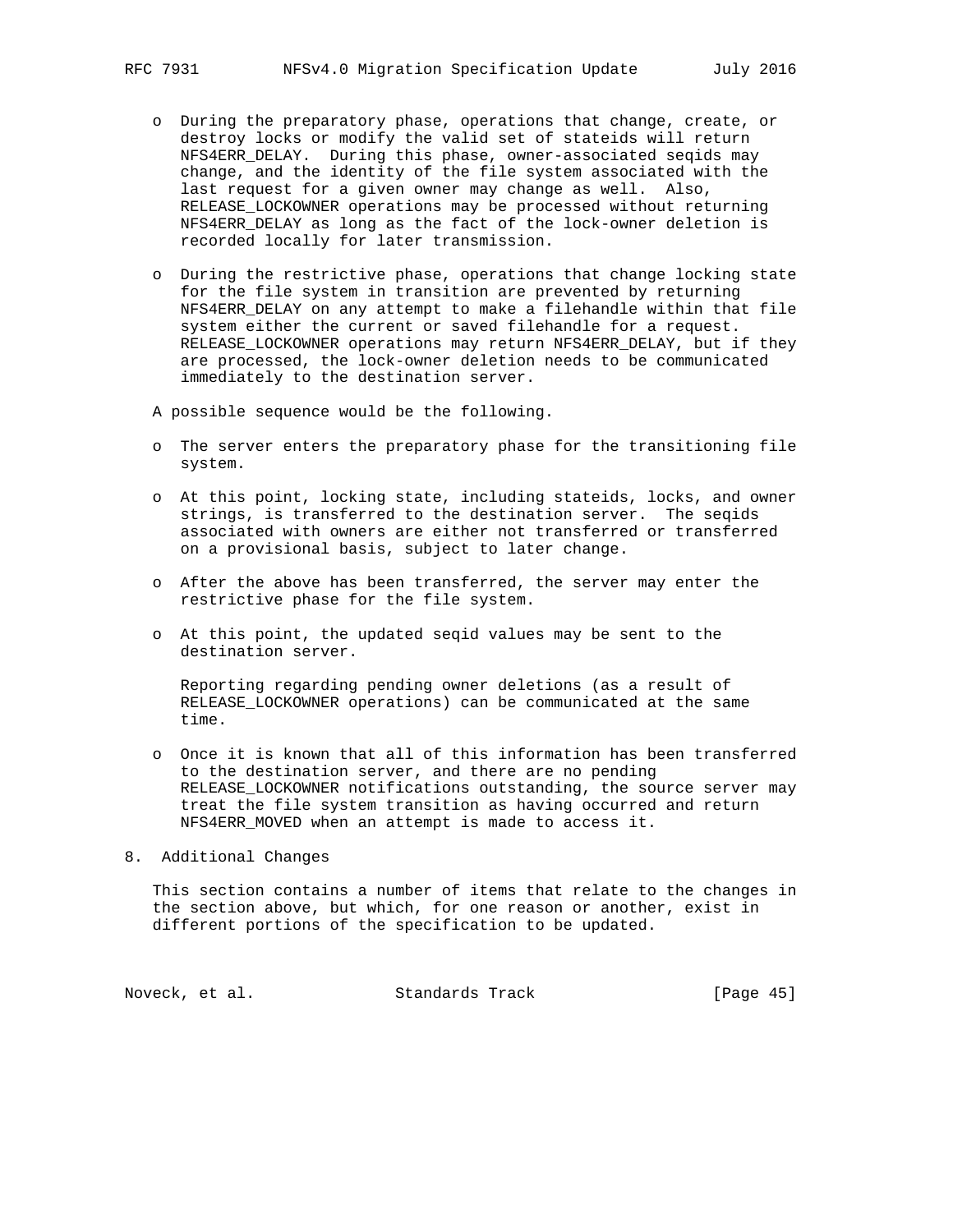- During the preparatory phase, operations that change, create, or destroy locks or modify the valid set of stateids will return NFS4ERR_DELAY. During this phase, owner-associated seqids may change, and the identity of the file system associated with the last request for a given owner may change as well. Also, RELEASE_LOCKOWNER operations may be processed without returning NFS4ERR_DELAY as long as the fact of the lock-owner deletion is recorded locally for later transmission.

- During the restrictive phase, operations that change locking state for the file system in transition are prevented by returning NFS4ERR_DELAY on any attempt to make a filehandle within that file system either the current or saved filehandle for a request. RELEASE_LOCKOWNER operations may return NFS4ERR_DELAY, but if they are processed, the lock-owner deletion needs to be communicated immediately to the destination server.

A possible sequence would be the following.

- The server enters the preparatory phase for the transitioning file system.

- At this point, locking state, including stateids, locks, and owner strings, is transferred to the destination server. The seqids associated with owners are either not transferred or transferred on a provisional basis, subject to later change.

- After the above has been transferred, the server may enter the restrictive phase for the file system.

- At this point, the updated seqid values may be sent to the destination server.

  Reporting regarding pending owner deletions (as a result of RELEASE_LOCKOWNER operations) can be communicated at the same time.

- Once it is known that all of this information has been transferred to the destination server, and there are no pending RELEASE_LOCKOWNER notifications outstanding, the source server may treat the file system transition as having occurred and return NFS4ERR_MOVED when an attempt is made to access it.

# 8. Additional Changes

This section contains a number of items that relate to the changes in the section above, but which, for one reason or another, exist in different portions of the specification to be updated.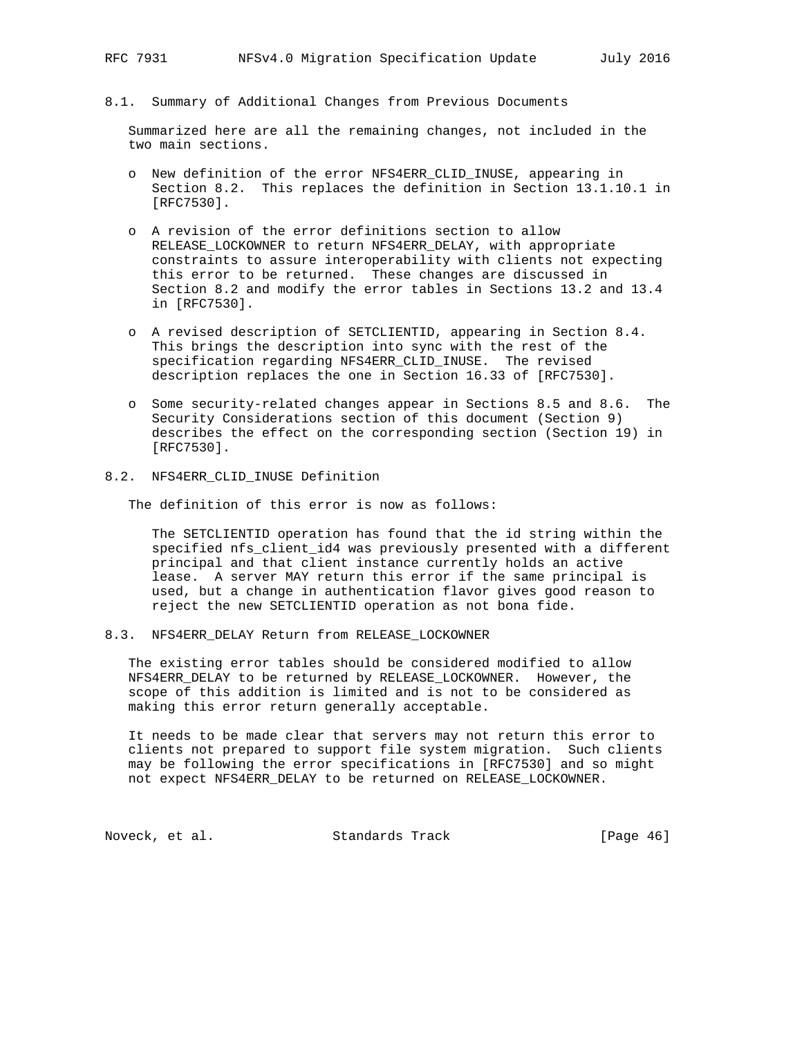### 8.1. Summary of Additional Changes from Previous Documents

Summarized here are all the remaining changes, not included in the two main sections.

- New definition of the error NFS4ERR_CLID_INUSE, appearing in Section 8.2. This replaces the definition in Section 13.1.10.1 in [RFC7530].

- A revision of the error definitions section to allow RELEASE_LOCKOWNER to return NFS4ERR_DELAY, with appropriate constraints to assure interoperability with clients not expecting this error to be returned. These changes are discussed in Section 8.2 and modify the error tables in Sections 13.2 and 13.4 in [RFC7530].

- A revised description of SETCLIENTID, appearing in Section 8.4. This brings the description into sync with the rest of the specification regarding NFS4ERR_CLID_INUSE. The revised description replaces the one in Section 16.33 of [RFC7530].

- Some security-related changes appear in Sections 8.5 and 8.6. The Security Considerations section of this document (Section 9) describes the effect on the corresponding section (Section 19) in [RFC7530].

### 8.2. NFS4ERR_CLID_INUSE Definition

The definition of this error is now as follows:

> The SETCLIENTID operation has found that the id string within the specified nfs_client_id4 was previously presented with a different principal and that client instance currently holds an active lease. A server MAY return this error if the same principal is used, but a change in authentication flavor gives good reason to reject the new SETCLIENTID operation as not bona fide.

### 8.3. NFS4ERR_DELAY Return from RELEASE_LOCKOWNER

The existing error tables should be considered modified to allow NFS4ERR_DELAY to be returned by RELEASE_LOCKOWNER. However, the scope of this addition is limited and is not to be considered as making this error return generally acceptable.

It needs to be made clear that servers may not return this error to clients not prepared to support file system migration. Such clients may be following the error specifications in [RFC7530] and so might not expect NFS4ERR_DELAY to be returned on RELEASE_LOCKOWNER.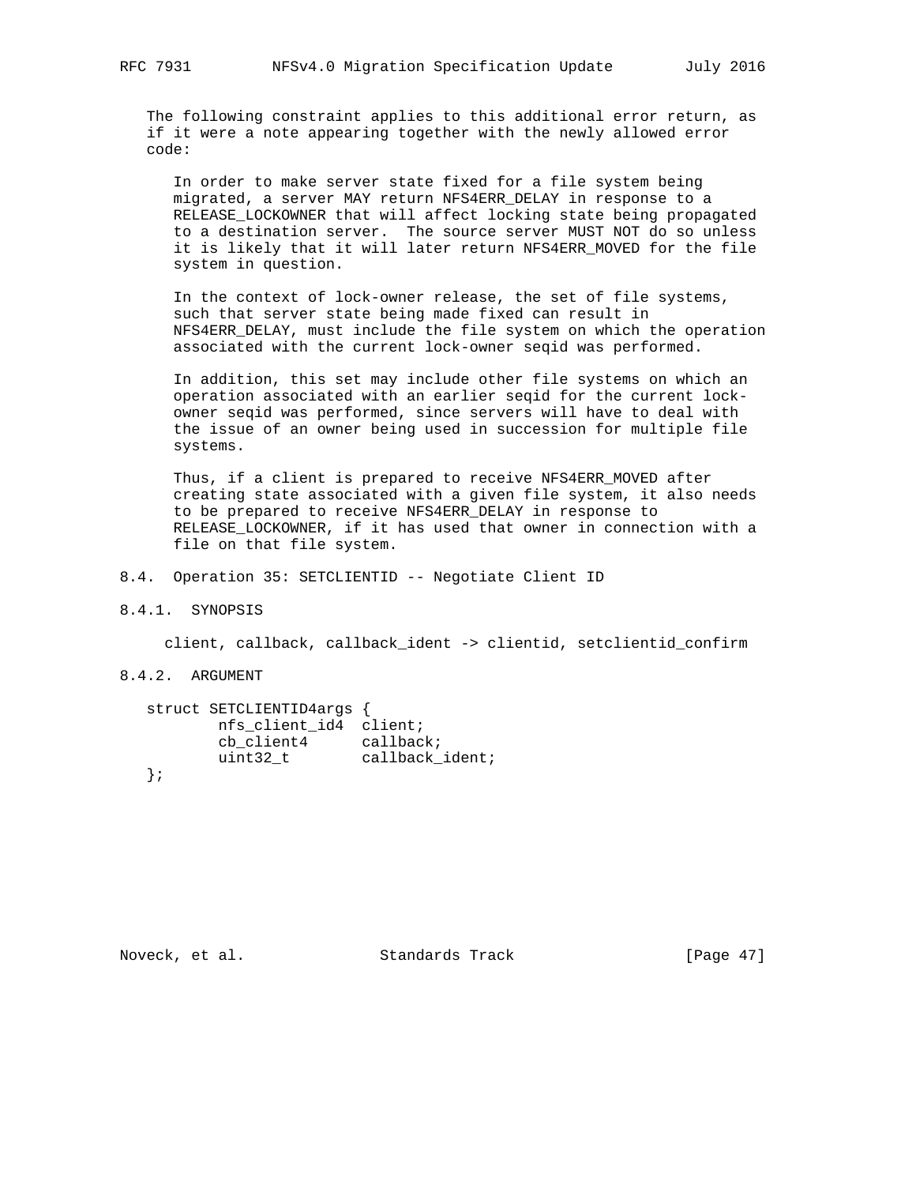The following constraint applies to this additional error return, as if it were a note appearing together with the newly allowed error code:

> In order to make server state fixed for a file system being migrated, a server MAY return NFS4ERR_DELAY in response to a RELEASE_LOCKOWNER that will affect locking state being propagated to a destination server. The source server MUST NOT do so unless it is likely that it will later return NFS4ERR_MOVED for the file system in question.
>
> In the context of lock-owner release, the set of file systems, such that server state being made fixed can result in NFS4ERR_DELAY, must include the file system on which the operation associated with the current lock-owner seqid was performed.
>
> In addition, this set may include other file systems on which an operation associated with an earlier seqid for the current lock-owner seqid was performed, since servers will have to deal with the issue of an owner being used in succession for multiple file systems.
>
> Thus, if a client is prepared to receive NFS4ERR_MOVED after creating state associated with a given file system, it also needs to be prepared to receive NFS4ERR_DELAY in response to RELEASE_LOCKOWNER, if it has used that owner in connection with a file on that file system.

## 8.4. Operation 35: SETCLIENTID -- Negotiate Client ID

### 8.4.1. SYNOPSIS

client, callback, callback_ident -> clientid, setclientid_confirm

### 8.4.2. ARGUMENT

```
struct SETCLIENTID4args {
        nfs_client_id4  client;
        cb_client4      callback;
        uint32_t        callback_ident;
};
```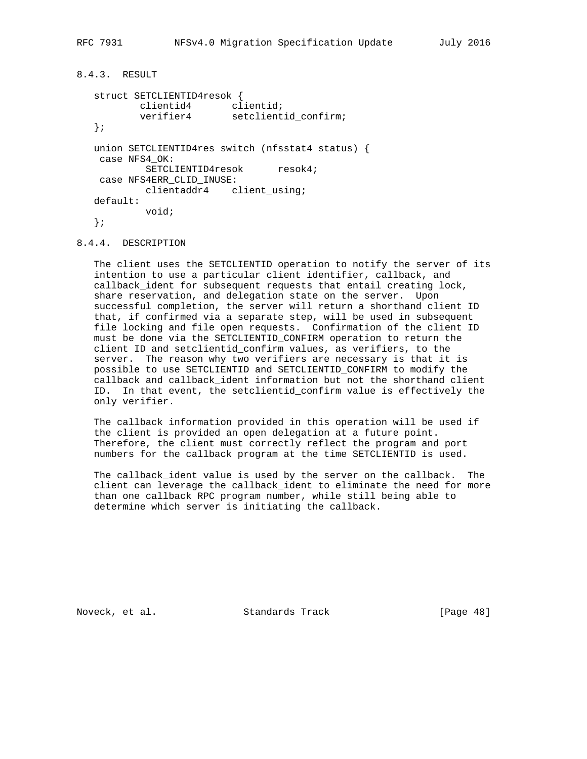### 8.4.3. RESULT

```
struct SETCLIENTID4resok {
        clientid4       clientid;
        verifier4       setclientid_confirm;
};

union SETCLIENTID4res switch (nfsstat4 status) {
 case NFS4_OK:
         SETCLIENTID4resok      resok4;
 case NFS4ERR_CLID_INUSE:
         clientaddr4    client_using;
default:
         void;
};
```

### 8.4.4. DESCRIPTION

The client uses the SETCLIENTID operation to notify the server of its intention to use a particular client identifier, callback, and callback_ident for subsequent requests that entail creating lock, share reservation, and delegation state on the server. Upon successful completion, the server will return a shorthand client ID that, if confirmed via a separate step, will be used in subsequent file locking and file open requests. Confirmation of the client ID must be done via the SETCLIENTID_CONFIRM operation to return the client ID and setclientid_confirm values, as verifiers, to the server. The reason why two verifiers are necessary is that it is possible to use SETCLIENTID and SETCLIENTID_CONFIRM to modify the callback and callback_ident information but not the shorthand client ID. In that event, the setclientid_confirm value is effectively the only verifier.

The callback information provided in this operation will be used if the client is provided an open delegation at a future point. Therefore, the client must correctly reflect the program and port numbers for the callback program at the time SETCLIENTID is used.

The callback_ident value is used by the server on the callback. The client can leverage the callback_ident to eliminate the need for more than one callback RPC program number, while still being able to determine which server is initiating the callback.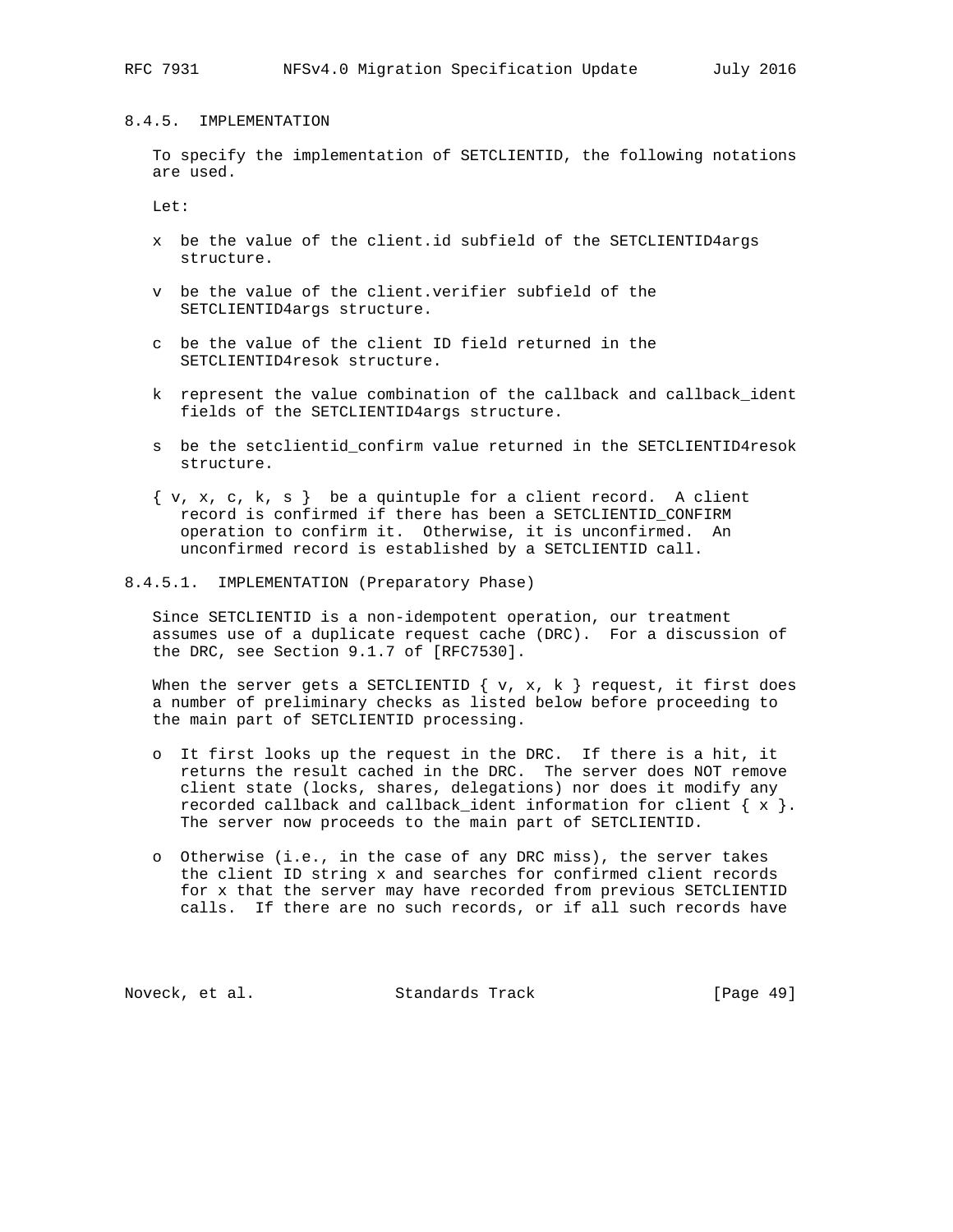### 8.4.5. IMPLEMENTATION

To specify the implementation of SETCLIENTID, the following notations are used.

Let:

- x be the value of the client.id subfield of the SETCLIENTID4args structure.
- v be the value of the client.verifier subfield of the SETCLIENTID4args structure.
- c be the value of the client ID field returned in the SETCLIENTID4resok structure.
- k represent the value combination of the callback and callback_ident fields of the SETCLIENTID4args structure.
- s be the setclientid_confirm value returned in the SETCLIENTID4resok structure.
- { v, x, c, k, s } be a quintuple for a client record. A client record is confirmed if there has been a SETCLIENTID_CONFIRM operation to confirm it. Otherwise, it is unconfirmed. An unconfirmed record is established by a SETCLIENTID call.

#### 8.4.5.1. IMPLEMENTATION (Preparatory Phase)

Since SETCLIENTID is a non-idempotent operation, our treatment assumes use of a duplicate request cache (DRC). For a discussion of the DRC, see Section 9.1.7 of [RFC7530].

When the server gets a SETCLIENTID { v, x, k } request, it first does a number of preliminary checks as listed below before proceeding to the main part of SETCLIENTID processing.

- It first looks up the request in the DRC. If there is a hit, it returns the result cached in the DRC. The server does NOT remove client state (locks, shares, delegations) nor does it modify any recorded callback and callback_ident information for client { x }. The server now proceeds to the main part of SETCLIENTID.
- Otherwise (i.e., in the case of any DRC miss), the server takes the client ID string x and searches for confirmed client records for x that the server may have recorded from previous SETCLIENTID calls. If there are no such records, or if all such records have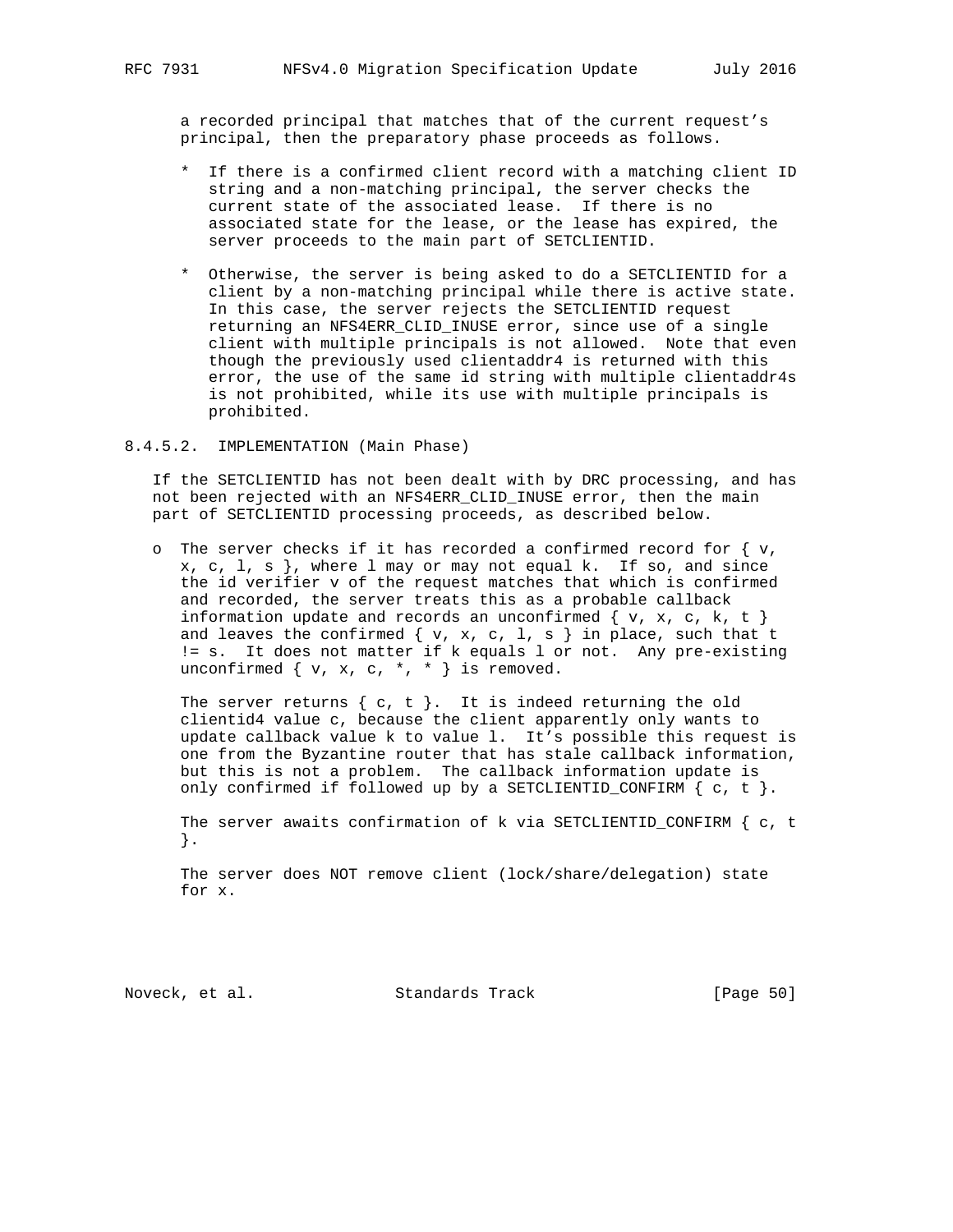a recorded principal that matches that of the current request's principal, then the preparatory phase proceeds as follows.

* If there is a confirmed client record with a matching client ID string and a non-matching principal, the server checks the current state of the associated lease. If there is no associated state for the lease, or the lease has expired, the server proceeds to the main part of SETCLIENTID.

* Otherwise, the server is being asked to do a SETCLIENTID for a client by a non-matching principal while there is active state. In this case, the server rejects the SETCLIENTID request returning an NFS4ERR_CLID_INUSE error, since use of a single client with multiple principals is not allowed. Note that even though the previously used clientaddr4 is returned with this error, the use of the same id string with multiple clientaddr4s is not prohibited, while its use with multiple principals is prohibited.

#### 8.4.5.2. IMPLEMENTATION (Main Phase)

If the SETCLIENTID has not been dealt with by DRC processing, and has not been rejected with an NFS4ERR_CLID_INUSE error, then the main part of SETCLIENTID processing proceeds, as described below.

- The server checks if it has recorded a confirmed record for { v, x, c, l, s }, where l may or may not equal k. If so, and since the id verifier v of the request matches that which is confirmed and recorded, the server treats this as a probable callback information update and records an unconfirmed { v, x, c, k, t } and leaves the confirmed { v, x, c, l, s } in place, such that t != s. It does not matter if k equals l or not. Any pre-existing unconfirmed { v, x, c, *, * } is removed.

  The server returns { c, t }. It is indeed returning the old clientid4 value c, because the client apparently only wants to update callback value k to value l. It's possible this request is one from the Byzantine router that has stale callback information, but this is not a problem. The callback information update is only confirmed if followed up by a SETCLIENTID_CONFIRM { c, t }.

  The server awaits confirmation of k via SETCLIENTID_CONFIRM { c, t }.

  The server does NOT remove client (lock/share/delegation) state for x.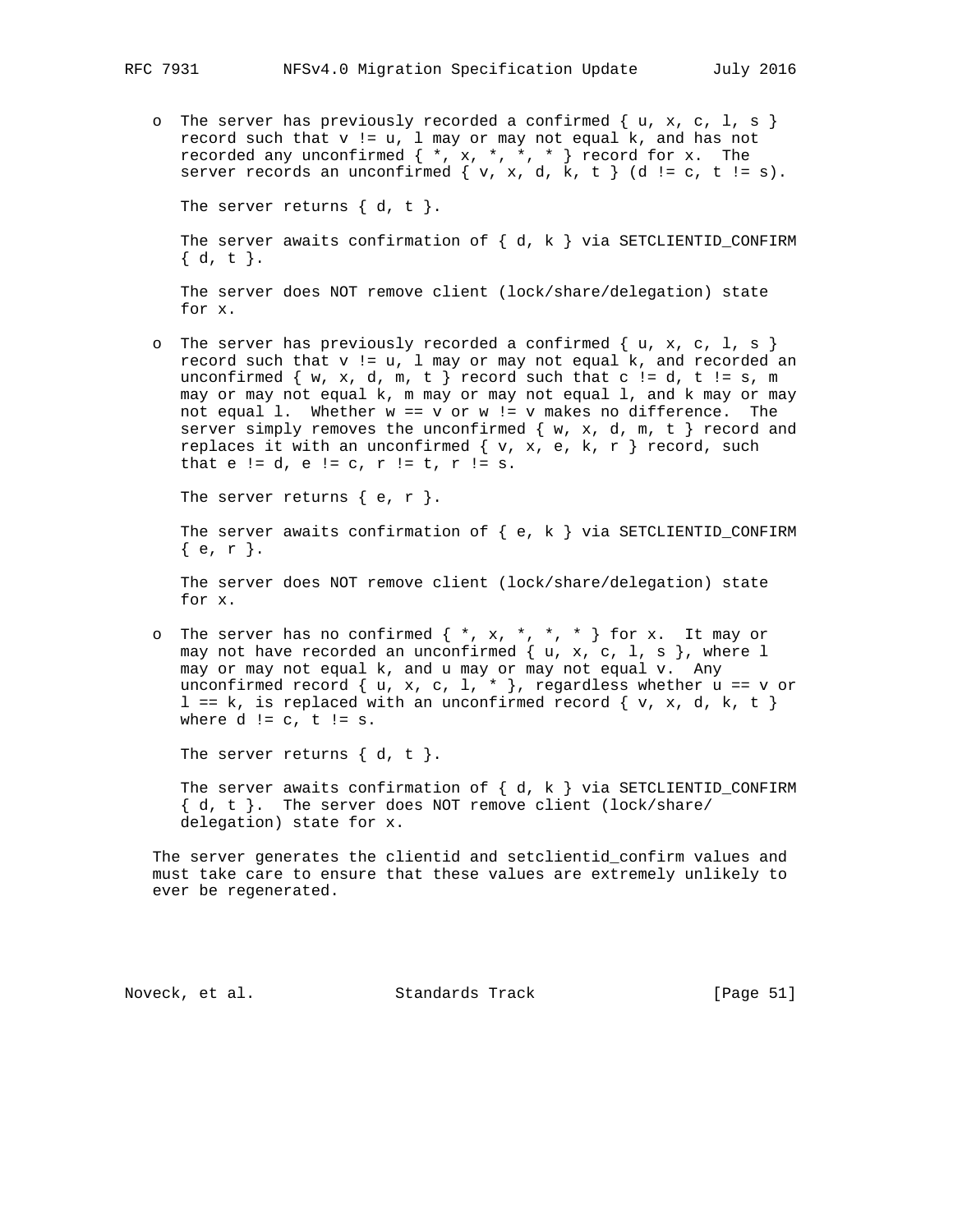- The server has previously recorded a confirmed { u, x, c, l, s } record such that v != u, l may or may not equal k, and has not recorded any unconfirmed { *, x, *, *, * } record for x. The server records an unconfirmed { v, x, d, k, t } (d != c, t != s).

  The server returns { d, t }.

  The server awaits confirmation of { d, k } via SETCLIENTID_CONFIRM { d, t }.

  The server does NOT remove client (lock/share/delegation) state for x.

- The server has previously recorded a confirmed { u, x, c, l, s } record such that v != u, l may or may not equal k, and recorded an unconfirmed { w, x, d, m, t } record such that c != d, t != s, m may or may not equal k, m may or may not equal l, and k may or may not equal l. Whether w == v or w != v makes no difference. The server simply removes the unconfirmed { w, x, d, m, t } record and replaces it with an unconfirmed { v, x, e, k, r } record, such that e != d, e != c, r != t, r != s.

  The server returns { e, r }.

  The server awaits confirmation of { e, k } via SETCLIENTID_CONFIRM { e, r }.

  The server does NOT remove client (lock/share/delegation) state for x.

- The server has no confirmed { *, x, *, *, * } for x. It may or may not have recorded an unconfirmed { u, x, c, l, s }, where l may or may not equal k, and u may or may not equal v. Any unconfirmed record { u, x, c, l, * }, regardless whether u == v or l == k, is replaced with an unconfirmed record { v, x, d, k, t } where d != c, t != s.

  The server returns { d, t }.

  The server awaits confirmation of { d, k } via SETCLIENTID_CONFIRM { d, t }. The server does NOT remove client (lock/share/delegation) state for x.

The server generates the clientid and setclientid_confirm values and must take care to ensure that these values are extremely unlikely to ever be regenerated.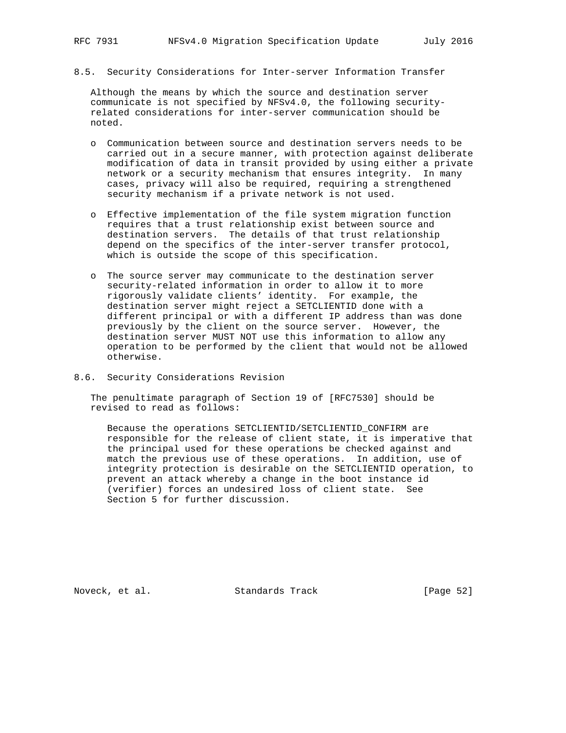### 8.5. Security Considerations for Inter-server Information Transfer

Although the means by which the source and destination server communicate is not specified by NFSv4.0, the following security-related considerations for inter-server communication should be noted.

- Communication between source and destination servers needs to be carried out in a secure manner, with protection against deliberate modification of data in transit provided by using either a private network or a security mechanism that ensures integrity. In many cases, privacy will also be required, requiring a strengthened security mechanism if a private network is not used.

- Effective implementation of the file system migration function requires that a trust relationship exist between source and destination servers. The details of that trust relationship depend on the specifics of the inter-server transfer protocol, which is outside the scope of this specification.

- The source server may communicate to the destination server security-related information in order to allow it to more rigorously validate clients' identity. For example, the destination server might reject a SETCLIENTID done with a different principal or with a different IP address than was done previously by the client on the source server. However, the destination server MUST NOT use this information to allow any operation to be performed by the client that would not be allowed otherwise.

### 8.6. Security Considerations Revision

The penultimate paragraph of Section 19 of [RFC7530] should be revised to read as follows:

> Because the operations SETCLIENTID/SETCLIENTID_CONFIRM are responsible for the release of client state, it is imperative that the principal used for these operations be checked against and match the previous use of these operations. In addition, use of integrity protection is desirable on the SETCLIENTID operation, to prevent an attack whereby a change in the boot instance id (verifier) forces an undesired loss of client state. See Section 5 for further discussion.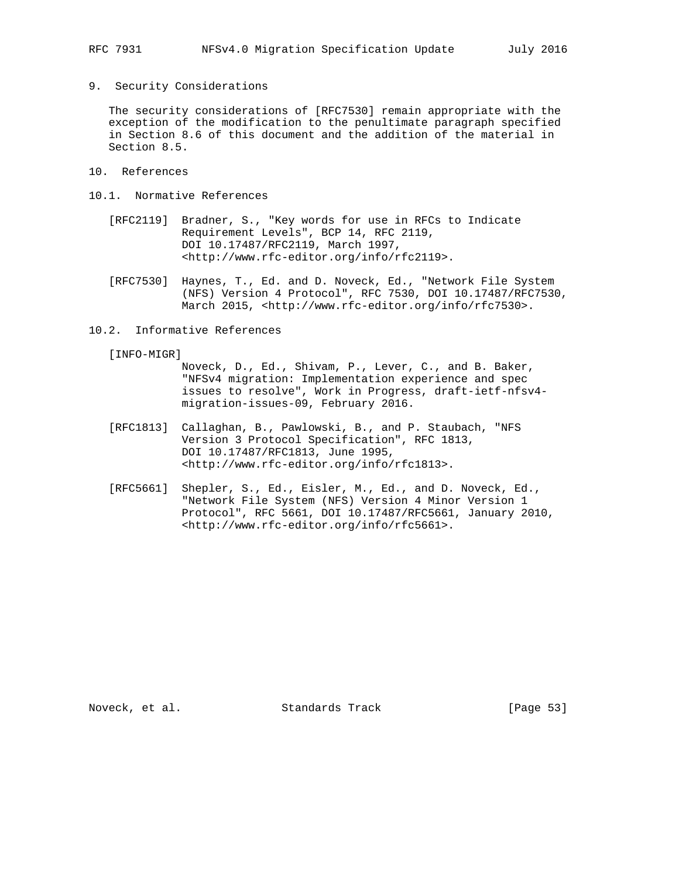## 9. Security Considerations

The security considerations of [RFC7530] remain appropriate with the exception of the modification to the penultimate paragraph specified in Section 8.6 of this document and the addition of the material in Section 8.5.

## 10. References

### 10.1. Normative References

[RFC2119] Bradner, S., "Key words for use in RFCs to Indicate Requirement Levels", BCP 14, RFC 2119, DOI 10.17487/RFC2119, March 1997, <http://www.rfc-editor.org/info/rfc2119>.

[RFC7530] Haynes, T., Ed. and D. Noveck, Ed., "Network File System (NFS) Version 4 Protocol", RFC 7530, DOI 10.17487/RFC7530, March 2015, <http://www.rfc-editor.org/info/rfc7530>.

### 10.2. Informative References

[INFO-MIGR] Noveck, D., Ed., Shivam, P., Lever, C., and B. Baker, "NFSv4 migration: Implementation experience and spec issues to resolve", Work in Progress, draft-ietf-nfsv4-migration-issues-09, February 2016.

[RFC1813] Callaghan, B., Pawlowski, B., and P. Staubach, "NFS Version 3 Protocol Specification", RFC 1813, DOI 10.17487/RFC1813, June 1995, <http://www.rfc-editor.org/info/rfc1813>.

[RFC5661] Shepler, S., Ed., Eisler, M., Ed., and D. Noveck, Ed., "Network File System (NFS) Version 4 Minor Version 1 Protocol", RFC 5661, DOI 10.17487/RFC5661, January 2010, <http://www.rfc-editor.org/info/rfc5661>.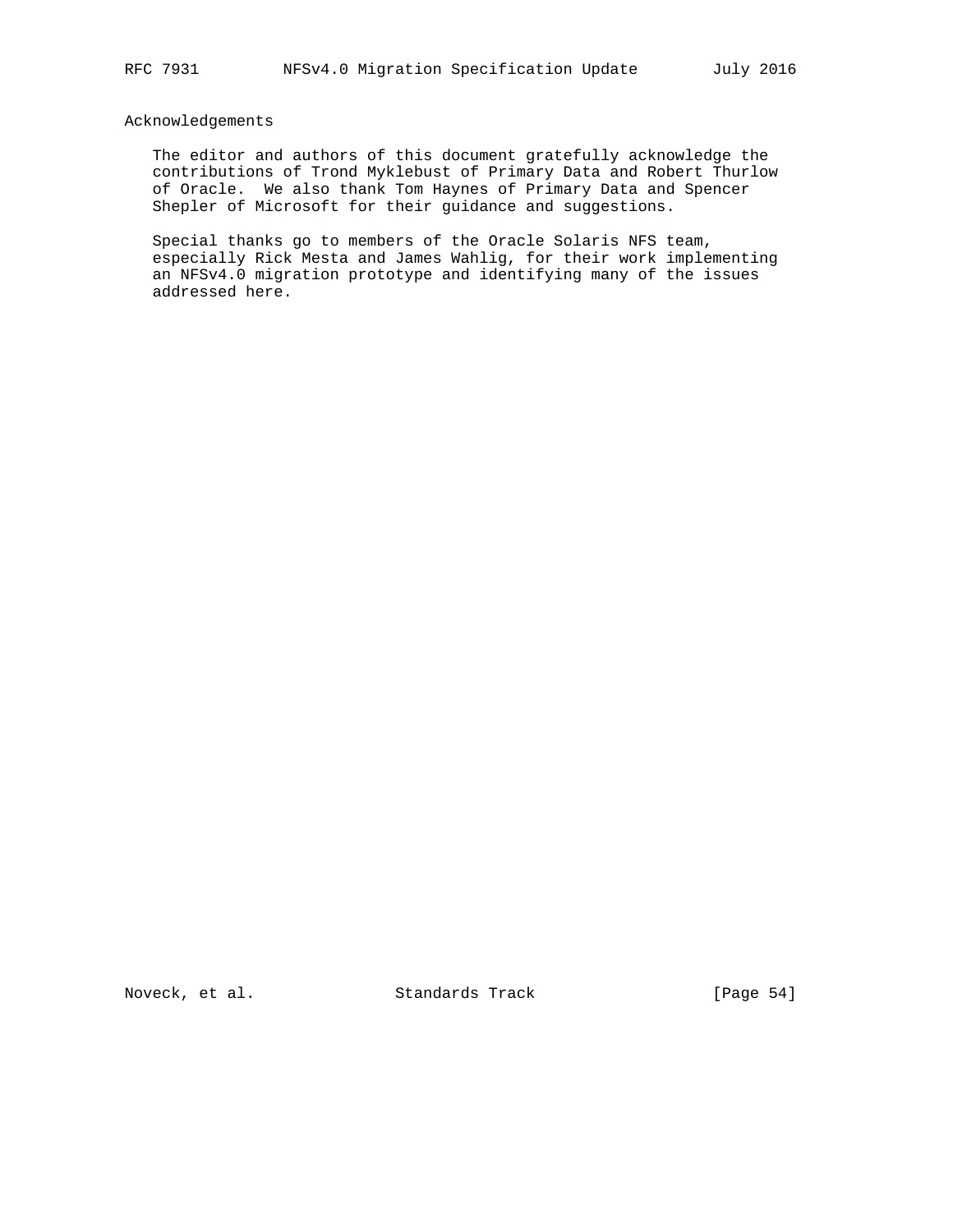## Acknowledgements

The editor and authors of this document gratefully acknowledge the contributions of Trond Myklebust of Primary Data and Robert Thurlow of Oracle. We also thank Tom Haynes of Primary Data and Spencer Shepler of Microsoft for their guidance and suggestions.

Special thanks go to members of the Oracle Solaris NFS team, especially Rick Mesta and James Wahlig, for their work implementing an NFSv4.0 migration prototype and identifying many of the issues addressed here.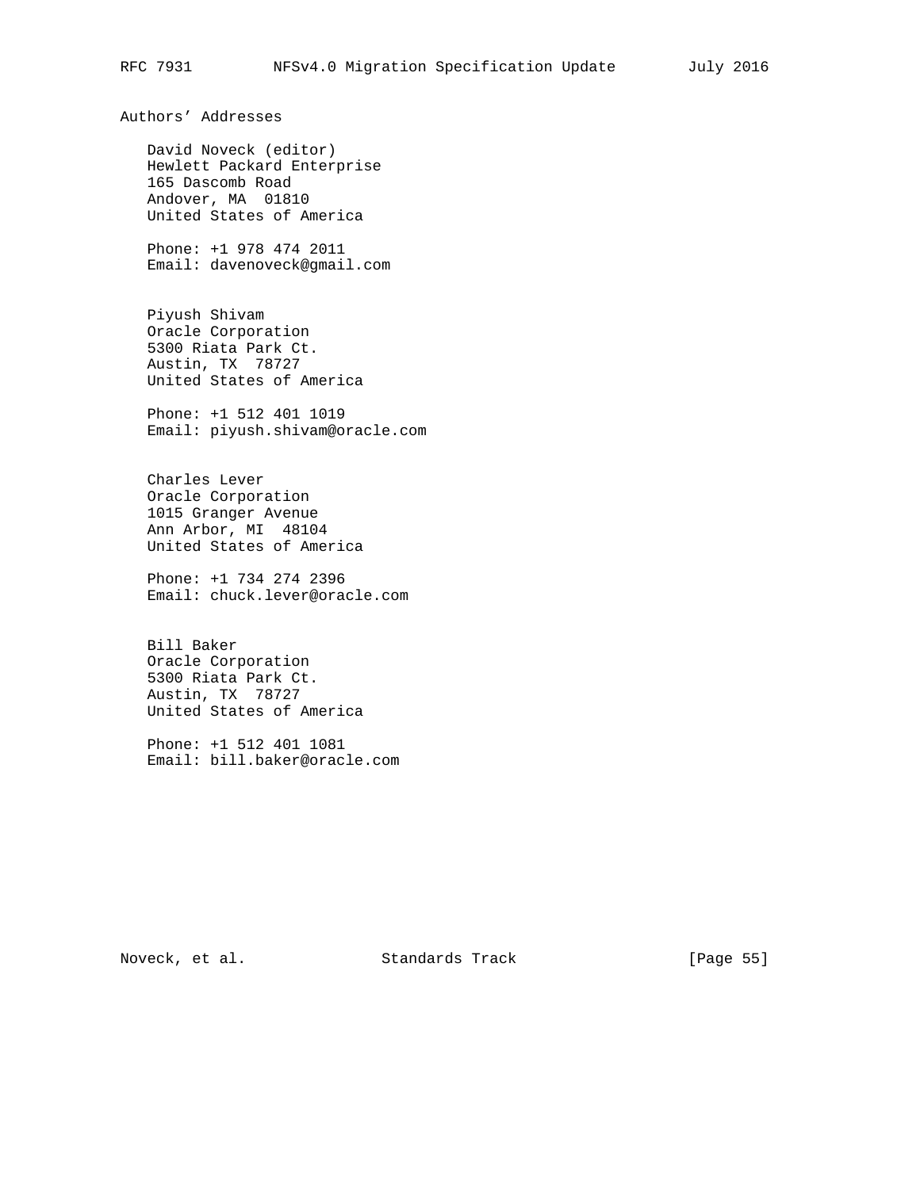# Authors' Addresses

David Noveck (editor)
Hewlett Packard Enterprise
165 Dascomb Road
Andover, MA  01810
United States of America

Phone: +1 978 474 2011
Email: davenoveck@gmail.com

Piyush Shivam
Oracle Corporation
5300 Riata Park Ct.
Austin, TX  78727
United States of America

Phone: +1 512 401 1019
Email: piyush.shivam@oracle.com

Charles Lever
Oracle Corporation
1015 Granger Avenue
Ann Arbor, MI  48104
United States of America

Phone: +1 734 274 2396
Email: chuck.lever@oracle.com

Bill Baker
Oracle Corporation
5300 Riata Park Ct.
Austin, TX  78727
United States of America

Phone: +1 512 401 1081
Email: bill.baker@oracle.com